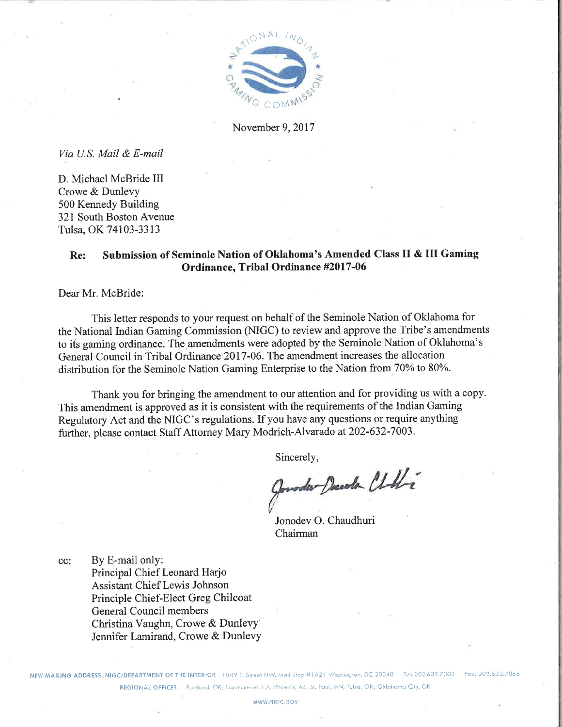November 9, 2017

*Via U.S. Mail & E-mail*

D. Michael McBride III
Crowe & Dunlevy
500 Kennedy Building
321 South Boston Avenue
Tulsa, OK 74103-3313

**Re: Submission of Seminole Nation of Oklahoma's Amended Class II & III Gaming Ordinance, Tribal Ordinance #2017-06**

Dear Mr. McBride:

This letter responds to your request on behalf of the Seminole Nation of Oklahoma for the National Indian Gaming Commission (NIGC) to review and approve the Tribe's amendments to its gaming ordinance. The amendments were adopted by the Seminole Nation of Oklahoma's General Council in Tribal Ordinance 2017-06. The amendment increases the allocation distribution for the Seminole Nation Gaming Enterprise to the Nation from 70% to 80%.

Thank you for bringing the amendment to our attention and for providing us with a copy. This amendment is approved as it is consistent with the requirements of the Indian Gaming Regulatory Act and the NIGC's regulations. If you have any questions or require anything further, please contact Staff Attorney Mary Modrich-Alvarado at 202-632-7003.

Sincerely,

Jonodev O. Chaudhuri
Chairman

cc: By E-mail only:
Principal Chief Leonard Harjo
Assistant Chief Lewis Johnson
Principle Chief-Elect Greg Chilcoat
General Council members
Christina Vaughn, Crowe & Dunlevy
Jennifer Lamirand, Crowe & Dunlevy

NEW MAILING ADDRESS: NIGC/DEPARTMENT OF THE INTERIOR 1849 C Street NW, Mail Stop #1621 Washington, DC 20240 Tel: 202.632.7003 Fax: 202.632.7066
REGIONAL OFFICES Portland, OR; Sacramento, CA; Phoenix, AZ; St. Paul, MN; Tulsa, OK; Oklahoma City, OK
WWW.NIGC.GOV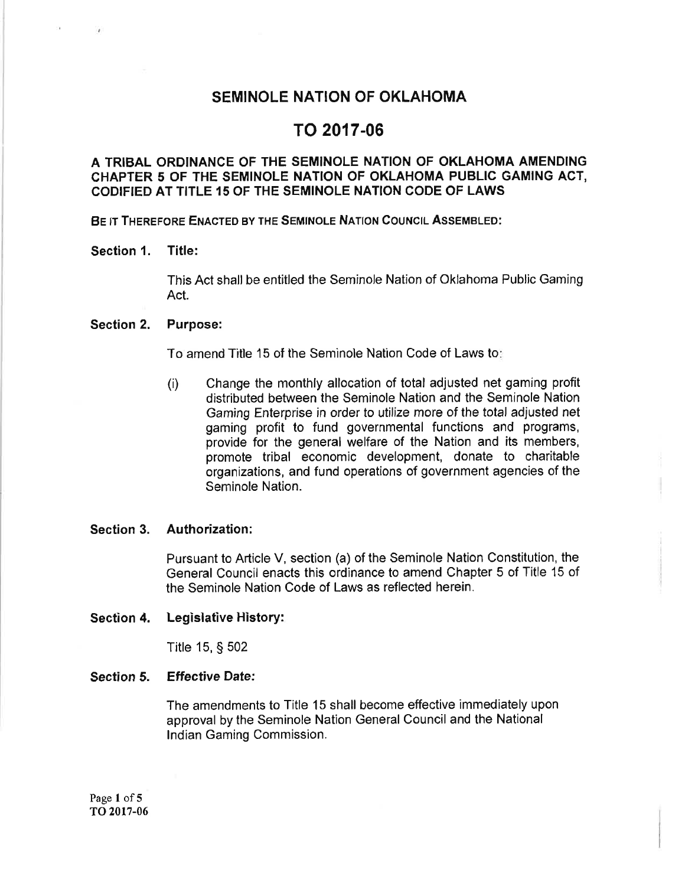# SEMINOLE NATION OF OKLAHOMA

# TO 2017-06

## A TRIBAL ORDINANCE OF THE SEMINOLE NATION OF OKLAHOMA AMENDING CHAPTER 5 OF THE SEMINOLE NATION OF OKLAHOMA PUBLIC GAMING ACT, CODIFIED AT TITLE 15 OF THE SEMINOLE NATION CODE OF LAWS

**BE IT THEREFORE ENACTED BY THE SEMINOLE NATION COUNCIL ASSEMBLED:**

**Section 1. Title:**

This Act shall be entitled the Seminole Nation of Oklahoma Public Gaming Act.

**Section 2. Purpose:**

To amend Title 15 of the Seminole Nation Code of Laws to:

(i) Change the monthly allocation of total adjusted net gaming profit distributed between the Seminole Nation and the Seminole Nation Gaming Enterprise in order to utilize more of the total adjusted net gaming profit to fund governmental functions and programs, provide for the general welfare of the Nation and its members, promote tribal economic development, donate to charitable organizations, and fund operations of government agencies of the Seminole Nation.

**Section 3. Authorization:**

Pursuant to Article V, section (a) of the Seminole Nation Constitution, the General Council enacts this ordinance to amend Chapter 5 of Title 15 of the Seminole Nation Code of Laws as reflected herein.

**Section 4. Legislative History:**

Title 15, § 502

**Section 5. Effective Date:**

The amendments to Title 15 shall become effective immediately upon approval by the Seminole Nation General Council and the National Indian Gaming Commission.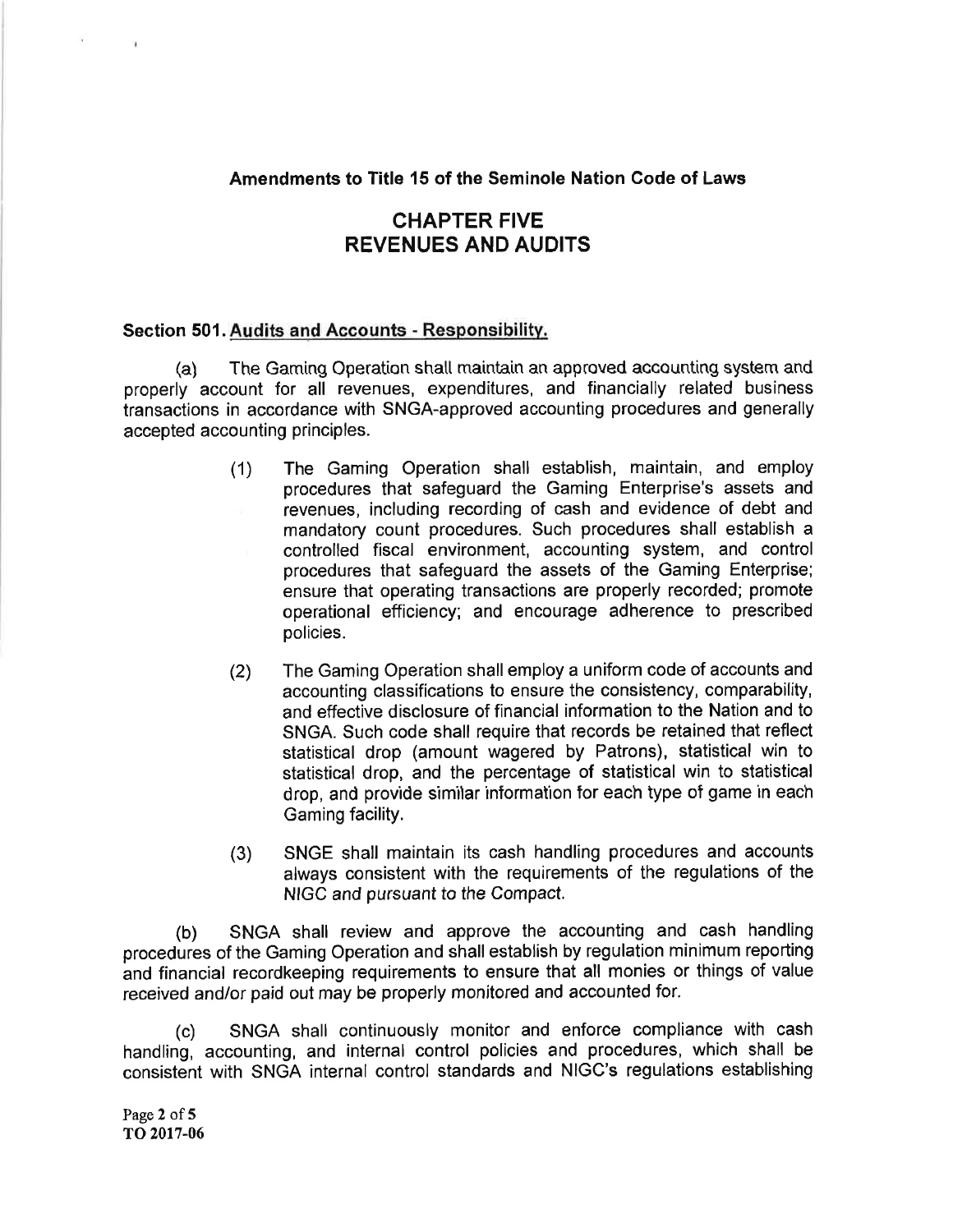**Amendments to Title 15 of the Seminole Nation Code of Laws**

# CHAPTER FIVE
# REVENUES AND AUDITS

**Section 501. Audits and Accounts - Responsibility.**

(a) The Gaming Operation shall maintain an approved accounting system and properly account for all revenues, expenditures, and financially related business transactions in accordance with SNGA-approved accounting procedures and generally accepted accounting principles.

(1) The Gaming Operation shall establish, maintain, and employ procedures that safeguard the Gaming Enterprise's assets and revenues, including recording of cash and evidence of debt and mandatory count procedures. Such procedures shall establish a controlled fiscal environment, accounting system, and control procedures that safeguard the assets of the Gaming Enterprise; ensure that operating transactions are properly recorded; promote operational efficiency; and encourage adherence to prescribed policies.

(2) The Gaming Operation shall employ a uniform code of accounts and accounting classifications to ensure the consistency, comparability, and effective disclosure of financial information to the Nation and to SNGA. Such code shall require that records be retained that reflect statistical drop (amount wagered by Patrons), statistical win to statistical drop, and the percentage of statistical win to statistical drop, and provide similar information for each type of game in each Gaming facility.

(3) SNGE shall maintain its cash handling procedures and accounts always consistent with the requirements of the regulations of the NIGC and pursuant to the Compact.

(b) SNGA shall review and approve the accounting and cash handling procedures of the Gaming Operation and shall establish by regulation minimum reporting and financial recordkeeping requirements to ensure that all monies or things of value received and/or paid out may be properly monitored and accounted for.

(c) SNGA shall continuously monitor and enforce compliance with cash handling, accounting, and internal control policies and procedures, which shall be consistent with SNGA internal control standards and NIGC's regulations establishing

TO 2017-06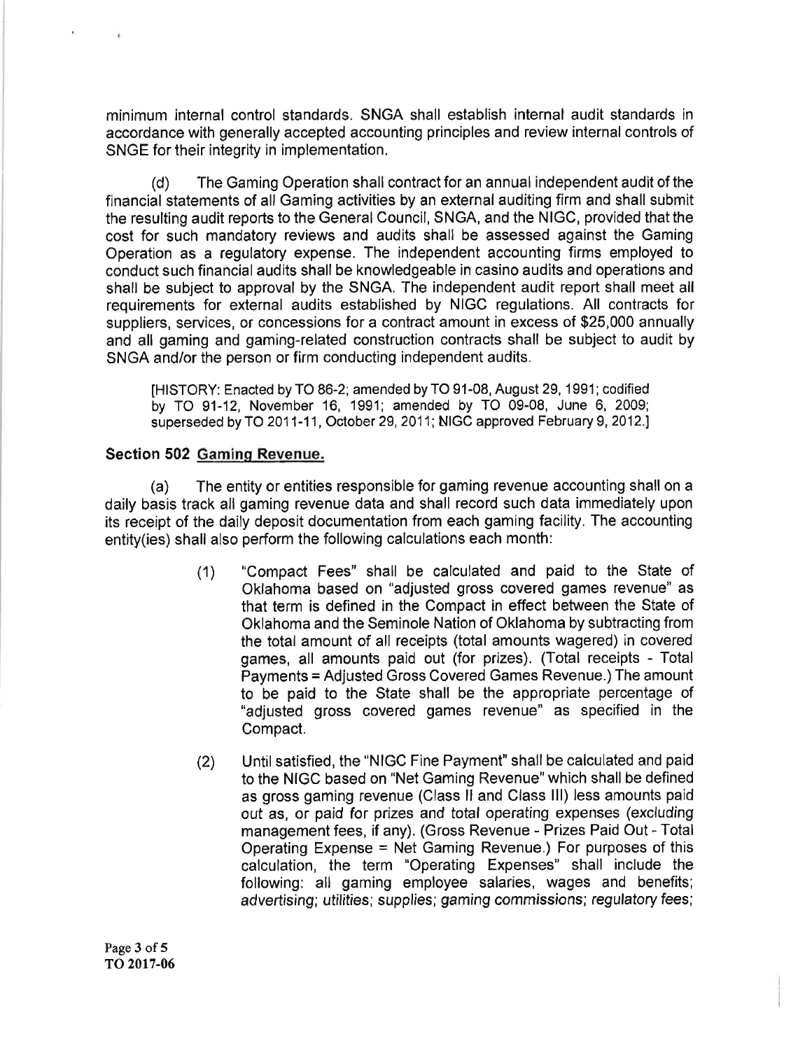minimum internal control standards. SNGA shall establish internal audit standards in accordance with generally accepted accounting principles and review internal controls of SNGE for their integrity in implementation.

(d) The Gaming Operation shall contract for an annual independent audit of the financial statements of all Gaming activities by an external auditing firm and shall submit the resulting audit reports to the General Council, SNGA, and the NIGC, provided that the cost for such mandatory reviews and audits shall be assessed against the Gaming Operation as a regulatory expense. The independent accounting firms employed to conduct such financial audits shall be knowledgeable in casino audits and operations and shall be subject to approval by the SNGA. The independent audit report shall meet all requirements for external audits established by NIGC regulations. All contracts for suppliers, services, or concessions for a contract amount in excess of $25,000 annually and all gaming and gaming-related construction contracts shall be subject to audit by SNGA and/or the person or firm conducting independent audits.

[HISTORY: Enacted by TO 86-2; amended by TO 91-08, August 29, 1991; codified by TO 91-12, November 16, 1991; amended by TO 09-08, June 6, 2009; superseded by TO 2011-11, October 29, 2011; NIGC approved February 9, 2012.]

### Section 502 Gaming Revenue.

(a) The entity or entities responsible for gaming revenue accounting shall on a daily basis track all gaming revenue data and shall record such data immediately upon its receipt of the daily deposit documentation from each gaming facility. The accounting entity(ies) shall also perform the following calculations each month:

(1) "Compact Fees" shall be calculated and paid to the State of Oklahoma based on "adjusted gross covered games revenue" as that term is defined in the Compact in effect between the State of Oklahoma and the Seminole Nation of Oklahoma by subtracting from the total amount of all receipts (total amounts wagered) in covered games, all amounts paid out (for prizes). (Total receipts - Total Payments = Adjusted Gross Covered Games Revenue.) The amount to be paid to the State shall be the appropriate percentage of "adjusted gross covered games revenue" as specified in the Compact.

(2) Until satisfied, the "NIGC Fine Payment" shall be calculated and paid to the NIGC based on "Net Gaming Revenue" which shall be defined as gross gaming revenue (Class II and Class III) less amounts paid out as, or paid for prizes and total operating expenses (excluding management fees, if any). (Gross Revenue - Prizes Paid Out - Total Operating Expense = Net Gaming Revenue.) For purposes of this calculation, the term "Operating Expenses" shall include the following: all gaming employee salaries, wages and benefits; *advertising; utilities; supplies; gaming commissions; regulatory fees;*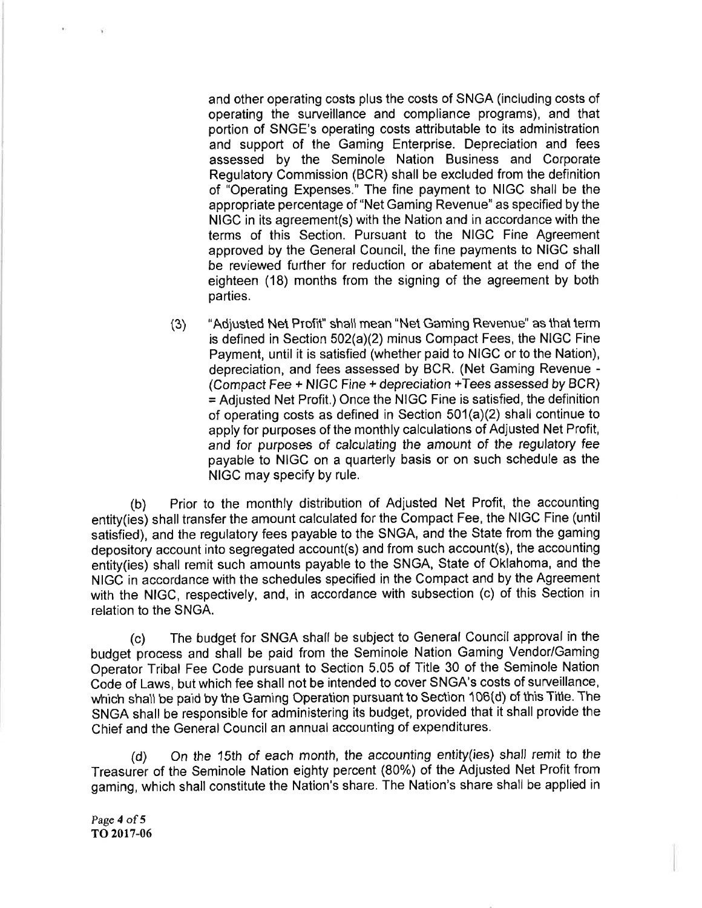and other operating costs plus the costs of SNGA (including costs of operating the surveillance and compliance programs), and that portion of SNGE's operating costs attributable to its administration and support of the Gaming Enterprise. Depreciation and fees assessed by the Seminole Nation Business and Corporate Regulatory Commission (BCR) shall be excluded from the definition of "Operating Expenses." The fine payment to NIGC shall be the appropriate percentage of "Net Gaming Revenue" as specified by the NIGC in its agreement(s) with the Nation and in accordance with the terms of this Section. Pursuant to the NIGC Fine Agreement approved by the General Council, the fine payments to NIGC shall be reviewed further for reduction or abatement at the end of the eighteen (18) months from the signing of the agreement by both parties.

(3) "Adjusted Net Profit" shall mean "Net Gaming Revenue" as that term is defined in Section 502(a)(2) minus Compact Fees, the NIGC Fine Payment, until it is satisfied (whether paid to NIGC or to the Nation), depreciation, and fees assessed by BCR. (Net Gaming Revenue - (Compact Fee + NIGC Fine + depreciation +fees assessed by BCR) = Adjusted Net Profit.) Once the NIGC Fine is satisfied, the definition of operating costs as defined in Section 501(a)(2) shall continue to apply for purposes of the monthly calculations of Adjusted Net Profit, and for purposes of calculating the amount of the regulatory fee payable to NIGC on a quarterly basis or on such schedule as the NIGC may specify by rule.

(b) Prior to the monthly distribution of Adjusted Net Profit, the accounting entity(ies) shall transfer the amount calculated for the Compact Fee, the NIGC Fine (until satisfied), and the regulatory fees payable to the SNGA, and the State from the gaming depository account into segregated account(s) and from such account(s), the accounting entity(ies) shall remit such amounts payable to the SNGA, State of Oklahoma, and the NIGC in accordance with the schedules specified in the Compact and by the Agreement with the NIGC, respectively, and, in accordance with subsection (c) of this Section in relation to the SNGA.

(c) The budget for SNGA shall be subject to General Council approval in the budget process and shall be paid from the Seminole Nation Gaming Vendor/Gaming Operator Tribal Fee Code pursuant to Section 5.05 of Title 30 of the Seminole Nation Code of Laws, but which fee shall not be intended to cover SNGA's costs of surveillance, which shall be paid by the Gaming Operation pursuant to Section 106(d) of this Title. The SNGA shall be responsible for administering its budget, provided that it shall provide the Chief and the General Council an annual accounting of expenditures.

(d) On the 15th of each month, the accounting entity(ies) shall remit to the Treasurer of the Seminole Nation eighty percent (80%) of the Adjusted Net Profit from gaming, which shall constitute the Nation's share. The Nation's share shall be applied in

TO 2017-06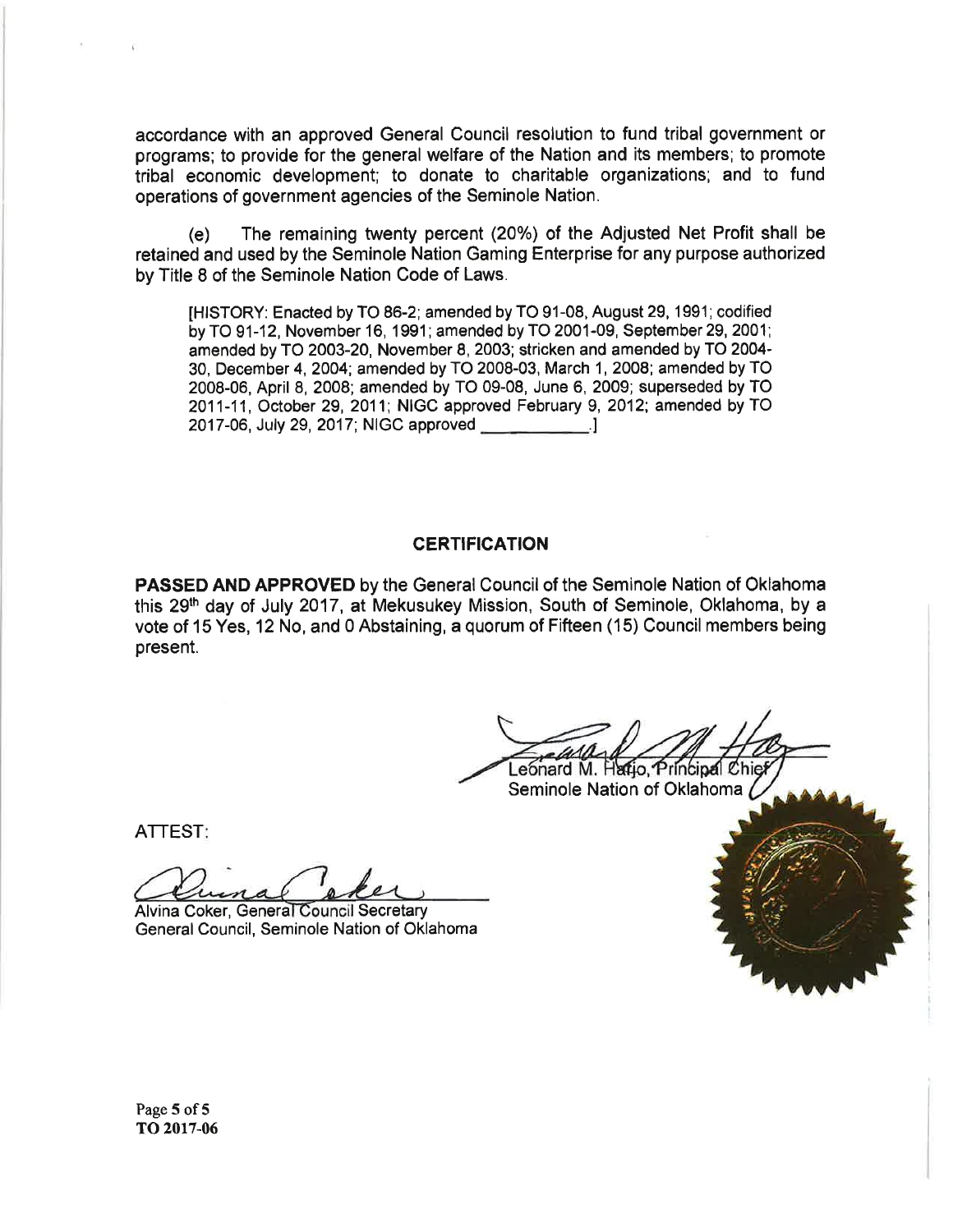accordance with an approved General Council resolution to fund tribal government or programs; to provide for the general welfare of the Nation and its members; to promote tribal economic development; to donate to charitable organizations; and to fund operations of government agencies of the Seminole Nation.

(e) The remaining twenty percent (20%) of the Adjusted Net Profit shall be retained and used by the Seminole Nation Gaming Enterprise for any purpose authorized by Title 8 of the Seminole Nation Code of Laws.

> [HISTORY: Enacted by TO 86-2; amended by TO 91-08, August 29, 1991; codified by TO 91-12, November 16, 1991; amended by TO 2001-09, September 29, 2001; amended by TO 2003-20, November 8, 2003; stricken and amended by TO 2004-30, December 4, 2004; amended by TO 2008-03, March 1, 2008; amended by TO 2008-06, April 8, 2008; amended by TO 09-08, June 6, 2009; superseded by TO 2011-11, October 29, 2011; NIGC approved February 9, 2012; amended by TO 2017-06, July 29, 2017; NIGC approved ___________.]

## CERTIFICATION

**PASSED AND APPROVED** by the General Council of the Seminole Nation of Oklahoma this 29th day of July 2017, at Mekusukey Mission, South of Seminole, Oklahoma, by a vote of 15 Yes, 12 No, and 0 Abstaining, a quorum of Fifteen (15) Council members being present.

Leonard M. Harjo, Principal Chief
Seminole Nation of Oklahoma

ATTEST:

Alvina Coker, General Council Secretary
General Council, Seminole Nation of Oklahoma

TO 2017-06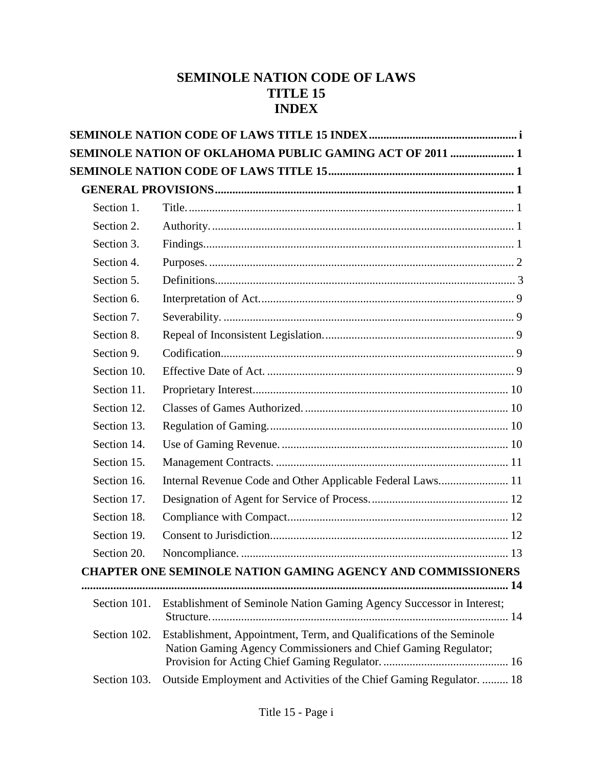# SEMINOLE NATION CODE OF LAWS
# TITLE 15
# INDEX

**SEMINOLE NATION CODE OF LAWS TITLE 15 INDEX** .......... i

**SEMINOLE NATION OF OKLAHOMA PUBLIC GAMING ACT OF 2011** .......... 1

**SEMINOLE NATION CODE OF LAWS TITLE 15** .......... 1

**GENERAL PROVISIONS** .......... 1

| | | |
|---|---|---|
| Section 1. | Title. | 1 |
| Section 2. | Authority. | 1 |
| Section 3. | Findings. | 1 |
| Section 4. | Purposes. | 2 |
| Section 5. | Definitions. | 3 |
| Section 6. | Interpretation of Act. | 9 |
| Section 7. | Severability. | 9 |
| Section 8. | Repeal of Inconsistent Legislation. | 9 |
| Section 9. | Codification. | 9 |
| Section 10. | Effective Date of Act. | 9 |
| Section 11. | Proprietary Interest. | 10 |
| Section 12. | Classes of Games Authorized. | 10 |
| Section 13. | Regulation of Gaming. | 10 |
| Section 14. | Use of Gaming Revenue. | 10 |
| Section 15. | Management Contracts. | 11 |
| Section 16. | Internal Revenue Code and Other Applicable Federal Laws. | 11 |
| Section 17. | Designation of Agent for Service of Process. | 12 |
| Section 18. | Compliance with Compact. | 12 |
| Section 19. | Consent to Jurisdiction. | 12 |
| Section 20. | Noncompliance. | 13 |

**CHAPTER ONE SEMINOLE NATION GAMING AGENCY AND COMMISSIONERS** .......... 14

| | | |
|---|---|---|
| Section 101. | Establishment of Seminole Nation Gaming Agency Successor in Interest; Structure. | 14 |
| Section 102. | Establishment, Appointment, Term, and Qualifications of the Seminole Nation Gaming Agency Commissioners and Chief Gaming Regulator; Provision for Acting Chief Gaming Regulator. | 16 |
| Section 103. | Outside Employment and Activities of the Chief Gaming Regulator. | 18 |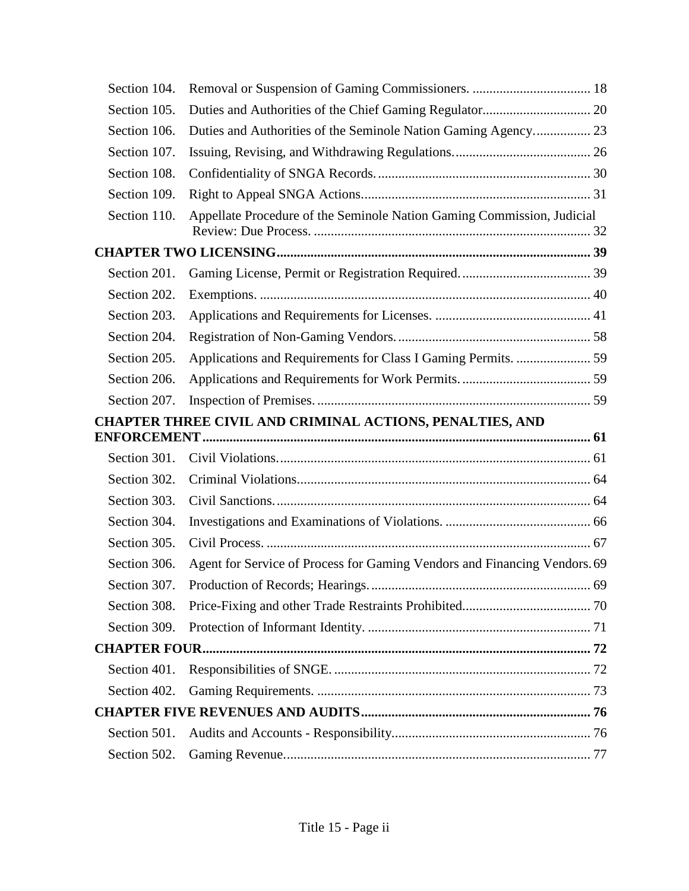| | | |
|---|---|---|
| Section 104. | Removal or Suspension of Gaming Commissioners. | 18 |
| Section 105. | Duties and Authorities of the Chief Gaming Regulator | 20 |
| Section 106. | Duties and Authorities of the Seminole Nation Gaming Agency. | 23 |
| Section 107. | Issuing, Revising, and Withdrawing Regulations. | 26 |
| Section 108. | Confidentiality of SNGA Records. | 30 |
| Section 109. | Right to Appeal SNGA Actions | 31 |
| Section 110. | Appellate Procedure of the Seminole Nation Gaming Commission, Judicial Review: Due Process. | 32 |
| **CHAPTER TWO LICENSING** | | **39** |
| Section 201. | Gaming License, Permit or Registration Required. | 39 |
| Section 202. | Exemptions. | 40 |
| Section 203. | Applications and Requirements for Licenses. | 41 |
| Section 204. | Registration of Non-Gaming Vendors. | 58 |
| Section 205. | Applications and Requirements for Class I Gaming Permits. | 59 |
| Section 206. | Applications and Requirements for Work Permits. | 59 |
| Section 207. | Inspection of Premises. | 59 |
| **CHAPTER THREE CIVIL AND CRIMINAL ACTIONS, PENALTIES, AND ENFORCEMENT** | | **61** |
| Section 301. | Civil Violations. | 61 |
| Section 302. | Criminal Violations | 64 |
| Section 303. | Civil Sanctions. | 64 |
| Section 304. | Investigations and Examinations of Violations. | 66 |
| Section 305. | Civil Process. | 67 |
| Section 306. | Agent for Service of Process for Gaming Vendors and Financing Vendors. | 69 |
| Section 307. | Production of Records; Hearings. | 69 |
| Section 308. | Price-Fixing and other Trade Restraints Prohibited. | 70 |
| Section 309. | Protection of Informant Identity. | 71 |
| **CHAPTER FOUR** | | **72** |
| Section 401. | Responsibilities of SNGE. | 72 |
| Section 402. | Gaming Requirements. | 73 |
| **CHAPTER FIVE REVENUES AND AUDITS** | | **76** |
| Section 501. | Audits and Accounts - Responsibility. | 76 |
| Section 502. | Gaming Revenue. | 77 |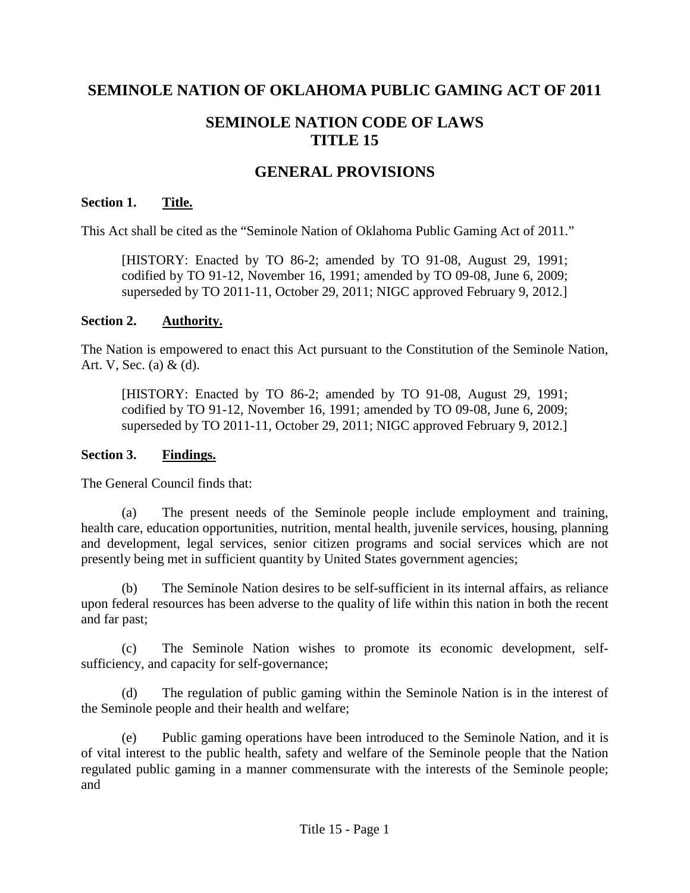# SEMINOLE NATION OF OKLAHOMA PUBLIC GAMING ACT OF 2011

## SEMINOLE NATION CODE OF LAWS
## TITLE 15

## GENERAL PROVISIONS

**Section 1. Title.**

This Act shall be cited as the "Seminole Nation of Oklahoma Public Gaming Act of 2011."

> [HISTORY: Enacted by TO 86-2; amended by TO 91-08, August 29, 1991; codified by TO 91-12, November 16, 1991; amended by TO 09-08, June 6, 2009; superseded by TO 2011-11, October 29, 2011; NIGC approved February 9, 2012.]

**Section 2. Authority.**

The Nation is empowered to enact this Act pursuant to the Constitution of the Seminole Nation, Art. V, Sec. (a) & (d).

> [HISTORY: Enacted by TO 86-2; amended by TO 91-08, August 29, 1991; codified by TO 91-12, November 16, 1991; amended by TO 09-08, June 6, 2009; superseded by TO 2011-11, October 29, 2011; NIGC approved February 9, 2012.]

**Section 3. Findings.**

The General Council finds that:

(a) The present needs of the Seminole people include employment and training, health care, education opportunities, nutrition, mental health, juvenile services, housing, planning and development, legal services, senior citizen programs and social services which are not presently being met in sufficient quantity by United States government agencies;

(b) The Seminole Nation desires to be self-sufficient in its internal affairs, as reliance upon federal resources has been adverse to the quality of life within this nation in both the recent and far past;

(c) The Seminole Nation wishes to promote its economic development, self-sufficiency, and capacity for self-governance;

(d) The regulation of public gaming within the Seminole Nation is in the interest of the Seminole people and their health and welfare;

(e) Public gaming operations have been introduced to the Seminole Nation, and it is of vital interest to the public health, safety and welfare of the Seminole people that the Nation regulated public gaming in a manner commensurate with the interests of the Seminole people; and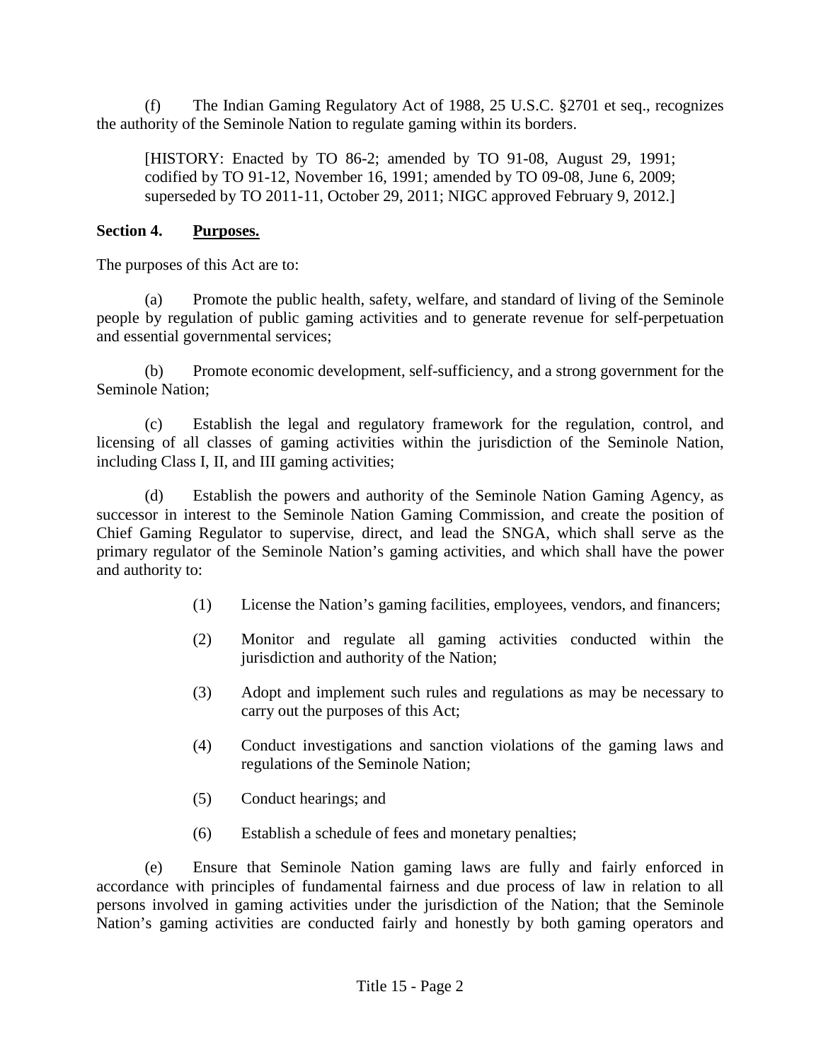(f) The Indian Gaming Regulatory Act of 1988, 25 U.S.C. §2701 et seq., recognizes the authority of the Seminole Nation to regulate gaming within its borders.

[HISTORY: Enacted by TO 86-2; amended by TO 91-08, August 29, 1991; codified by TO 91-12, November 16, 1991; amended by TO 09-08, June 6, 2009; superseded by TO 2011-11, October 29, 2011; NIGC approved February 9, 2012.]

**Section 4. Purposes.**

The purposes of this Act are to:

(a) Promote the public health, safety, welfare, and standard of living of the Seminole people by regulation of public gaming activities and to generate revenue for self-perpetuation and essential governmental services;

(b) Promote economic development, self-sufficiency, and a strong government for the Seminole Nation;

(c) Establish the legal and regulatory framework for the regulation, control, and licensing of all classes of gaming activities within the jurisdiction of the Seminole Nation, including Class I, II, and III gaming activities;

(d) Establish the powers and authority of the Seminole Nation Gaming Agency, as successor in interest to the Seminole Nation Gaming Commission, and create the position of Chief Gaming Regulator to supervise, direct, and lead the SNGA, which shall serve as the primary regulator of the Seminole Nation's gaming activities, and which shall have the power and authority to:

(1) License the Nation's gaming facilities, employees, vendors, and financers;

(2) Monitor and regulate all gaming activities conducted within the jurisdiction and authority of the Nation;

(3) Adopt and implement such rules and regulations as may be necessary to carry out the purposes of this Act;

(4) Conduct investigations and sanction violations of the gaming laws and regulations of the Seminole Nation;

(5) Conduct hearings; and

(6) Establish a schedule of fees and monetary penalties;

(e) Ensure that Seminole Nation gaming laws are fully and fairly enforced in accordance with principles of fundamental fairness and due process of law in relation to all persons involved in gaming activities under the jurisdiction of the Nation; that the Seminole Nation's gaming activities are conducted fairly and honestly by both gaming operators and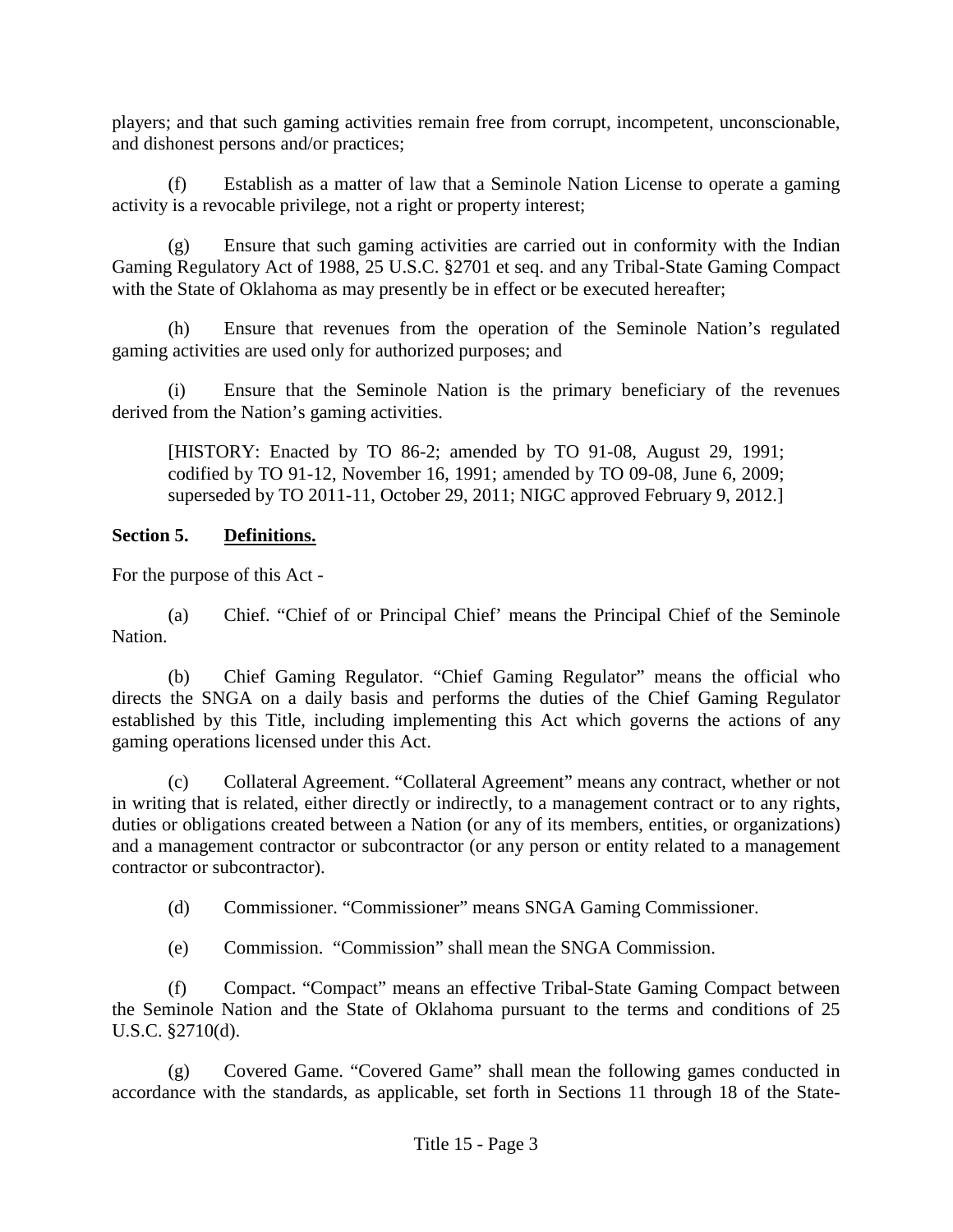players; and that such gaming activities remain free from corrupt, incompetent, unconscionable, and dishonest persons and/or practices;

(f) Establish as a matter of law that a Seminole Nation License to operate a gaming activity is a revocable privilege, not a right or property interest;

(g) Ensure that such gaming activities are carried out in conformity with the Indian Gaming Regulatory Act of 1988, 25 U.S.C. §2701 et seq. and any Tribal-State Gaming Compact with the State of Oklahoma as may presently be in effect or be executed hereafter;

(h) Ensure that revenues from the operation of the Seminole Nation's regulated gaming activities are used only for authorized purposes; and

(i) Ensure that the Seminole Nation is the primary beneficiary of the revenues derived from the Nation's gaming activities.

[HISTORY: Enacted by TO 86-2; amended by TO 91-08, August 29, 1991; codified by TO 91-12, November 16, 1991; amended by TO 09-08, June 6, 2009; superseded by TO 2011-11, October 29, 2011; NIGC approved February 9, 2012.]

**Section 5. <u>Definitions.</u>**

For the purpose of this Act -

(a) Chief. "Chief of or Principal Chief' means the Principal Chief of the Seminole Nation.

(b) Chief Gaming Regulator. "Chief Gaming Regulator" means the official who directs the SNGA on a daily basis and performs the duties of the Chief Gaming Regulator established by this Title, including implementing this Act which governs the actions of any gaming operations licensed under this Act.

(c) Collateral Agreement. "Collateral Agreement" means any contract, whether or not in writing that is related, either directly or indirectly, to a management contract or to any rights, duties or obligations created between a Nation (or any of its members, entities, or organizations) and a management contractor or subcontractor (or any person or entity related to a management contractor or subcontractor).

(d) Commissioner. "Commissioner" means SNGA Gaming Commissioner.

(e) Commission. "Commission" shall mean the SNGA Commission.

(f) Compact. "Compact" means an effective Tribal-State Gaming Compact between the Seminole Nation and the State of Oklahoma pursuant to the terms and conditions of 25 U.S.C. §2710(d).

(g) Covered Game. "Covered Game" shall mean the following games conducted in accordance with the standards, as applicable, set forth in Sections 11 through 18 of the State-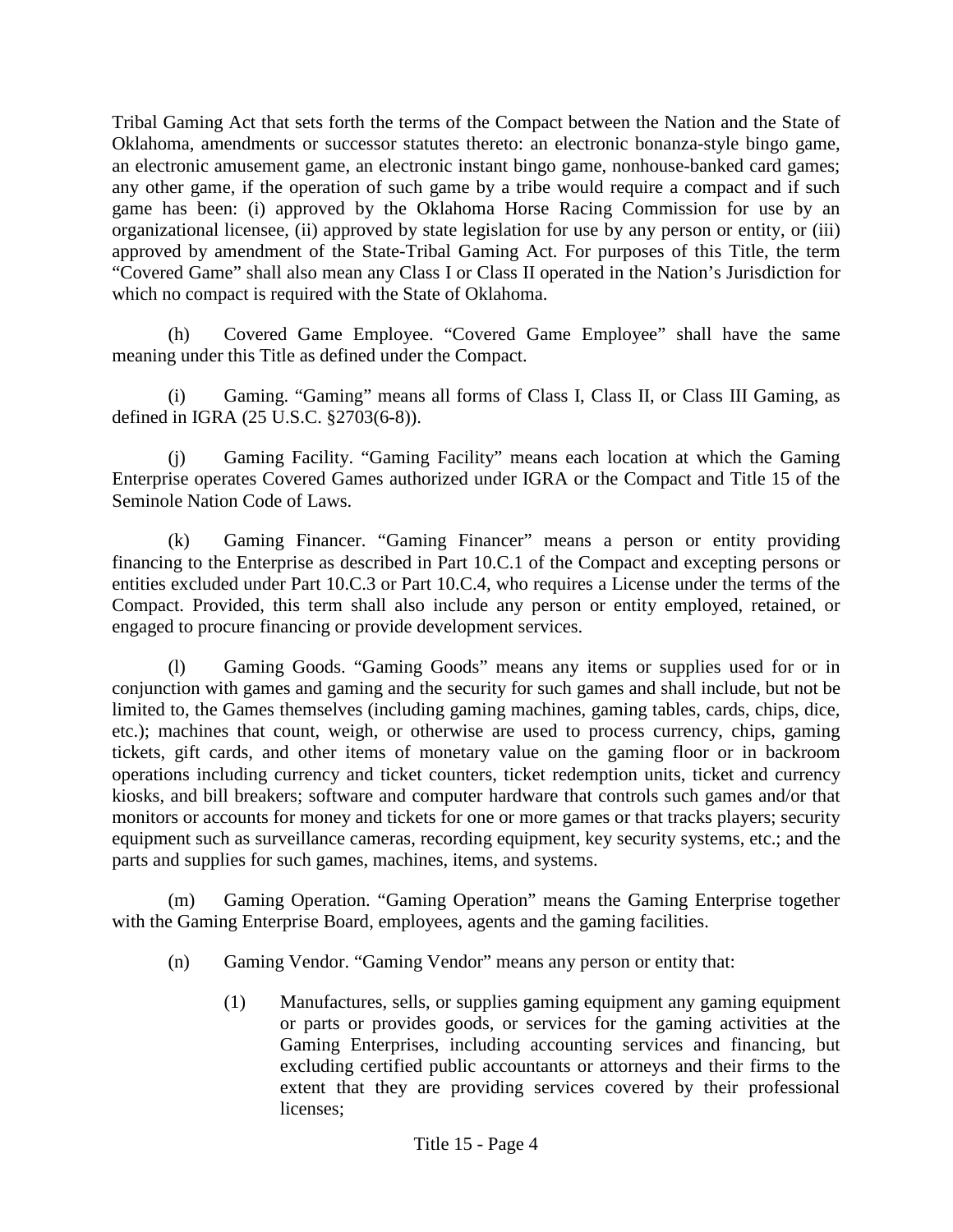Tribal Gaming Act that sets forth the terms of the Compact between the Nation and the State of Oklahoma, amendments or successor statutes thereto: an electronic bonanza-style bingo game, an electronic amusement game, an electronic instant bingo game, nonhouse-banked card games; any other game, if the operation of such game by a tribe would require a compact and if such game has been: (i) approved by the Oklahoma Horse Racing Commission for use by an organizational licensee, (ii) approved by state legislation for use by any person or entity, or (iii) approved by amendment of the State-Tribal Gaming Act. For purposes of this Title, the term "Covered Game" shall also mean any Class I or Class II operated in the Nation's Jurisdiction for which no compact is required with the State of Oklahoma.

(h) Covered Game Employee. "Covered Game Employee" shall have the same meaning under this Title as defined under the Compact.

(i) Gaming. "Gaming" means all forms of Class I, Class II, or Class III Gaming, as defined in IGRA (25 U.S.C. §2703(6-8)).

(j) Gaming Facility. "Gaming Facility" means each location at which the Gaming Enterprise operates Covered Games authorized under IGRA or the Compact and Title 15 of the Seminole Nation Code of Laws.

(k) Gaming Financer. "Gaming Financer" means a person or entity providing financing to the Enterprise as described in Part 10.C.1 of the Compact and excepting persons or entities excluded under Part 10.C.3 or Part 10.C.4, who requires a License under the terms of the Compact. Provided, this term shall also include any person or entity employed, retained, or engaged to procure financing or provide development services.

(l) Gaming Goods. "Gaming Goods" means any items or supplies used for or in conjunction with games and gaming and the security for such games and shall include, but not be limited to, the Games themselves (including gaming machines, gaming tables, cards, chips, dice, etc.); machines that count, weigh, or otherwise are used to process currency, chips, gaming tickets, gift cards, and other items of monetary value on the gaming floor or in backroom operations including currency and ticket counters, ticket redemption units, ticket and currency kiosks, and bill breakers; software and computer hardware that controls such games and/or that monitors or accounts for money and tickets for one or more games or that tracks players; security equipment such as surveillance cameras, recording equipment, key security systems, etc.; and the parts and supplies for such games, machines, items, and systems.

(m) Gaming Operation. "Gaming Operation" means the Gaming Enterprise together with the Gaming Enterprise Board, employees, agents and the gaming facilities.

(n) Gaming Vendor. "Gaming Vendor" means any person or entity that:

(1) Manufactures, sells, or supplies gaming equipment any gaming equipment or parts or provides goods, or services for the gaming activities at the Gaming Enterprises, including accounting services and financing, but excluding certified public accountants or attorneys and their firms to the extent that they are providing services covered by their professional licenses;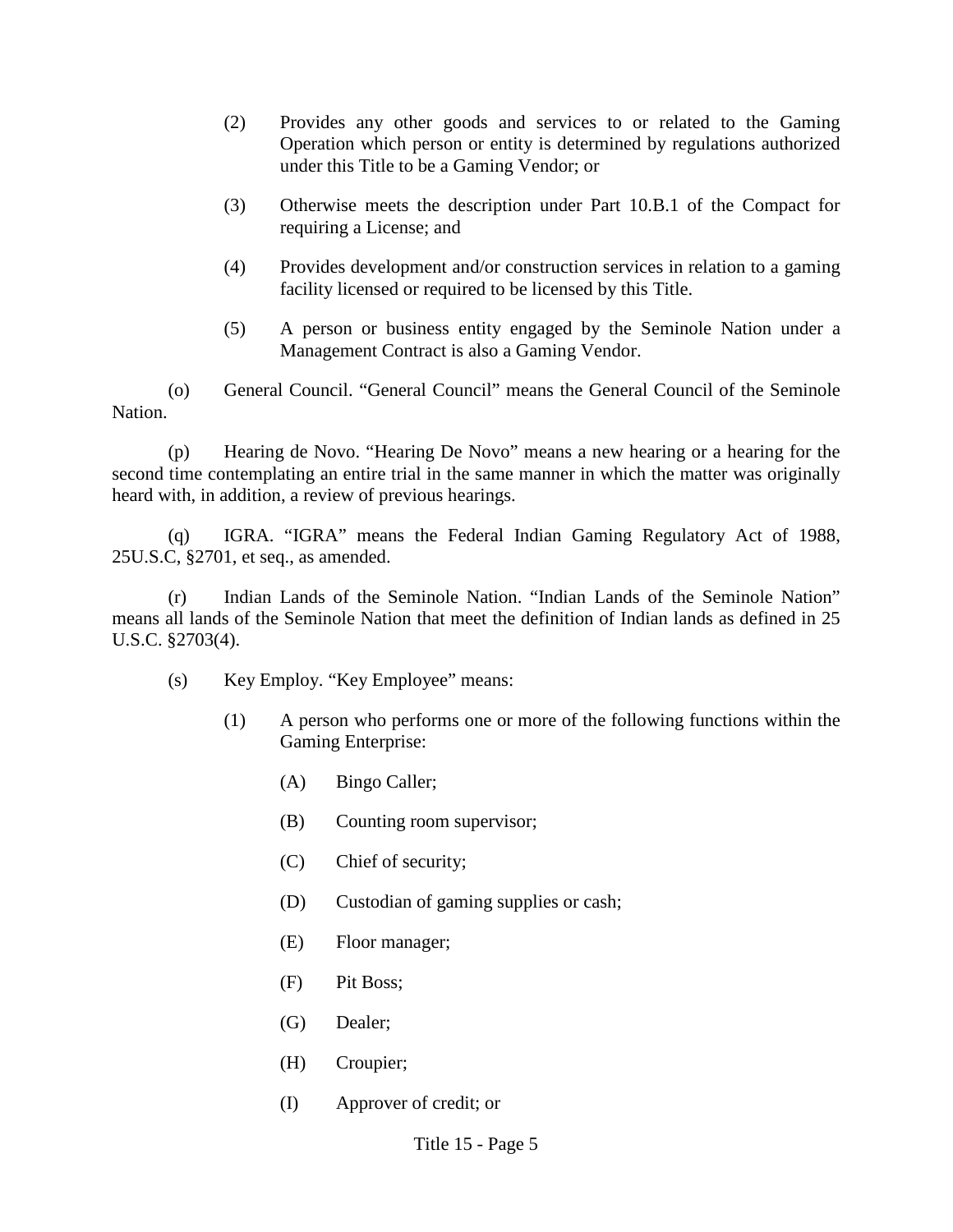(2) Provides any other goods and services to or related to the Gaming Operation which person or entity is determined by regulations authorized under this Title to be a Gaming Vendor; or

(3) Otherwise meets the description under Part 10.B.1 of the Compact for requiring a License; and

(4) Provides development and/or construction services in relation to a gaming facility licensed or required to be licensed by this Title.

(5) A person or business entity engaged by the Seminole Nation under a Management Contract is also a Gaming Vendor.

(o) General Council. "General Council" means the General Council of the Seminole Nation.

(p) Hearing de Novo. "Hearing De Novo" means a new hearing or a hearing for the second time contemplating an entire trial in the same manner in which the matter was originally heard with, in addition, a review of previous hearings.

(q) IGRA. "IGRA" means the Federal Indian Gaming Regulatory Act of 1988, 25U.S.C, §2701, et seq., as amended.

(r) Indian Lands of the Seminole Nation. "Indian Lands of the Seminole Nation" means all lands of the Seminole Nation that meet the definition of Indian lands as defined in 25 U.S.C. §2703(4).

(s) Key Employ. "Key Employee" means:

(1) A person who performs one or more of the following functions within the Gaming Enterprise:

(A) Bingo Caller;

(B) Counting room supervisor;

(C) Chief of security;

(D) Custodian of gaming supplies or cash;

(E) Floor manager;

(F) Pit Boss;

(G) Dealer;

(H) Croupier;

(I) Approver of credit; or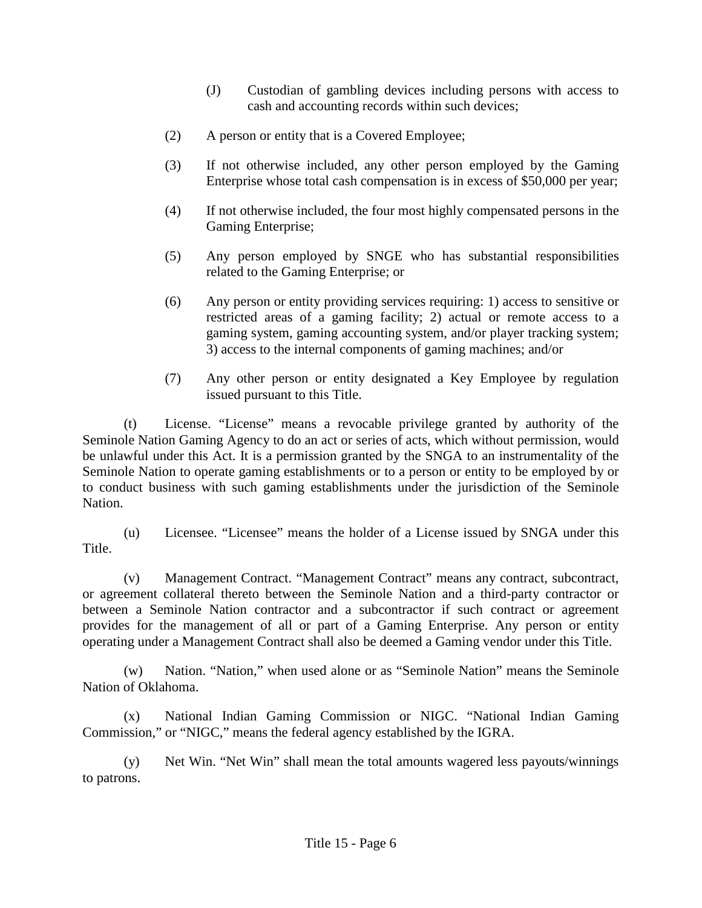(J) Custodian of gambling devices including persons with access to cash and accounting records within such devices;

(2) A person or entity that is a Covered Employee;

(3) If not otherwise included, any other person employed by the Gaming Enterprise whose total cash compensation is in excess of $50,000 per year;

(4) If not otherwise included, the four most highly compensated persons in the Gaming Enterprise;

(5) Any person employed by SNGE who has substantial responsibilities related to the Gaming Enterprise; or

(6) Any person or entity providing services requiring: 1) access to sensitive or restricted areas of a gaming facility; 2) actual or remote access to a gaming system, gaming accounting system, and/or player tracking system; 3) access to the internal components of gaming machines; and/or

(7) Any other person or entity designated a Key Employee by regulation issued pursuant to this Title.

(t) License. "License" means a revocable privilege granted by authority of the Seminole Nation Gaming Agency to do an act or series of acts, which without permission, would be unlawful under this Act. It is a permission granted by the SNGA to an instrumentality of the Seminole Nation to operate gaming establishments or to a person or entity to be employed by or to conduct business with such gaming establishments under the jurisdiction of the Seminole Nation.

(u) Licensee. "Licensee" means the holder of a License issued by SNGA under this Title.

(v) Management Contract. "Management Contract" means any contract, subcontract, or agreement collateral thereto between the Seminole Nation and a third-party contractor or between a Seminole Nation contractor and a subcontractor if such contract or agreement provides for the management of all or part of a Gaming Enterprise. Any person or entity operating under a Management Contract shall also be deemed a Gaming vendor under this Title.

(w) Nation. "Nation," when used alone or as "Seminole Nation" means the Seminole Nation of Oklahoma.

(x) National Indian Gaming Commission or NIGC. "National Indian Gaming Commission," or "NIGC," means the federal agency established by the IGRA.

(y) Net Win. "Net Win" shall mean the total amounts wagered less payouts/winnings to patrons.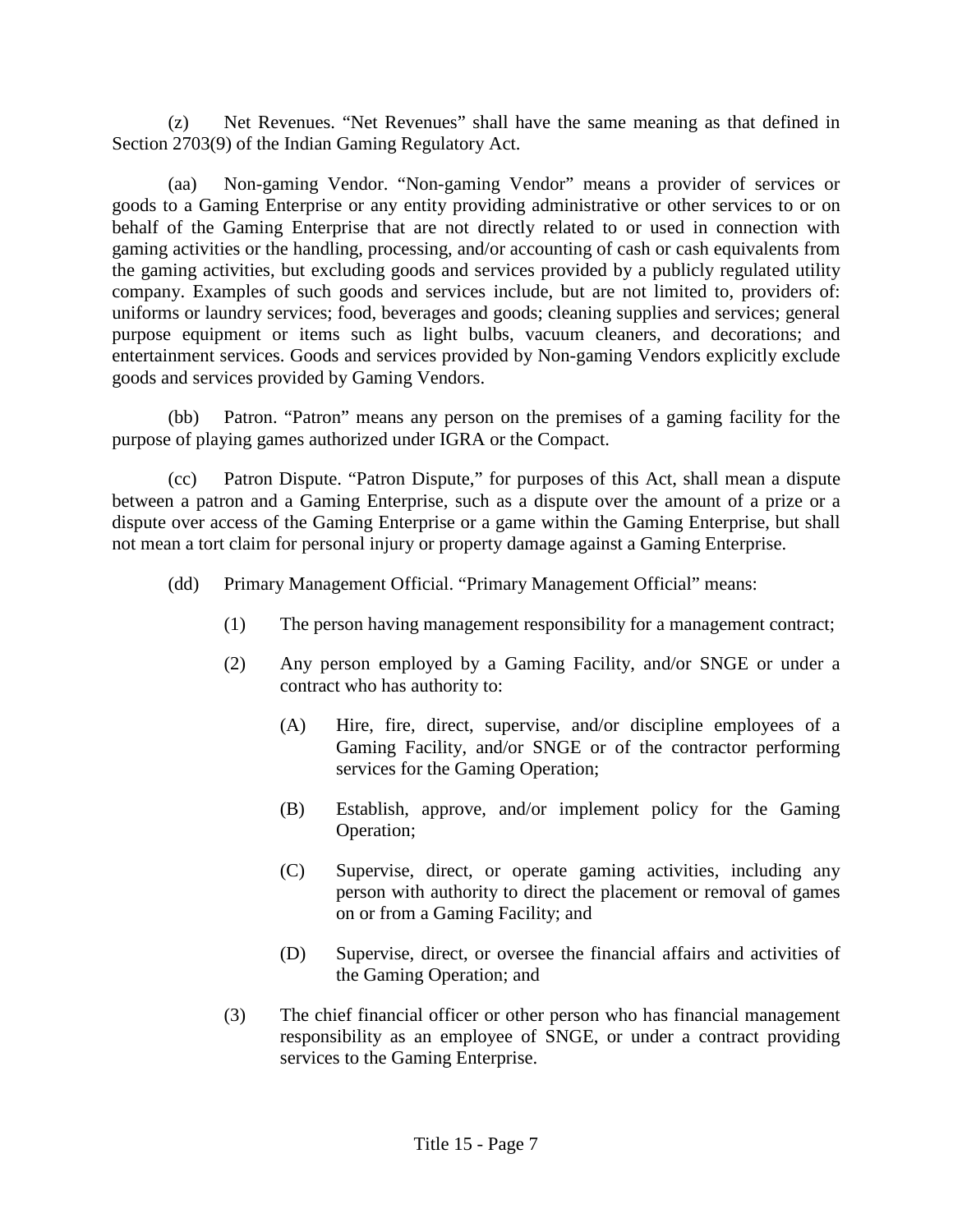(z) Net Revenues. “Net Revenues” shall have the same meaning as that defined in Section 2703(9) of the Indian Gaming Regulatory Act.

(aa) Non-gaming Vendor. “Non-gaming Vendor” means a provider of services or goods to a Gaming Enterprise or any entity providing administrative or other services to or on behalf of the Gaming Enterprise that are not directly related to or used in connection with gaming activities or the handling, processing, and/or accounting of cash or cash equivalents from the gaming activities, but excluding goods and services provided by a publicly regulated utility company. Examples of such goods and services include, but are not limited to, providers of: uniforms or laundry services; food, beverages and goods; cleaning supplies and services; general purpose equipment or items such as light bulbs, vacuum cleaners, and decorations; and entertainment services. Goods and services provided by Non-gaming Vendors explicitly exclude goods and services provided by Gaming Vendors.

(bb) Patron. “Patron” means any person on the premises of a gaming facility for the purpose of playing games authorized under IGRA or the Compact.

(cc) Patron Dispute. “Patron Dispute,” for purposes of this Act, shall mean a dispute between a patron and a Gaming Enterprise, such as a dispute over the amount of a prize or a dispute over access of the Gaming Enterprise or a game within the Gaming Enterprise, but shall not mean a tort claim for personal injury or property damage against a Gaming Enterprise.

(dd) Primary Management Official. “Primary Management Official” means:

(1) The person having management responsibility for a management contract;

(2) Any person employed by a Gaming Facility, and/or SNGE or under a contract who has authority to:

(A) Hire, fire, direct, supervise, and/or discipline employees of a Gaming Facility, and/or SNGE or of the contractor performing services for the Gaming Operation;

(B) Establish, approve, and/or implement policy for the Gaming Operation;

(C) Supervise, direct, or operate gaming activities, including any person with authority to direct the placement or removal of games on or from a Gaming Facility; and

(D) Supervise, direct, or oversee the financial affairs and activities of the Gaming Operation; and

(3) The chief financial officer or other person who has financial management responsibility as an employee of SNGE, or under a contract providing services to the Gaming Enterprise.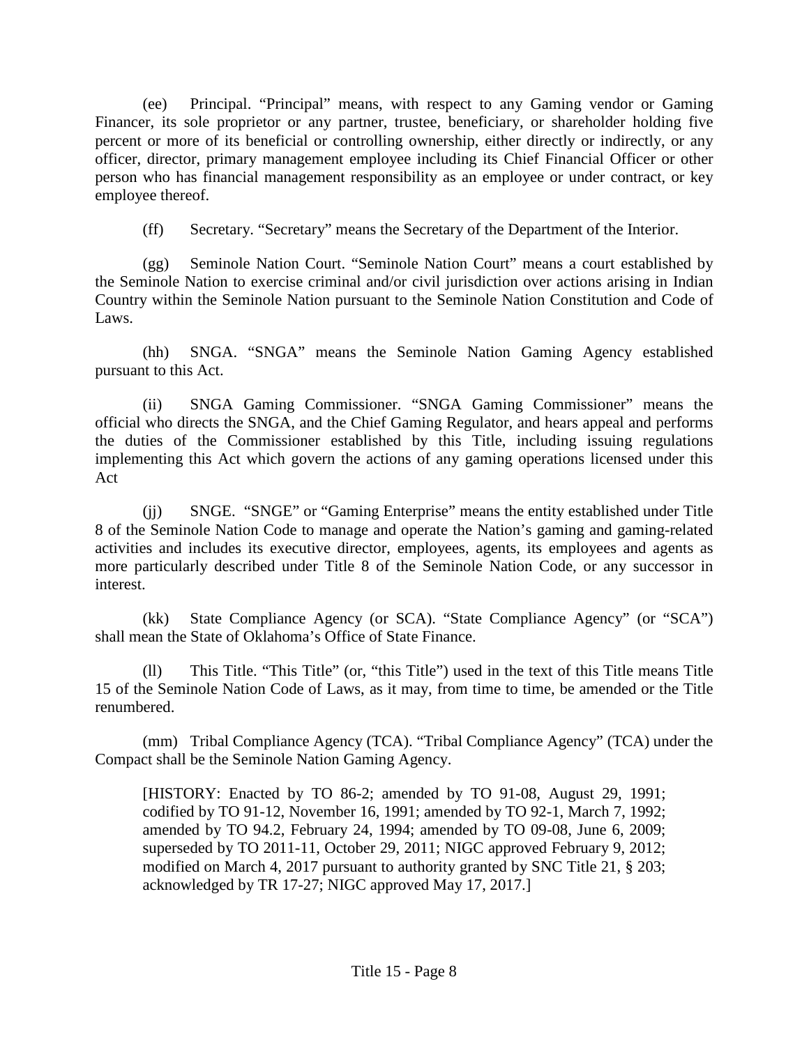(ee) Principal. "Principal" means, with respect to any Gaming vendor or Gaming Financer, its sole proprietor or any partner, trustee, beneficiary, or shareholder holding five percent or more of its beneficial or controlling ownership, either directly or indirectly, or any officer, director, primary management employee including its Chief Financial Officer or other person who has financial management responsibility as an employee or under contract, or key employee thereof.

(ff) Secretary. "Secretary" means the Secretary of the Department of the Interior.

(gg) Seminole Nation Court. "Seminole Nation Court" means a court established by the Seminole Nation to exercise criminal and/or civil jurisdiction over actions arising in Indian Country within the Seminole Nation pursuant to the Seminole Nation Constitution and Code of Laws.

(hh) SNGA. "SNGA" means the Seminole Nation Gaming Agency established pursuant to this Act.

(ii) SNGA Gaming Commissioner. "SNGA Gaming Commissioner" means the official who directs the SNGA, and the Chief Gaming Regulator, and hears appeal and performs the duties of the Commissioner established by this Title, including issuing regulations implementing this Act which govern the actions of any gaming operations licensed under this Act

(jj) SNGE. "SNGE" or "Gaming Enterprise" means the entity established under Title 8 of the Seminole Nation Code to manage and operate the Nation's gaming and gaming-related activities and includes its executive director, employees, agents, its employees and agents as more particularly described under Title 8 of the Seminole Nation Code, or any successor in interest.

(kk) State Compliance Agency (or SCA). "State Compliance Agency" (or "SCA") shall mean the State of Oklahoma's Office of State Finance.

(ll) This Title. "This Title" (or, "this Title") used in the text of this Title means Title 15 of the Seminole Nation Code of Laws, as it may, from time to time, be amended or the Title renumbered.

(mm) Tribal Compliance Agency (TCA). "Tribal Compliance Agency" (TCA) under the Compact shall be the Seminole Nation Gaming Agency.

> [HISTORY: Enacted by TO 86-2; amended by TO 91-08, August 29, 1991; codified by TO 91-12, November 16, 1991; amended by TO 92-1, March 7, 1992; amended by TO 94.2, February 24, 1994; amended by TO 09-08, June 6, 2009; superseded by TO 2011-11, October 29, 2011; NIGC approved February 9, 2012; modified on March 4, 2017 pursuant to authority granted by SNC Title 21, § 203; acknowledged by TR 17-27; NIGC approved May 17, 2017.]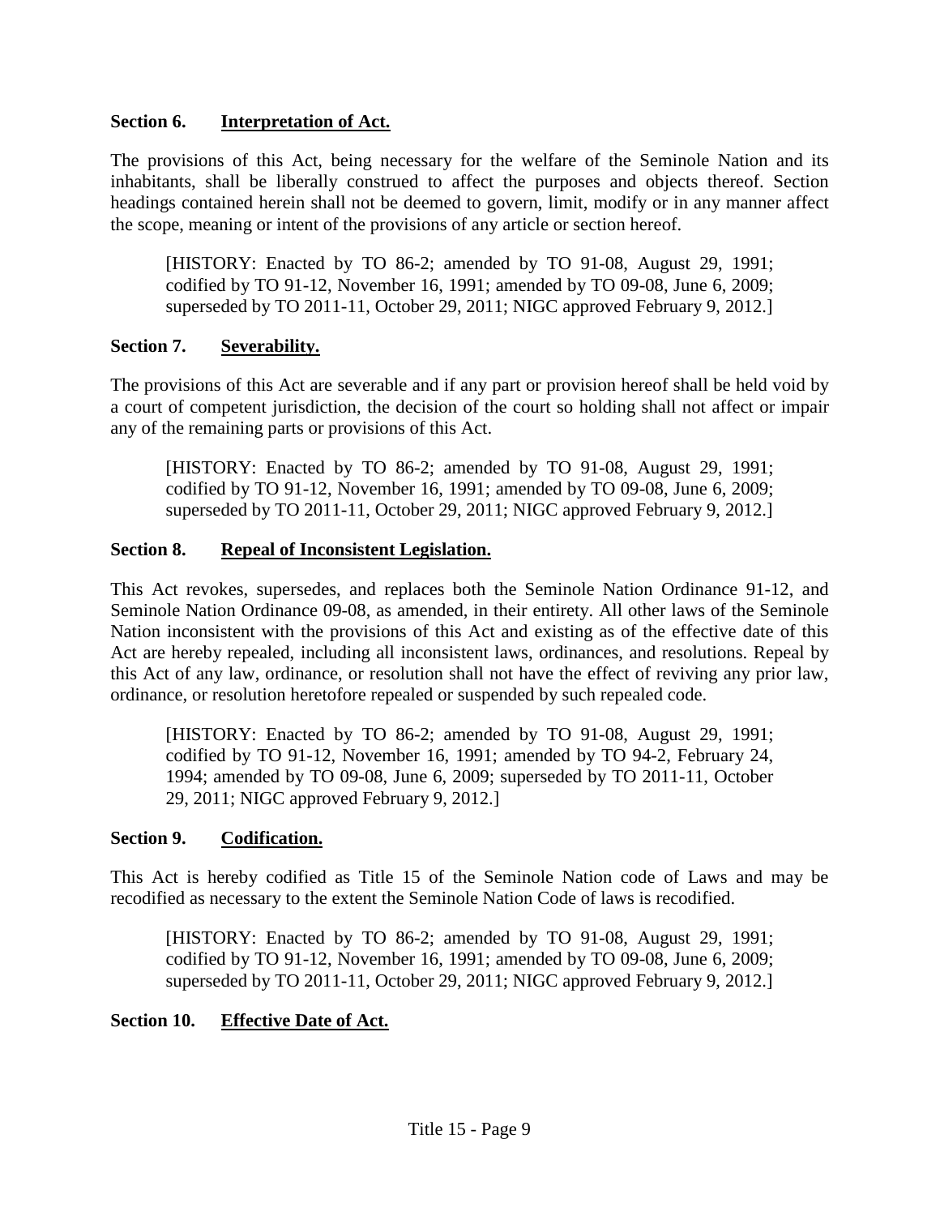### Section 6. Interpretation of Act.

The provisions of this Act, being necessary for the welfare of the Seminole Nation and its inhabitants, shall be liberally construed to affect the purposes and objects thereof. Section headings contained herein shall not be deemed to govern, limit, modify or in any manner affect the scope, meaning or intent of the provisions of any article or section hereof.

> [HISTORY: Enacted by TO 86-2; amended by TO 91-08, August 29, 1991; codified by TO 91-12, November 16, 1991; amended by TO 09-08, June 6, 2009; superseded by TO 2011-11, October 29, 2011; NIGC approved February 9, 2012.]

### Section 7. Severability.

The provisions of this Act are severable and if any part or provision hereof shall be held void by a court of competent jurisdiction, the decision of the court so holding shall not affect or impair any of the remaining parts or provisions of this Act.

> [HISTORY: Enacted by TO 86-2; amended by TO 91-08, August 29, 1991; codified by TO 91-12, November 16, 1991; amended by TO 09-08, June 6, 2009; superseded by TO 2011-11, October 29, 2011; NIGC approved February 9, 2012.]

### Section 8. Repeal of Inconsistent Legislation.

This Act revokes, supersedes, and replaces both the Seminole Nation Ordinance 91-12, and Seminole Nation Ordinance 09-08, as amended, in their entirety. All other laws of the Seminole Nation inconsistent with the provisions of this Act and existing as of the effective date of this Act are hereby repealed, including all inconsistent laws, ordinances, and resolutions. Repeal by this Act of any law, ordinance, or resolution shall not have the effect of reviving any prior law, ordinance, or resolution heretofore repealed or suspended by such repealed code.

> [HISTORY: Enacted by TO 86-2; amended by TO 91-08, August 29, 1991; codified by TO 91-12, November 16, 1991; amended by TO 94-2, February 24, 1994; amended by TO 09-08, June 6, 2009; superseded by TO 2011-11, October 29, 2011; NIGC approved February 9, 2012.]

### Section 9. Codification.

This Act is hereby codified as Title 15 of the Seminole Nation code of Laws and may be recodified as necessary to the extent the Seminole Nation Code of laws is recodified.

> [HISTORY: Enacted by TO 86-2; amended by TO 91-08, August 29, 1991; codified by TO 91-12, November 16, 1991; amended by TO 09-08, June 6, 2009; superseded by TO 2011-11, October 29, 2011; NIGC approved February 9, 2012.]

### Section 10. Effective Date of Act.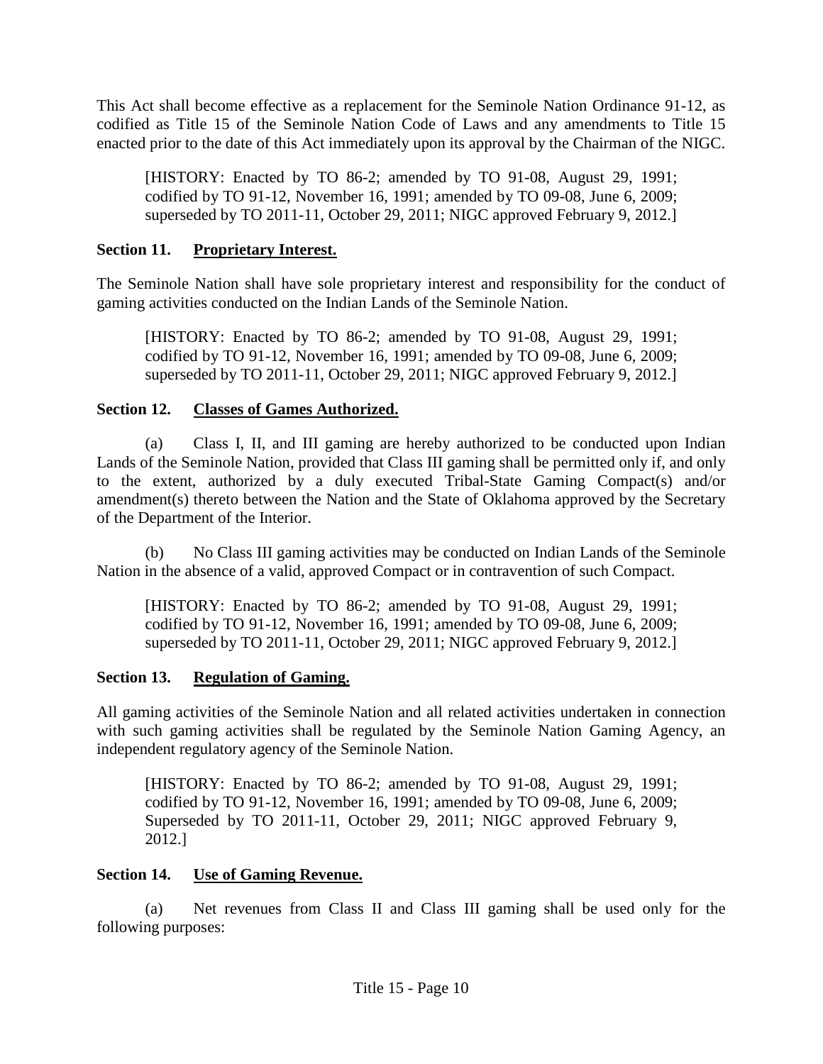This Act shall become effective as a replacement for the Seminole Nation Ordinance 91-12, as codified as Title 15 of the Seminole Nation Code of Laws and any amendments to Title 15 enacted prior to the date of this Act immediately upon its approval by the Chairman of the NIGC.

> [HISTORY: Enacted by TO 86-2; amended by TO 91-08, August 29, 1991; codified by TO 91-12, November 16, 1991; amended by TO 09-08, June 6, 2009; superseded by TO 2011-11, October 29, 2011; NIGC approved February 9, 2012.]

### Section 11. Proprietary Interest.

The Seminole Nation shall have sole proprietary interest and responsibility for the conduct of gaming activities conducted on the Indian Lands of the Seminole Nation.

> [HISTORY: Enacted by TO 86-2; amended by TO 91-08, August 29, 1991; codified by TO 91-12, November 16, 1991; amended by TO 09-08, June 6, 2009; superseded by TO 2011-11, October 29, 2011; NIGC approved February 9, 2012.]

### Section 12. Classes of Games Authorized.

(a) Class I, II, and III gaming are hereby authorized to be conducted upon Indian Lands of the Seminole Nation, provided that Class III gaming shall be permitted only if, and only to the extent, authorized by a duly executed Tribal-State Gaming Compact(s) and/or amendment(s) thereto between the Nation and the State of Oklahoma approved by the Secretary of the Department of the Interior.

(b) No Class III gaming activities may be conducted on Indian Lands of the Seminole Nation in the absence of a valid, approved Compact or in contravention of such Compact.

> [HISTORY: Enacted by TO 86-2; amended by TO 91-08, August 29, 1991; codified by TO 91-12, November 16, 1991; amended by TO 09-08, June 6, 2009; superseded by TO 2011-11, October 29, 2011; NIGC approved February 9, 2012.]

### Section 13. Regulation of Gaming.

All gaming activities of the Seminole Nation and all related activities undertaken in connection with such gaming activities shall be regulated by the Seminole Nation Gaming Agency, an independent regulatory agency of the Seminole Nation.

> [HISTORY: Enacted by TO 86-2; amended by TO 91-08, August 29, 1991; codified by TO 91-12, November 16, 1991; amended by TO 09-08, June 6, 2009; Superseded by TO 2011-11, October 29, 2011; NIGC approved February 9, 2012.]

### Section 14. Use of Gaming Revenue.

(a) Net revenues from Class II and Class III gaming shall be used only for the following purposes: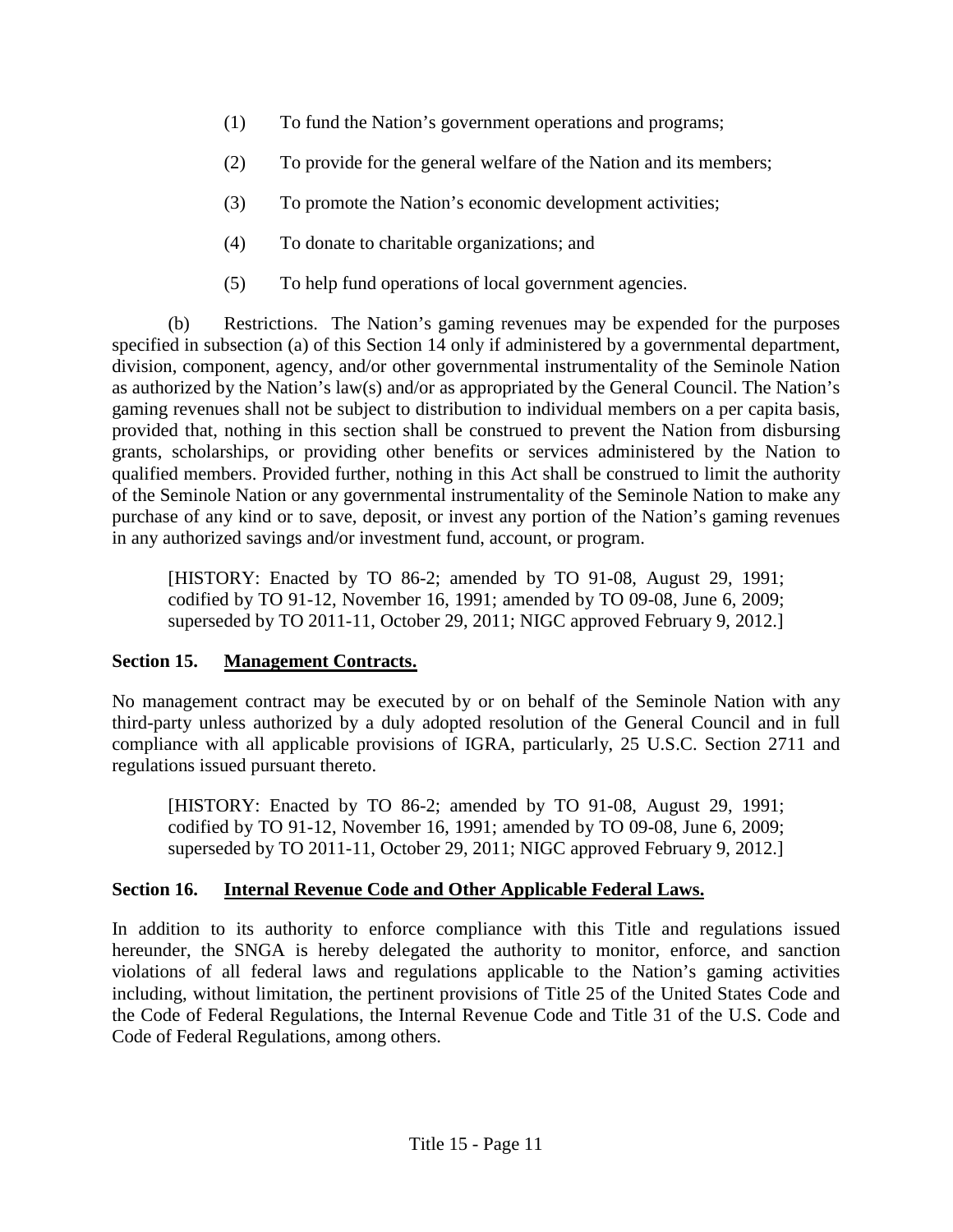(1) To fund the Nation's government operations and programs;

(2) To provide for the general welfare of the Nation and its members;

(3) To promote the Nation's economic development activities;

(4) To donate to charitable organizations; and

(5) To help fund operations of local government agencies.

(b) Restrictions. The Nation's gaming revenues may be expended for the purposes specified in subsection (a) of this Section 14 only if administered by a governmental department, division, component, agency, and/or other governmental instrumentality of the Seminole Nation as authorized by the Nation's law(s) and/or as appropriated by the General Council. The Nation's gaming revenues shall not be subject to distribution to individual members on a per capita basis, provided that, nothing in this section shall be construed to prevent the Nation from disbursing grants, scholarships, or providing other benefits or services administered by the Nation to qualified members. Provided further, nothing in this Act shall be construed to limit the authority of the Seminole Nation or any governmental instrumentality of the Seminole Nation to make any purchase of any kind or to save, deposit, or invest any portion of the Nation's gaming revenues in any authorized savings and/or investment fund, account, or program.

> [HISTORY: Enacted by TO 86-2; amended by TO 91-08, August 29, 1991; codified by TO 91-12, November 16, 1991; amended by TO 09-08, June 6, 2009; superseded by TO 2011-11, October 29, 2011; NIGC approved February 9, 2012.]

### Section 15. Management Contracts.

No management contract may be executed by or on behalf of the Seminole Nation with any third-party unless authorized by a duly adopted resolution of the General Council and in full compliance with all applicable provisions of IGRA, particularly, 25 U.S.C. Section 2711 and regulations issued pursuant thereto.

> [HISTORY: Enacted by TO 86-2; amended by TO 91-08, August 29, 1991; codified by TO 91-12, November 16, 1991; amended by TO 09-08, June 6, 2009; superseded by TO 2011-11, October 29, 2011; NIGC approved February 9, 2012.]

### Section 16. Internal Revenue Code and Other Applicable Federal Laws.

In addition to its authority to enforce compliance with this Title and regulations issued hereunder, the SNGA is hereby delegated the authority to monitor, enforce, and sanction violations of all federal laws and regulations applicable to the Nation's gaming activities including, without limitation, the pertinent provisions of Title 25 of the United States Code and the Code of Federal Regulations, the Internal Revenue Code and Title 31 of the U.S. Code and Code of Federal Regulations, among others.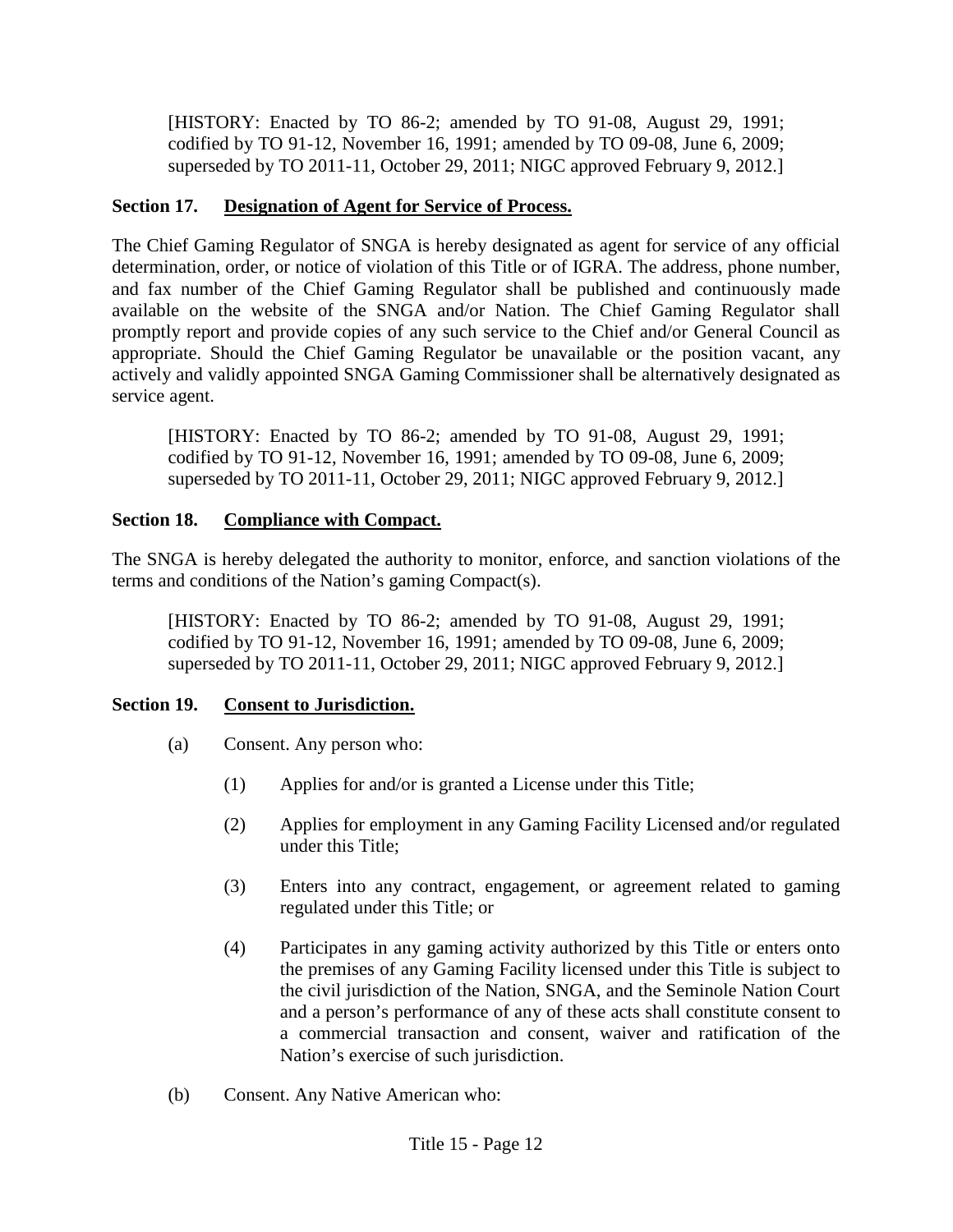[HISTORY: Enacted by TO 86-2; amended by TO 91-08, August 29, 1991; codified by TO 91-12, November 16, 1991; amended by TO 09-08, June 6, 2009; superseded by TO 2011-11, October 29, 2011; NIGC approved February 9, 2012.]

### Section 17. Designation of Agent for Service of Process.

The Chief Gaming Regulator of SNGA is hereby designated as agent for service of any official determination, order, or notice of violation of this Title or of IGRA. The address, phone number, and fax number of the Chief Gaming Regulator shall be published and continuously made available on the website of the SNGA and/or Nation. The Chief Gaming Regulator shall promptly report and provide copies of any such service to the Chief and/or General Council as appropriate. Should the Chief Gaming Regulator be unavailable or the position vacant, any actively and validly appointed SNGA Gaming Commissioner shall be alternatively designated as service agent.

[HISTORY: Enacted by TO 86-2; amended by TO 91-08, August 29, 1991; codified by TO 91-12, November 16, 1991; amended by TO 09-08, June 6, 2009; superseded by TO 2011-11, October 29, 2011; NIGC approved February 9, 2012.]

### Section 18. Compliance with Compact.

The SNGA is hereby delegated the authority to monitor, enforce, and sanction violations of the terms and conditions of the Nation's gaming Compact(s).

[HISTORY: Enacted by TO 86-2; amended by TO 91-08, August 29, 1991; codified by TO 91-12, November 16, 1991; amended by TO 09-08, June 6, 2009; superseded by TO 2011-11, October 29, 2011; NIGC approved February 9, 2012.]

### Section 19. Consent to Jurisdiction.

(a) Consent. Any person who:

(1) Applies for and/or is granted a License under this Title;

(2) Applies for employment in any Gaming Facility Licensed and/or regulated under this Title;

(3) Enters into any contract, engagement, or agreement related to gaming regulated under this Title; or

(4) Participates in any gaming activity authorized by this Title or enters onto the premises of any Gaming Facility licensed under this Title is subject to the civil jurisdiction of the Nation, SNGA, and the Seminole Nation Court and a person's performance of any of these acts shall constitute consent to a commercial transaction and consent, waiver and ratification of the Nation's exercise of such jurisdiction.

(b) Consent. Any Native American who: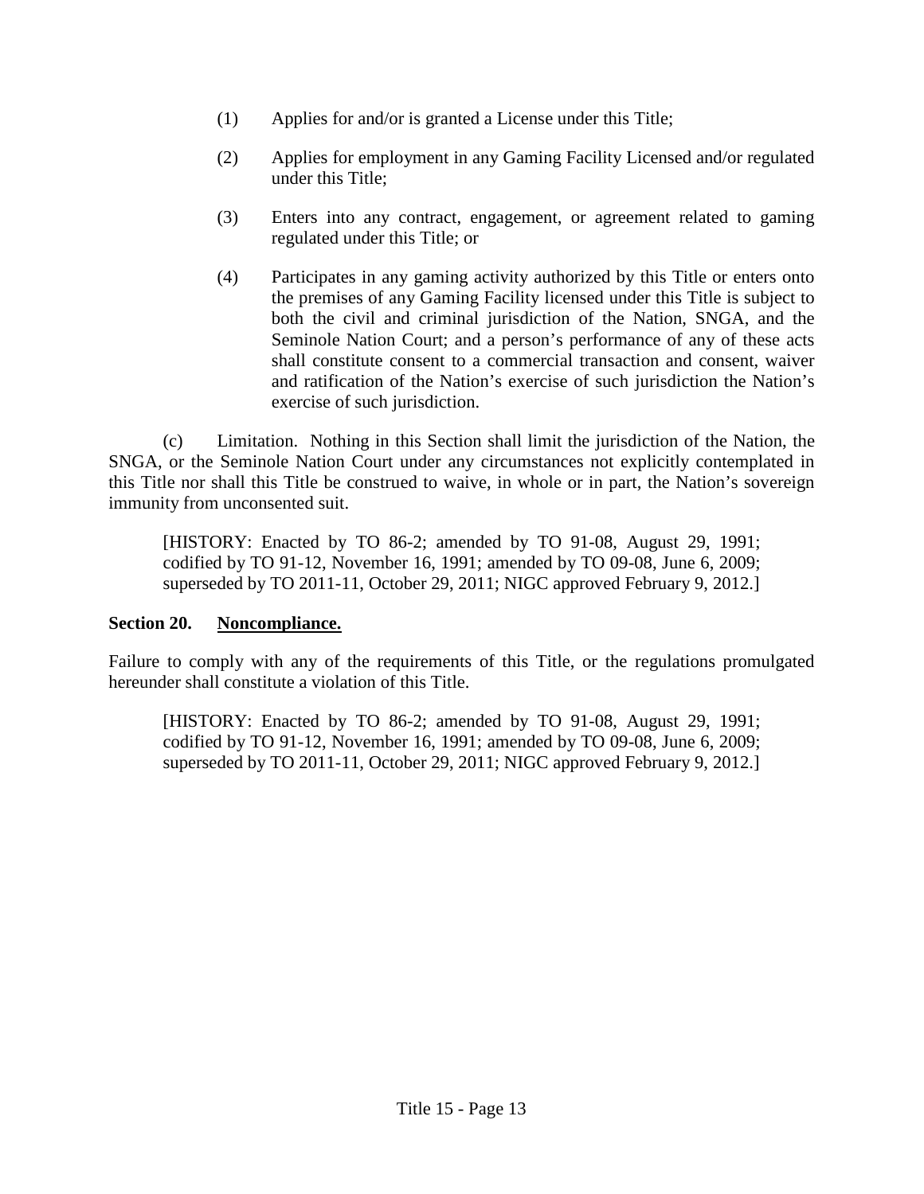(1) Applies for and/or is granted a License under this Title;

(2) Applies for employment in any Gaming Facility Licensed and/or regulated under this Title;

(3) Enters into any contract, engagement, or agreement related to gaming regulated under this Title; or

(4) Participates in any gaming activity authorized by this Title or enters onto the premises of any Gaming Facility licensed under this Title is subject to both the civil and criminal jurisdiction of the Nation, SNGA, and the Seminole Nation Court; and a person's performance of any of these acts shall constitute consent to a commercial transaction and consent, waiver and ratification of the Nation's exercise of such jurisdiction the Nation's exercise of such jurisdiction.

(c) Limitation. Nothing in this Section shall limit the jurisdiction of the Nation, the SNGA, or the Seminole Nation Court under any circumstances not explicitly contemplated in this Title nor shall this Title be construed to waive, in whole or in part, the Nation's sovereign immunity from unconsented suit.

[HISTORY: Enacted by TO 86-2; amended by TO 91-08, August 29, 1991; codified by TO 91-12, November 16, 1991; amended by TO 09-08, June 6, 2009; superseded by TO 2011-11, October 29, 2011; NIGC approved February 9, 2012.]

**Section 20. Noncompliance.**

Failure to comply with any of the requirements of this Title, or the regulations promulgated hereunder shall constitute a violation of this Title.

[HISTORY: Enacted by TO 86-2; amended by TO 91-08, August 29, 1991; codified by TO 91-12, November 16, 1991; amended by TO 09-08, June 6, 2009; superseded by TO 2011-11, October 29, 2011; NIGC approved February 9, 2012.]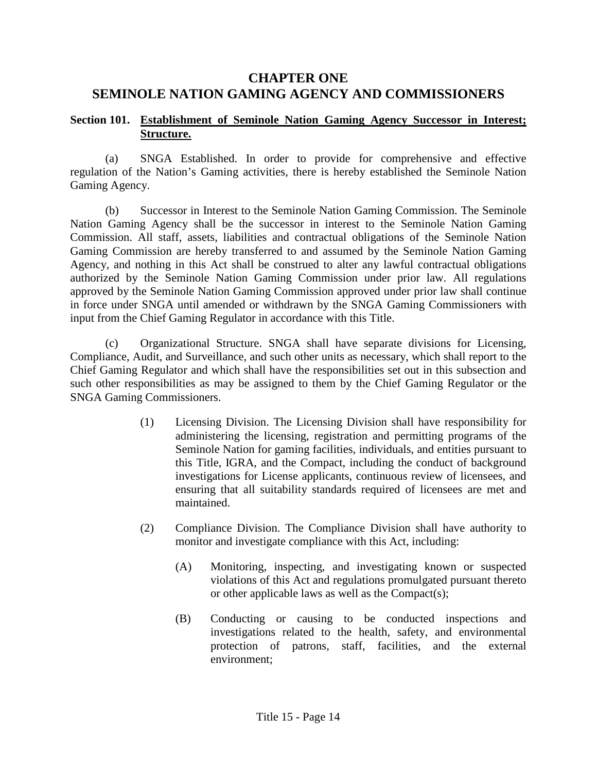# CHAPTER ONE
# SEMINOLE NATION GAMING AGENCY AND COMMISSIONERS

**Section 101. Establishment of Seminole Nation Gaming Agency Successor in Interest; Structure.**

(a) SNGA Established. In order to provide for comprehensive and effective regulation of the Nation's Gaming activities, there is hereby established the Seminole Nation Gaming Agency.

(b) Successor in Interest to the Seminole Nation Gaming Commission. The Seminole Nation Gaming Agency shall be the successor in interest to the Seminole Nation Gaming Commission. All staff, assets, liabilities and contractual obligations of the Seminole Nation Gaming Commission are hereby transferred to and assumed by the Seminole Nation Gaming Agency, and nothing in this Act shall be construed to alter any lawful contractual obligations authorized by the Seminole Nation Gaming Commission under prior law. All regulations approved by the Seminole Nation Gaming Commission approved under prior law shall continue in force under SNGA until amended or withdrawn by the SNGA Gaming Commissioners with input from the Chief Gaming Regulator in accordance with this Title.

(c) Organizational Structure. SNGA shall have separate divisions for Licensing, Compliance, Audit, and Surveillance, and such other units as necessary, which shall report to the Chief Gaming Regulator and which shall have the responsibilities set out in this subsection and such other responsibilities as may be assigned to them by the Chief Gaming Regulator or the SNGA Gaming Commissioners.

(1) Licensing Division. The Licensing Division shall have responsibility for administering the licensing, registration and permitting programs of the Seminole Nation for gaming facilities, individuals, and entities pursuant to this Title, IGRA, and the Compact, including the conduct of background investigations for License applicants, continuous review of licensees, and ensuring that all suitability standards required of licensees are met and maintained.

(2) Compliance Division. The Compliance Division shall have authority to monitor and investigate compliance with this Act, including:

(A) Monitoring, inspecting, and investigating known or suspected violations of this Act and regulations promulgated pursuant thereto or other applicable laws as well as the Compact(s);

(B) Conducting or causing to be conducted inspections and investigations related to the health, safety, and environmental protection of patrons, staff, facilities, and the external environment;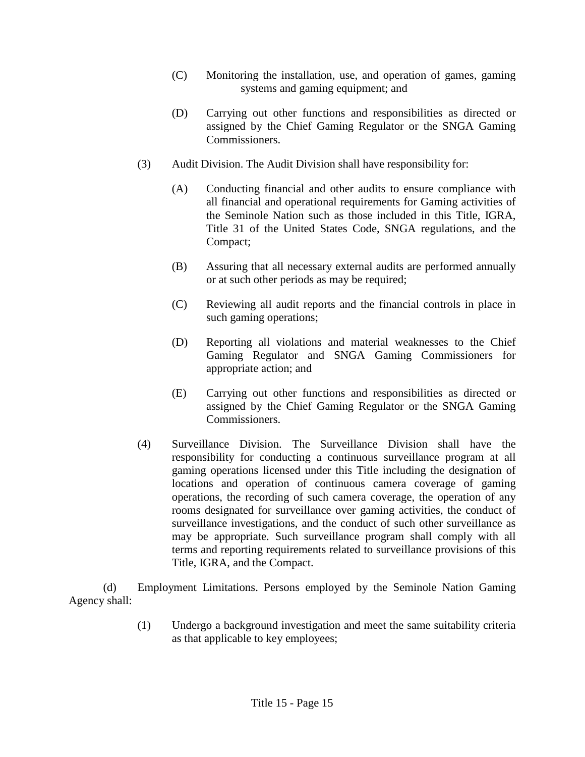(C) Monitoring the installation, use, and operation of games, gaming systems and gaming equipment; and

(D) Carrying out other functions and responsibilities as directed or assigned by the Chief Gaming Regulator or the SNGA Gaming Commissioners.

(3) Audit Division. The Audit Division shall have responsibility for:

(A) Conducting financial and other audits to ensure compliance with all financial and operational requirements for Gaming activities of the Seminole Nation such as those included in this Title, IGRA, Title 31 of the United States Code, SNGA regulations, and the Compact;

(B) Assuring that all necessary external audits are performed annually or at such other periods as may be required;

(C) Reviewing all audit reports and the financial controls in place in such gaming operations;

(D) Reporting all violations and material weaknesses to the Chief Gaming Regulator and SNGA Gaming Commissioners for appropriate action; and

(E) Carrying out other functions and responsibilities as directed or assigned by the Chief Gaming Regulator or the SNGA Gaming Commissioners.

(4) Surveillance Division. The Surveillance Division shall have the responsibility for conducting a continuous surveillance program at all gaming operations licensed under this Title including the designation of locations and operation of continuous camera coverage of gaming operations, the recording of such camera coverage, the operation of any rooms designated for surveillance over gaming activities, the conduct of surveillance investigations, and the conduct of such other surveillance as may be appropriate. Such surveillance program shall comply with all terms and reporting requirements related to surveillance provisions of this Title, IGRA, and the Compact.

(d) Employment Limitations. Persons employed by the Seminole Nation Gaming Agency shall:

(1) Undergo a background investigation and meet the same suitability criteria as that applicable to key employees;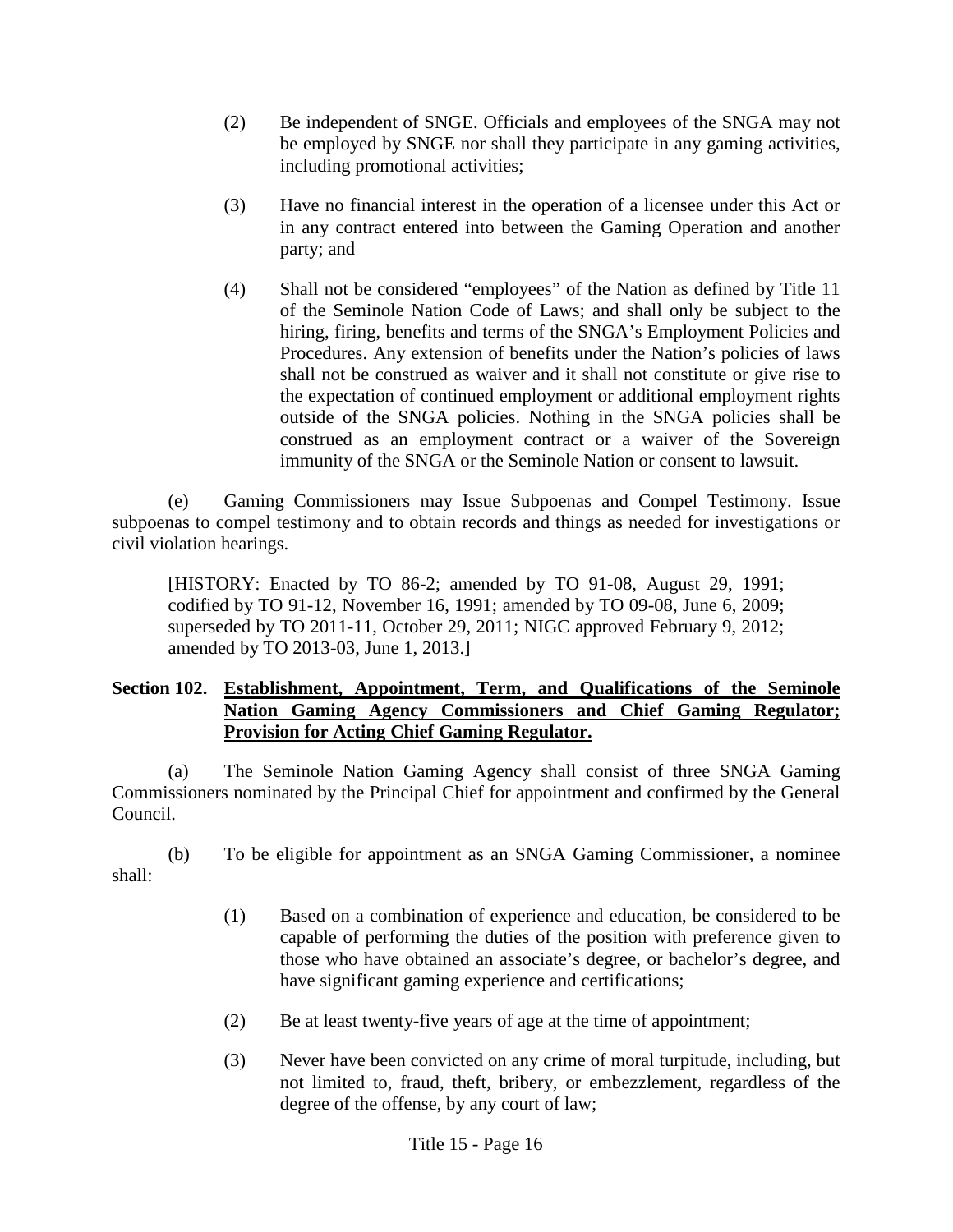(2) Be independent of SNGE. Officials and employees of the SNGA may not be employed by SNGE nor shall they participate in any gaming activities, including promotional activities;

(3) Have no financial interest in the operation of a licensee under this Act or in any contract entered into between the Gaming Operation and another party; and

(4) Shall not be considered "employees" of the Nation as defined by Title 11 of the Seminole Nation Code of Laws; and shall only be subject to the hiring, firing, benefits and terms of the SNGA's Employment Policies and Procedures. Any extension of benefits under the Nation's policies of laws shall not be construed as waiver and it shall not constitute or give rise to the expectation of continued employment or additional employment rights outside of the SNGA policies. Nothing in the SNGA policies shall be construed as an employment contract or a waiver of the Sovereign immunity of the SNGA or the Seminole Nation or consent to lawsuit.

(e) Gaming Commissioners may Issue Subpoenas and Compel Testimony. Issue subpoenas to compel testimony and to obtain records and things as needed for investigations or civil violation hearings.

[HISTORY: Enacted by TO 86-2; amended by TO 91-08, August 29, 1991; codified by TO 91-12, November 16, 1991; amended by TO 09-08, June 6, 2009; superseded by TO 2011-11, October 29, 2011; NIGC approved February 9, 2012; amended by TO 2013-03, June 1, 2013.]

**Section 102. Establishment, Appointment, Term, and Qualifications of the Seminole Nation Gaming Agency Commissioners and Chief Gaming Regulator; Provision for Acting Chief Gaming Regulator.**

(a) The Seminole Nation Gaming Agency shall consist of three SNGA Gaming Commissioners nominated by the Principal Chief for appointment and confirmed by the General Council.

(b) To be eligible for appointment as an SNGA Gaming Commissioner, a nominee shall:

(1) Based on a combination of experience and education, be considered to be capable of performing the duties of the position with preference given to those who have obtained an associate's degree, or bachelor's degree, and have significant gaming experience and certifications;

(2) Be at least twenty-five years of age at the time of appointment;

(3) Never have been convicted on any crime of moral turpitude, including, but not limited to, fraud, theft, bribery, or embezzlement, regardless of the degree of the offense, by any court of law;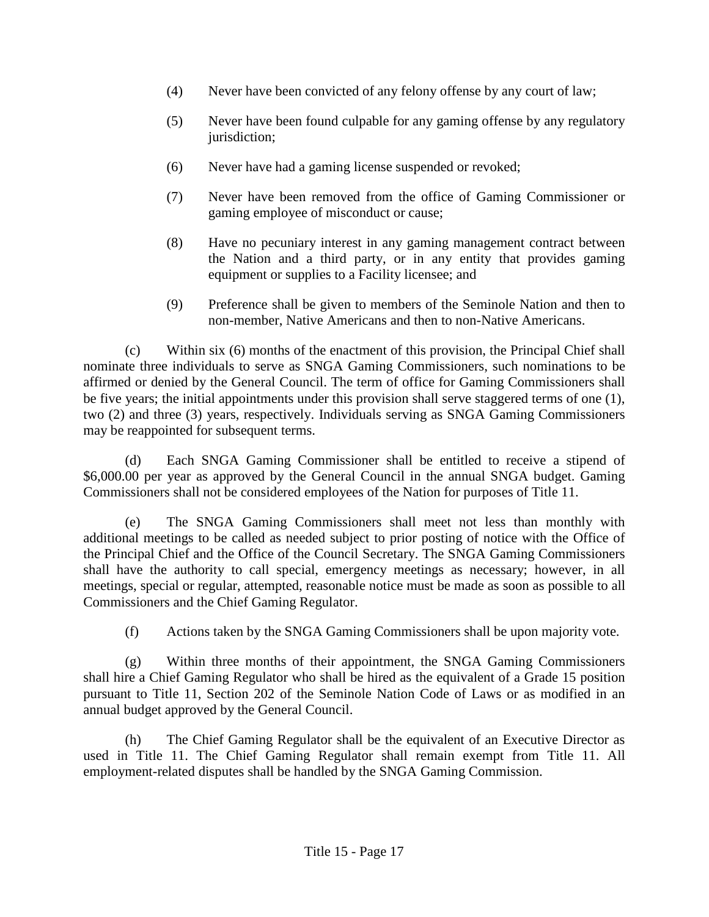(4) Never have been convicted of any felony offense by any court of law;

(5) Never have been found culpable for any gaming offense by any regulatory jurisdiction;

(6) Never have had a gaming license suspended or revoked;

(7) Never have been removed from the office of Gaming Commissioner or gaming employee of misconduct or cause;

(8) Have no pecuniary interest in any gaming management contract between the Nation and a third party, or in any entity that provides gaming equipment or supplies to a Facility licensee; and

(9) Preference shall be given to members of the Seminole Nation and then to non-member, Native Americans and then to non-Native Americans.

(c) Within six (6) months of the enactment of this provision, the Principal Chief shall nominate three individuals to serve as SNGA Gaming Commissioners, such nominations to be affirmed or denied by the General Council. The term of office for Gaming Commissioners shall be five years; the initial appointments under this provision shall serve staggered terms of one (1), two (2) and three (3) years, respectively. Individuals serving as SNGA Gaming Commissioners may be reappointed for subsequent terms.

(d) Each SNGA Gaming Commissioner shall be entitled to receive a stipend of $6,000.00 per year as approved by the General Council in the annual SNGA budget. Gaming Commissioners shall not be considered employees of the Nation for purposes of Title 11.

(e) The SNGA Gaming Commissioners shall meet not less than monthly with additional meetings to be called as needed subject to prior posting of notice with the Office of the Principal Chief and the Office of the Council Secretary. The SNGA Gaming Commissioners shall have the authority to call special, emergency meetings as necessary; however, in all meetings, special or regular, attempted, reasonable notice must be made as soon as possible to all Commissioners and the Chief Gaming Regulator.

(f) Actions taken by the SNGA Gaming Commissioners shall be upon majority vote.

(g) Within three months of their appointment, the SNGA Gaming Commissioners shall hire a Chief Gaming Regulator who shall be hired as the equivalent of a Grade 15 position pursuant to Title 11, Section 202 of the Seminole Nation Code of Laws or as modified in an annual budget approved by the General Council.

(h) The Chief Gaming Regulator shall be the equivalent of an Executive Director as used in Title 11. The Chief Gaming Regulator shall remain exempt from Title 11. All employment-related disputes shall be handled by the SNGA Gaming Commission.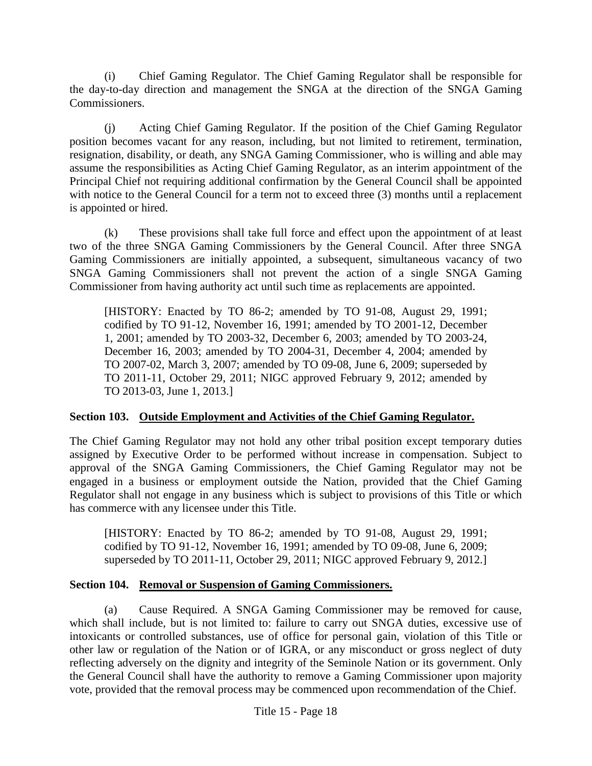(i) Chief Gaming Regulator. The Chief Gaming Regulator shall be responsible for the day-to-day direction and management the SNGA at the direction of the SNGA Gaming Commissioners.

(j) Acting Chief Gaming Regulator. If the position of the Chief Gaming Regulator position becomes vacant for any reason, including, but not limited to retirement, termination, resignation, disability, or death, any SNGA Gaming Commissioner, who is willing and able may assume the responsibilities as Acting Chief Gaming Regulator, as an interim appointment of the Principal Chief not requiring additional confirmation by the General Council shall be appointed with notice to the General Council for a term not to exceed three (3) months until a replacement is appointed or hired.

(k) These provisions shall take full force and effect upon the appointment of at least two of the three SNGA Gaming Commissioners by the General Council. After three SNGA Gaming Commissioners are initially appointed, a subsequent, simultaneous vacancy of two SNGA Gaming Commissioners shall not prevent the action of a single SNGA Gaming Commissioner from having authority act until such time as replacements are appointed.

> [HISTORY: Enacted by TO 86-2; amended by TO 91-08, August 29, 1991; codified by TO 91-12, November 16, 1991; amended by TO 2001-12, December 1, 2001; amended by TO 2003-32, December 6, 2003; amended by TO 2003-24, December 16, 2003; amended by TO 2004-31, December 4, 2004; amended by TO 2007-02, March 3, 2007; amended by TO 09-08, June 6, 2009; superseded by TO 2011-11, October 29, 2011; NIGC approved February 9, 2012; amended by TO 2013-03, June 1, 2013.]

**Section 103. Outside Employment and Activities of the Chief Gaming Regulator.**

The Chief Gaming Regulator may not hold any other tribal position except temporary duties assigned by Executive Order to be performed without increase in compensation. Subject to approval of the SNGA Gaming Commissioners, the Chief Gaming Regulator may not be engaged in a business or employment outside the Nation, provided that the Chief Gaming Regulator shall not engage in any business which is subject to provisions of this Title or which has commerce with any licensee under this Title.

> [HISTORY: Enacted by TO 86-2; amended by TO 91-08, August 29, 1991; codified by TO 91-12, November 16, 1991; amended by TO 09-08, June 6, 2009; superseded by TO 2011-11, October 29, 2011; NIGC approved February 9, 2012.]

**Section 104. Removal or Suspension of Gaming Commissioners.**

(a) Cause Required. A SNGA Gaming Commissioner may be removed for cause, which shall include, but is not limited to: failure to carry out SNGA duties, excessive use of intoxicants or controlled substances, use of office for personal gain, violation of this Title or other law or regulation of the Nation or of IGRA, or any misconduct or gross neglect of duty reflecting adversely on the dignity and integrity of the Seminole Nation or its government. Only the General Council shall have the authority to remove a Gaming Commissioner upon majority vote, provided that the removal process may be commenced upon recommendation of the Chief.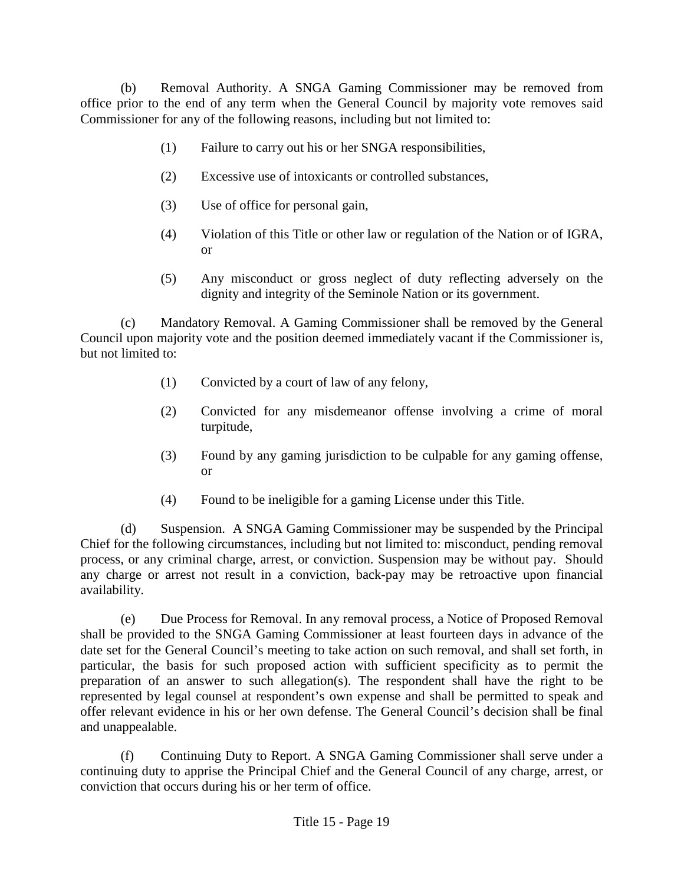(b) Removal Authority. A SNGA Gaming Commissioner may be removed from office prior to the end of any term when the General Council by majority vote removes said Commissioner for any of the following reasons, including but not limited to:

> (1) Failure to carry out his or her SNGA responsibilities,
>
> (2) Excessive use of intoxicants or controlled substances,
>
> (3) Use of office for personal gain,
>
> (4) Violation of this Title or other law or regulation of the Nation or of IGRA, or
>
> (5) Any misconduct or gross neglect of duty reflecting adversely on the dignity and integrity of the Seminole Nation or its government.

(c) Mandatory Removal. A Gaming Commissioner shall be removed by the General Council upon majority vote and the position deemed immediately vacant if the Commissioner is, but not limited to:

> (1) Convicted by a court of law of any felony,
>
> (2) Convicted for any misdemeanor offense involving a crime of moral turpitude,
>
> (3) Found by any gaming jurisdiction to be culpable for any gaming offense, or
>
> (4) Found to be ineligible for a gaming License under this Title.

(d) Suspension. A SNGA Gaming Commissioner may be suspended by the Principal Chief for the following circumstances, including but not limited to: misconduct, pending removal process, or any criminal charge, arrest, or conviction. Suspension may be without pay. Should any charge or arrest not result in a conviction, back-pay may be retroactive upon financial availability.

(e) Due Process for Removal. In any removal process, a Notice of Proposed Removal shall be provided to the SNGA Gaming Commissioner at least fourteen days in advance of the date set for the General Council's meeting to take action on such removal, and shall set forth, in particular, the basis for such proposed action with sufficient specificity as to permit the preparation of an answer to such allegation(s). The respondent shall have the right to be represented by legal counsel at respondent's own expense and shall be permitted to speak and offer relevant evidence in his or her own defense. The General Council's decision shall be final and unappealable.

(f) Continuing Duty to Report. A SNGA Gaming Commissioner shall serve under a continuing duty to apprise the Principal Chief and the General Council of any charge, arrest, or conviction that occurs during his or her term of office.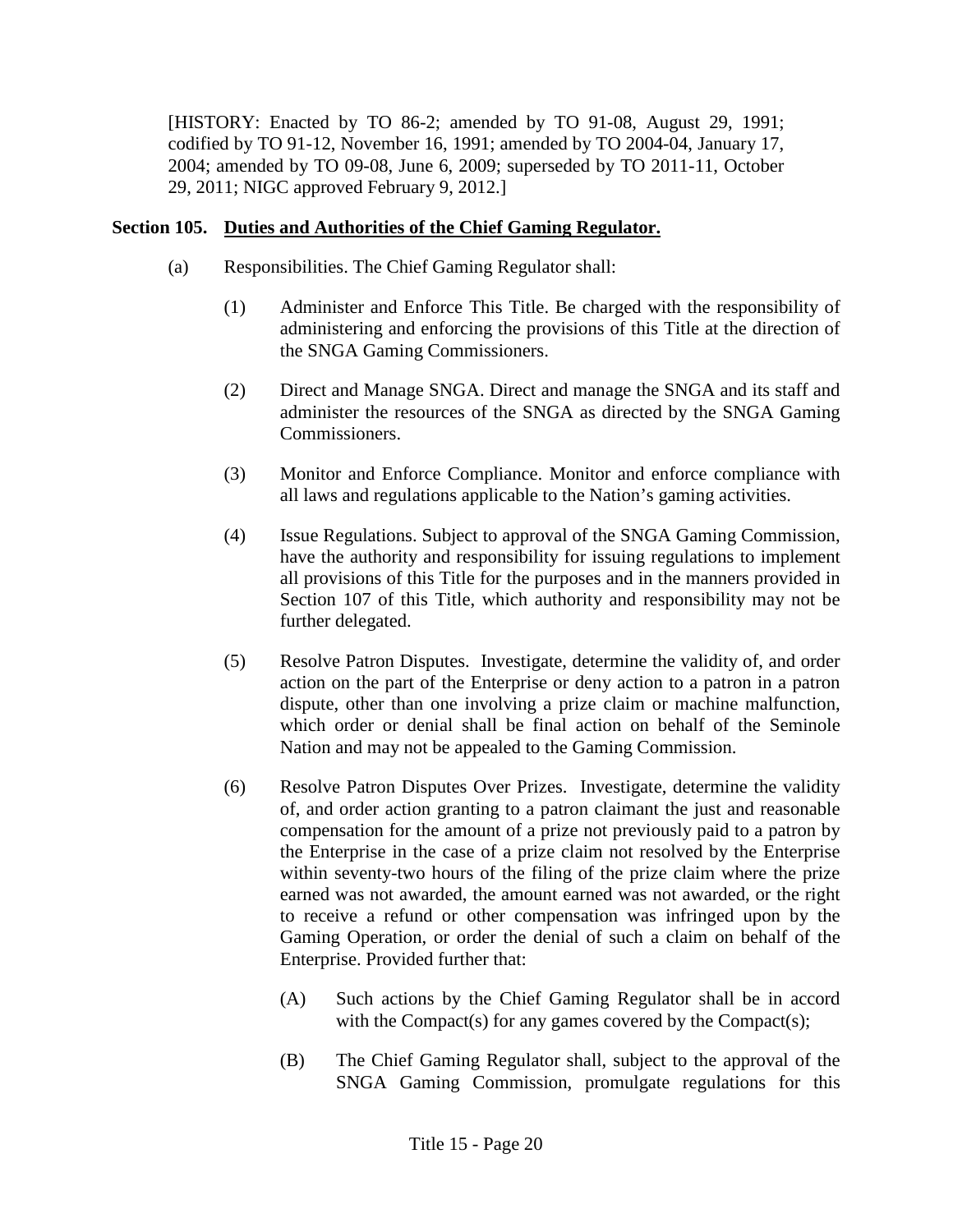[HISTORY: Enacted by TO 86-2; amended by TO 91-08, August 29, 1991; codified by TO 91-12, November 16, 1991; amended by TO 2004-04, January 17, 2004; amended by TO 09-08, June 6, 2009; superseded by TO 2011-11, October 29, 2011; NIGC approved February 9, 2012.]

**Section 105. Duties and Authorities of the Chief Gaming Regulator.**

(a) Responsibilities. The Chief Gaming Regulator shall:

(1) Administer and Enforce This Title. Be charged with the responsibility of administering and enforcing the provisions of this Title at the direction of the SNGA Gaming Commissioners.

(2) Direct and Manage SNGA. Direct and manage the SNGA and its staff and administer the resources of the SNGA as directed by the SNGA Gaming Commissioners.

(3) Monitor and Enforce Compliance. Monitor and enforce compliance with all laws and regulations applicable to the Nation's gaming activities.

(4) Issue Regulations. Subject to approval of the SNGA Gaming Commission, have the authority and responsibility for issuing regulations to implement all provisions of this Title for the purposes and in the manners provided in Section 107 of this Title, which authority and responsibility may not be further delegated.

(5) Resolve Patron Disputes. Investigate, determine the validity of, and order action on the part of the Enterprise or deny action to a patron in a patron dispute, other than one involving a prize claim or machine malfunction, which order or denial shall be final action on behalf of the Seminole Nation and may not be appealed to the Gaming Commission.

(6) Resolve Patron Disputes Over Prizes. Investigate, determine the validity of, and order action granting to a patron claimant the just and reasonable compensation for the amount of a prize not previously paid to a patron by the Enterprise in the case of a prize claim not resolved by the Enterprise within seventy-two hours of the filing of the prize claim where the prize earned was not awarded, the amount earned was not awarded, or the right to receive a refund or other compensation was infringed upon by the Gaming Operation, or order the denial of such a claim on behalf of the Enterprise. Provided further that:

(A) Such actions by the Chief Gaming Regulator shall be in accord with the Compact(s) for any games covered by the Compact(s);

(B) The Chief Gaming Regulator shall, subject to the approval of the SNGA Gaming Commission, promulgate regulations for this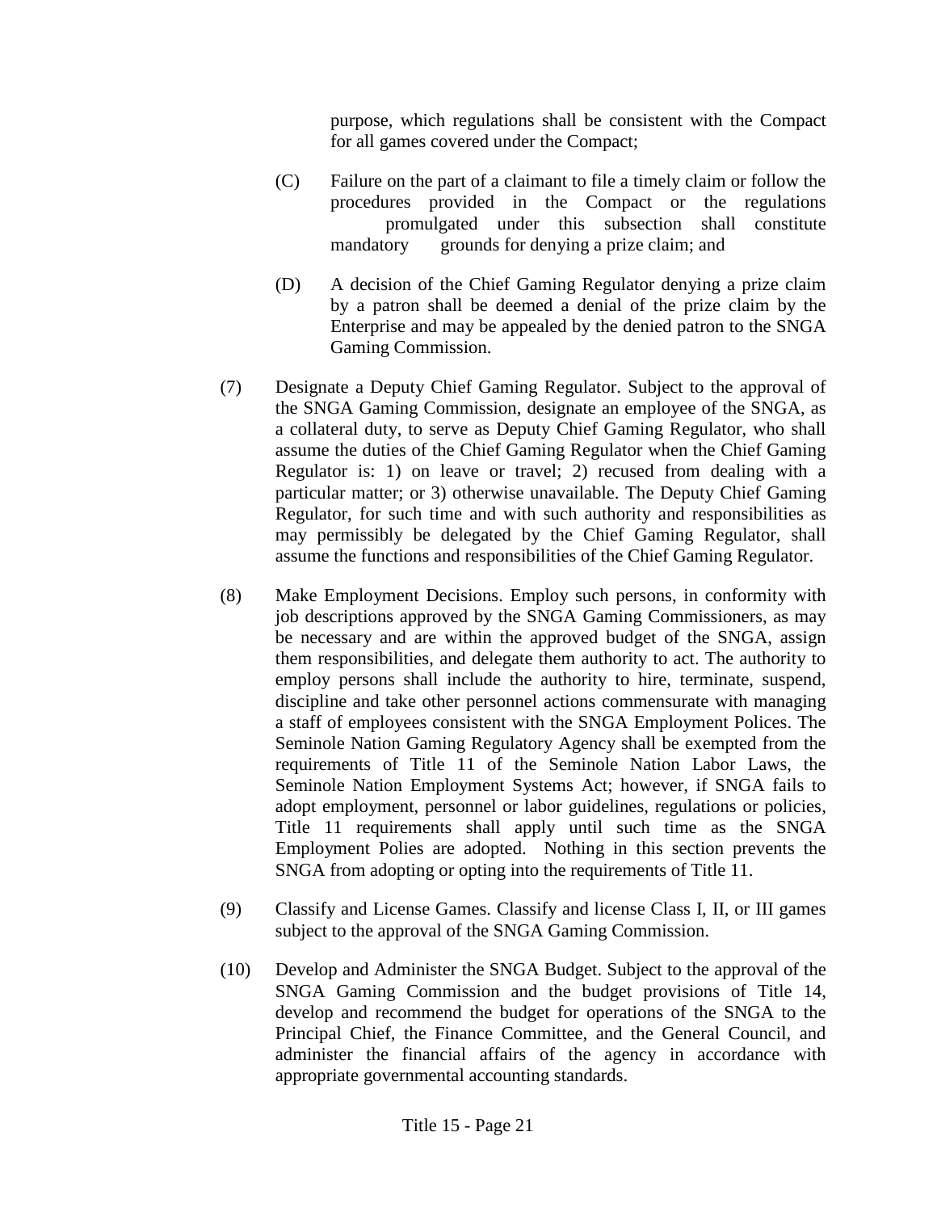purpose, which regulations shall be consistent with the Compact for all games covered under the Compact;

(C) Failure on the part of a claimant to file a timely claim or follow the procedures provided in the Compact or the regulations promulgated under this subsection shall constitute mandatory grounds for denying a prize claim; and

(D) A decision of the Chief Gaming Regulator denying a prize claim by a patron shall be deemed a denial of the prize claim by the Enterprise and may be appealed by the denied patron to the SNGA Gaming Commission.

(7) Designate a Deputy Chief Gaming Regulator. Subject to the approval of the SNGA Gaming Commission, designate an employee of the SNGA, as a collateral duty, to serve as Deputy Chief Gaming Regulator, who shall assume the duties of the Chief Gaming Regulator when the Chief Gaming Regulator is: 1) on leave or travel; 2) recused from dealing with a particular matter; or 3) otherwise unavailable. The Deputy Chief Gaming Regulator, for such time and with such authority and responsibilities as may permissibly be delegated by the Chief Gaming Regulator, shall assume the functions and responsibilities of the Chief Gaming Regulator.

(8) Make Employment Decisions. Employ such persons, in conformity with job descriptions approved by the SNGA Gaming Commissioners, as may be necessary and are within the approved budget of the SNGA, assign them responsibilities, and delegate them authority to act. The authority to employ persons shall include the authority to hire, terminate, suspend, discipline and take other personnel actions commensurate with managing a staff of employees consistent with the SNGA Employment Polices. The Seminole Nation Gaming Regulatory Agency shall be exempted from the requirements of Title 11 of the Seminole Nation Labor Laws, the Seminole Nation Employment Systems Act; however, if SNGA fails to adopt employment, personnel or labor guidelines, regulations or policies, Title 11 requirements shall apply until such time as the SNGA Employment Polies are adopted. Nothing in this section prevents the SNGA from adopting or opting into the requirements of Title 11.

(9) Classify and License Games. Classify and license Class I, II, or III games subject to the approval of the SNGA Gaming Commission.

(10) Develop and Administer the SNGA Budget. Subject to the approval of the SNGA Gaming Commission and the budget provisions of Title 14, develop and recommend the budget for operations of the SNGA to the Principal Chief, the Finance Committee, and the General Council, and administer the financial affairs of the agency in accordance with appropriate governmental accounting standards.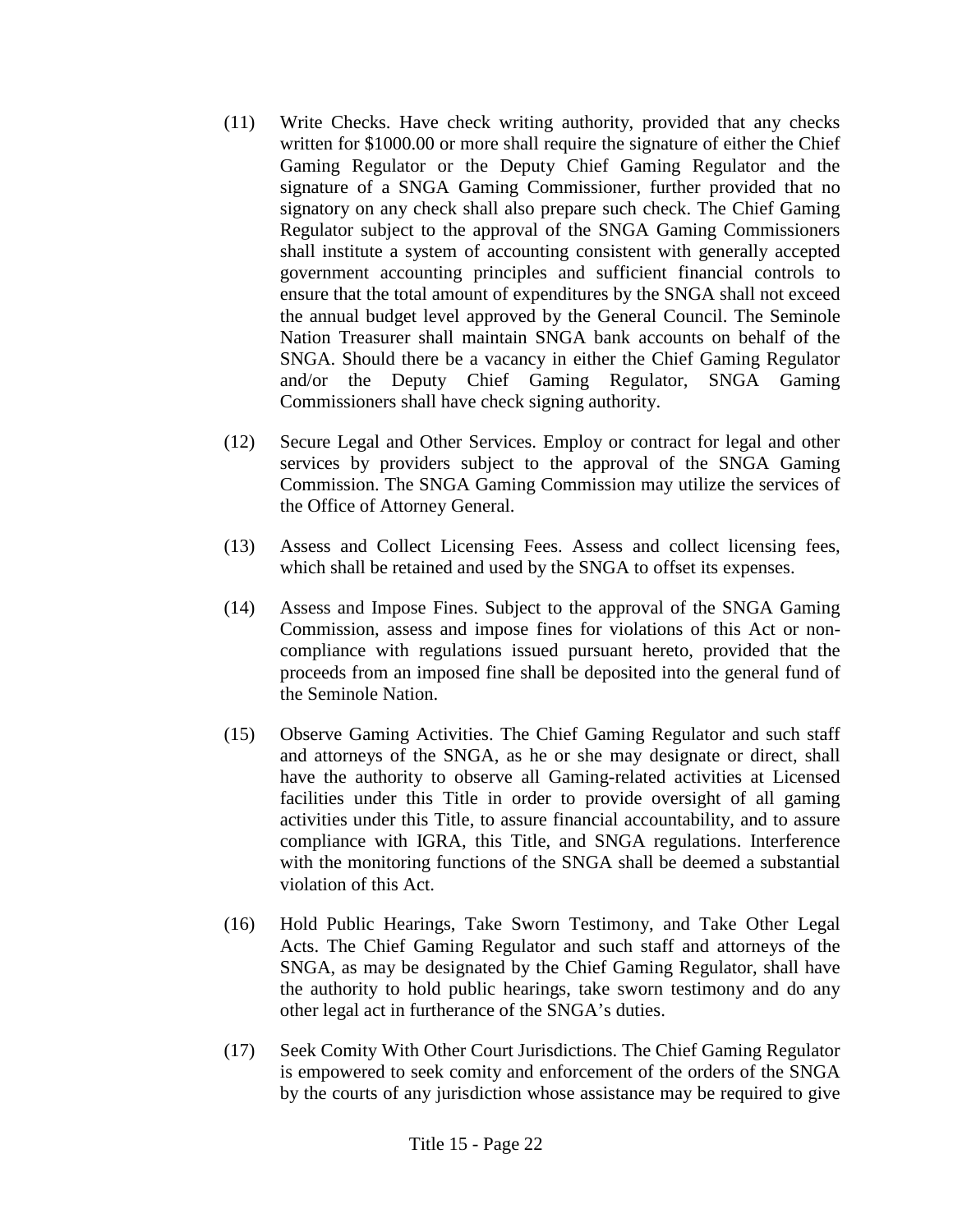(11) Write Checks. Have check writing authority, provided that any checks written for $1000.00 or more shall require the signature of either the Chief Gaming Regulator or the Deputy Chief Gaming Regulator and the signature of a SNGA Gaming Commissioner, further provided that no signatory on any check shall also prepare such check. The Chief Gaming Regulator subject to the approval of the SNGA Gaming Commissioners shall institute a system of accounting consistent with generally accepted government accounting principles and sufficient financial controls to ensure that the total amount of expenditures by the SNGA shall not exceed the annual budget level approved by the General Council. The Seminole Nation Treasurer shall maintain SNGA bank accounts on behalf of the SNGA. Should there be a vacancy in either the Chief Gaming Regulator and/or the Deputy Chief Gaming Regulator, SNGA Gaming Commissioners shall have check signing authority.

(12) Secure Legal and Other Services. Employ or contract for legal and other services by providers subject to the approval of the SNGA Gaming Commission. The SNGA Gaming Commission may utilize the services of the Office of Attorney General.

(13) Assess and Collect Licensing Fees. Assess and collect licensing fees, which shall be retained and used by the SNGA to offset its expenses.

(14) Assess and Impose Fines. Subject to the approval of the SNGA Gaming Commission, assess and impose fines for violations of this Act or non-compliance with regulations issued pursuant hereto, provided that the proceeds from an imposed fine shall be deposited into the general fund of the Seminole Nation.

(15) Observe Gaming Activities. The Chief Gaming Regulator and such staff and attorneys of the SNGA, as he or she may designate or direct, shall have the authority to observe all Gaming-related activities at Licensed facilities under this Title in order to provide oversight of all gaming activities under this Title, to assure financial accountability, and to assure compliance with IGRA, this Title, and SNGA regulations. Interference with the monitoring functions of the SNGA shall be deemed a substantial violation of this Act.

(16) Hold Public Hearings, Take Sworn Testimony, and Take Other Legal Acts. The Chief Gaming Regulator and such staff and attorneys of the SNGA, as may be designated by the Chief Gaming Regulator, shall have the authority to hold public hearings, take sworn testimony and do any other legal act in furtherance of the SNGA's duties.

(17) Seek Comity With Other Court Jurisdictions. The Chief Gaming Regulator is empowered to seek comity and enforcement of the orders of the SNGA by the courts of any jurisdiction whose assistance may be required to give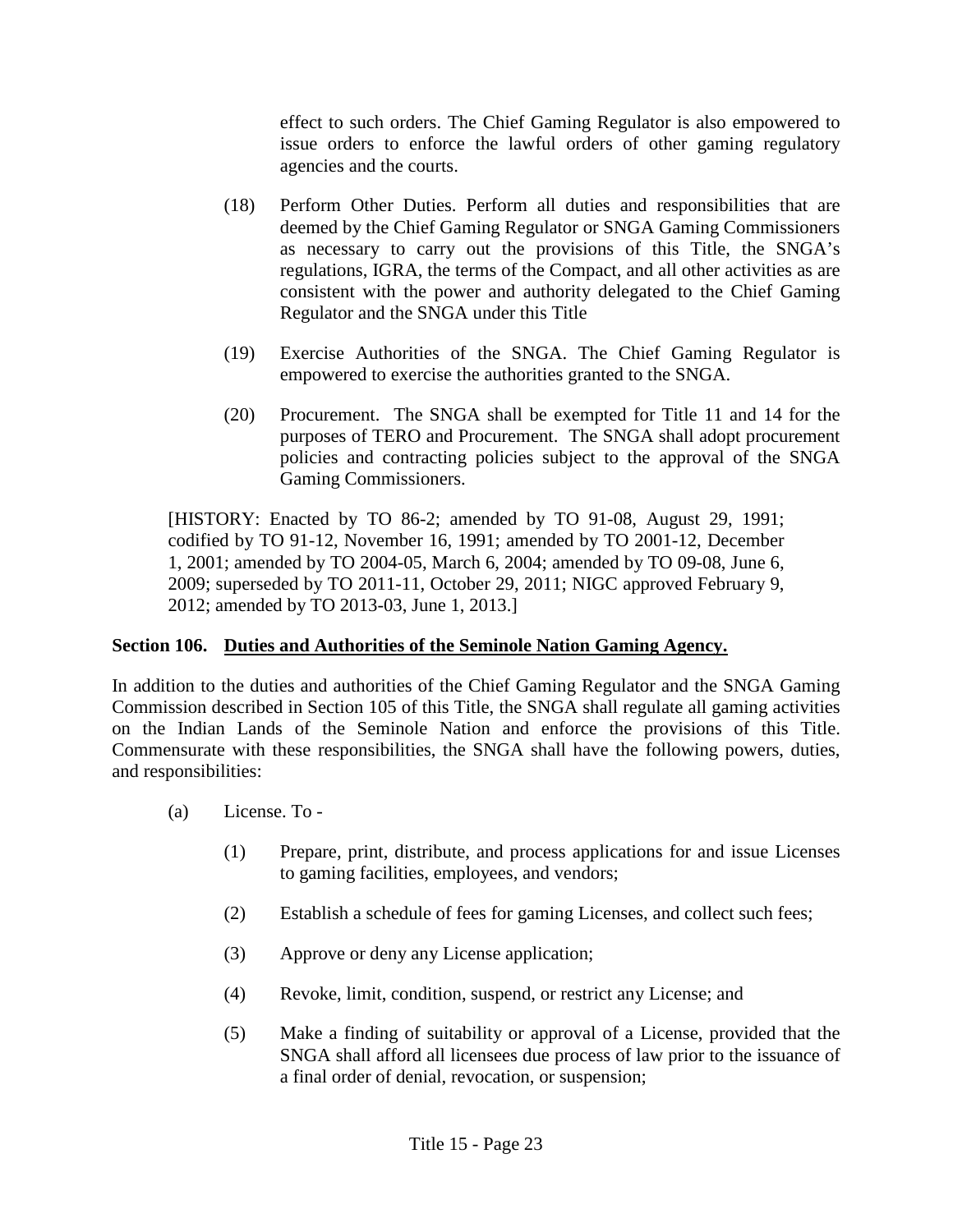effect to such orders. The Chief Gaming Regulator is also empowered to issue orders to enforce the lawful orders of other gaming regulatory agencies and the courts.

(18) Perform Other Duties. Perform all duties and responsibilities that are deemed by the Chief Gaming Regulator or SNGA Gaming Commissioners as necessary to carry out the provisions of this Title, the SNGA's regulations, IGRA, the terms of the Compact, and all other activities as are consistent with the power and authority delegated to the Chief Gaming Regulator and the SNGA under this Title

(19) Exercise Authorities of the SNGA. The Chief Gaming Regulator is empowered to exercise the authorities granted to the SNGA.

(20) Procurement. The SNGA shall be exempted for Title 11 and 14 for the purposes of TERO and Procurement. The SNGA shall adopt procurement policies and contracting policies subject to the approval of the SNGA Gaming Commissioners.

[HISTORY: Enacted by TO 86-2; amended by TO 91-08, August 29, 1991; codified by TO 91-12, November 16, 1991; amended by TO 2001-12, December 1, 2001; amended by TO 2004-05, March 6, 2004; amended by TO 09-08, June 6, 2009; superseded by TO 2011-11, October 29, 2011; NIGC approved February 9, 2012; amended by TO 2013-03, June 1, 2013.]

**Section 106. Duties and Authorities of the Seminole Nation Gaming Agency.**

In addition to the duties and authorities of the Chief Gaming Regulator and the SNGA Gaming Commission described in Section 105 of this Title, the SNGA shall regulate all gaming activities on the Indian Lands of the Seminole Nation and enforce the provisions of this Title. Commensurate with these responsibilities, the SNGA shall have the following powers, duties, and responsibilities:

(a) License. To -

(1) Prepare, print, distribute, and process applications for and issue Licenses to gaming facilities, employees, and vendors;

(2) Establish a schedule of fees for gaming Licenses, and collect such fees;

(3) Approve or deny any License application;

(4) Revoke, limit, condition, suspend, or restrict any License; and

(5) Make a finding of suitability or approval of a License, provided that the SNGA shall afford all licensees due process of law prior to the issuance of a final order of denial, revocation, or suspension;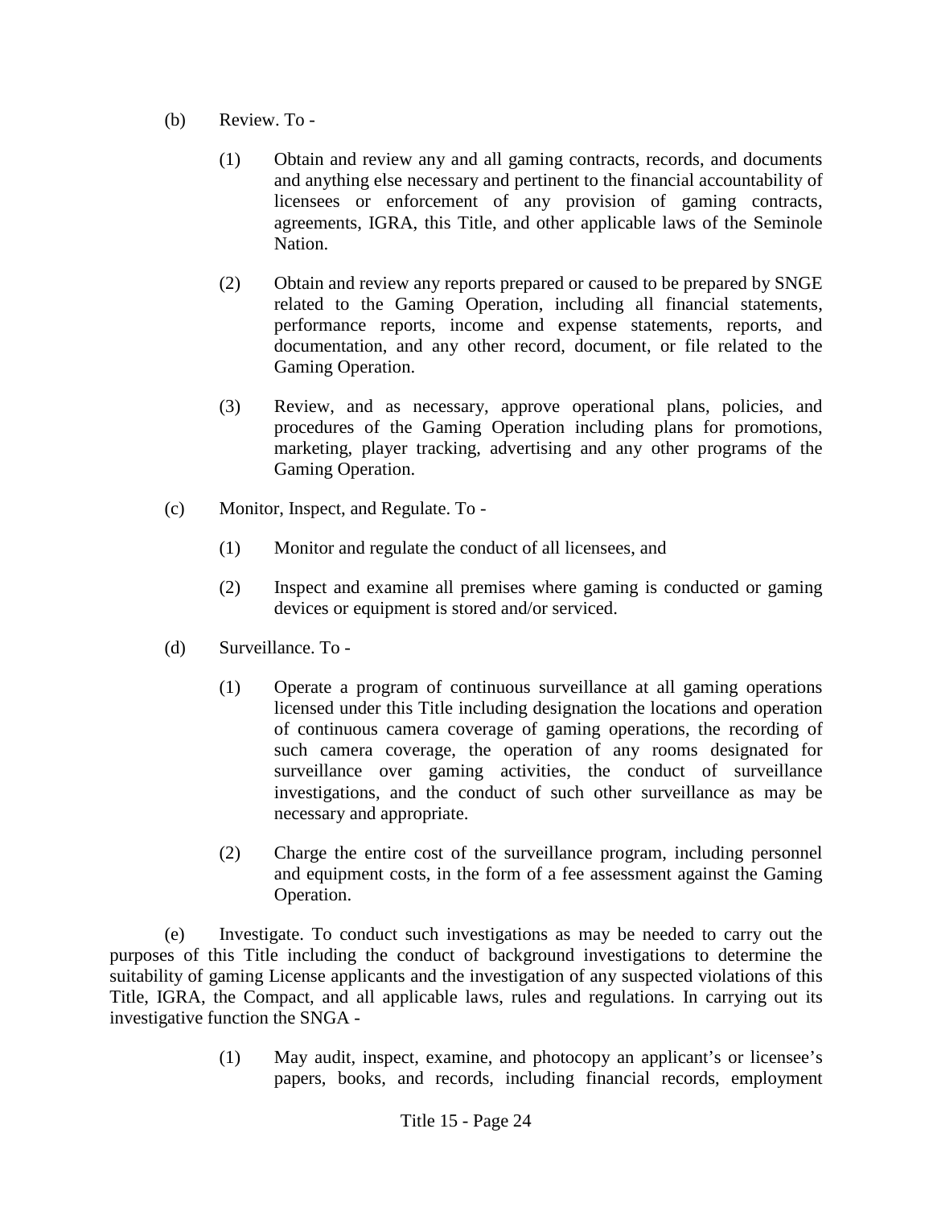(b) Review. To -

> (1) Obtain and review any and all gaming contracts, records, and documents and anything else necessary and pertinent to the financial accountability of licensees or enforcement of any provision of gaming contracts, agreements, IGRA, this Title, and other applicable laws of the Seminole Nation.
>
> (2) Obtain and review any reports prepared or caused to be prepared by SNGE related to the Gaming Operation, including all financial statements, performance reports, income and expense statements, reports, and documentation, and any other record, document, or file related to the Gaming Operation.
>
> (3) Review, and as necessary, approve operational plans, policies, and procedures of the Gaming Operation including plans for promotions, marketing, player tracking, advertising and any other programs of the Gaming Operation.

(c) Monitor, Inspect, and Regulate. To -

> (1) Monitor and regulate the conduct of all licensees, and
>
> (2) Inspect and examine all premises where gaming is conducted or gaming devices or equipment is stored and/or serviced.

(d) Surveillance. To -

> (1) Operate a program of continuous surveillance at all gaming operations licensed under this Title including designation the locations and operation of continuous camera coverage of gaming operations, the recording of such camera coverage, the operation of any rooms designated for surveillance over gaming activities, the conduct of surveillance investigations, and the conduct of such other surveillance as may be necessary and appropriate.
>
> (2) Charge the entire cost of the surveillance program, including personnel and equipment costs, in the form of a fee assessment against the Gaming Operation.

(e) Investigate. To conduct such investigations as may be needed to carry out the purposes of this Title including the conduct of background investigations to determine the suitability of gaming License applicants and the investigation of any suspected violations of this Title, IGRA, the Compact, and all applicable laws, rules and regulations. In carrying out its investigative function the SNGA -

> (1) May audit, inspect, examine, and photocopy an applicant's or licensee's papers, books, and records, including financial records, employment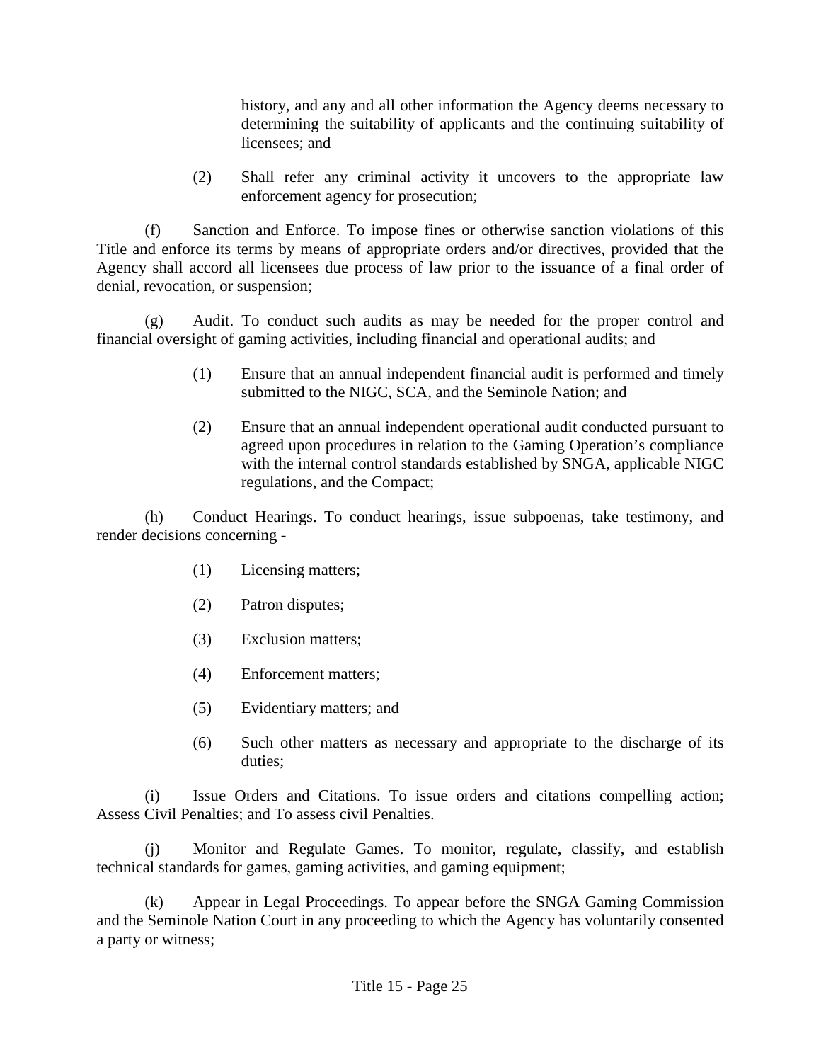history, and any and all other information the Agency deems necessary to determining the suitability of applicants and the continuing suitability of licensees; and

(2) Shall refer any criminal activity it uncovers to the appropriate law enforcement agency for prosecution;

(f) Sanction and Enforce. To impose fines or otherwise sanction violations of this Title and enforce its terms by means of appropriate orders and/or directives, provided that the Agency shall accord all licensees due process of law prior to the issuance of a final order of denial, revocation, or suspension;

(g) Audit. To conduct such audits as may be needed for the proper control and financial oversight of gaming activities, including financial and operational audits; and

(1) Ensure that an annual independent financial audit is performed and timely submitted to the NIGC, SCA, and the Seminole Nation; and

(2) Ensure that an annual independent operational audit conducted pursuant to agreed upon procedures in relation to the Gaming Operation's compliance with the internal control standards established by SNGA, applicable NIGC regulations, and the Compact;

(h) Conduct Hearings. To conduct hearings, issue subpoenas, take testimony, and render decisions concerning -

(1) Licensing matters;

(2) Patron disputes;

(3) Exclusion matters;

(4) Enforcement matters;

(5) Evidentiary matters; and

(6) Such other matters as necessary and appropriate to the discharge of its duties;

(i) Issue Orders and Citations. To issue orders and citations compelling action; Assess Civil Penalties; and To assess civil Penalties.

(j) Monitor and Regulate Games. To monitor, regulate, classify, and establish technical standards for games, gaming activities, and gaming equipment;

(k) Appear in Legal Proceedings. To appear before the SNGA Gaming Commission and the Seminole Nation Court in any proceeding to which the Agency has voluntarily consented a party or witness;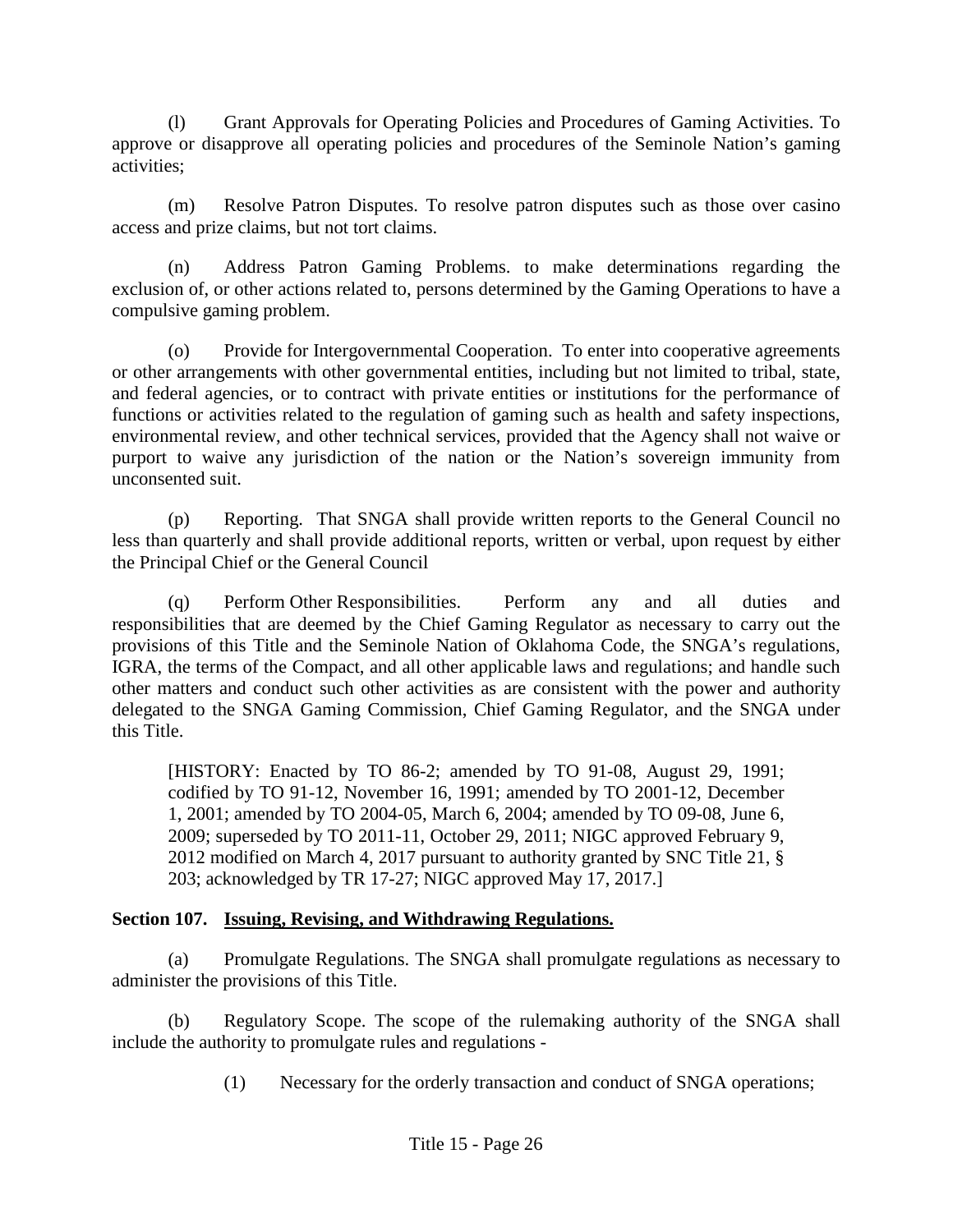(l) Grant Approvals for Operating Policies and Procedures of Gaming Activities. To approve or disapprove all operating policies and procedures of the Seminole Nation's gaming activities;

(m) Resolve Patron Disputes. To resolve patron disputes such as those over casino access and prize claims, but not tort claims.

(n) Address Patron Gaming Problems. to make determinations regarding the exclusion of, or other actions related to, persons determined by the Gaming Operations to have a compulsive gaming problem.

(o) Provide for Intergovernmental Cooperation. To enter into cooperative agreements or other arrangements with other governmental entities, including but not limited to tribal, state, and federal agencies, or to contract with private entities or institutions for the performance of functions or activities related to the regulation of gaming such as health and safety inspections, environmental review, and other technical services, provided that the Agency shall not waive or purport to waive any jurisdiction of the nation or the Nation's sovereign immunity from unconsented suit.

(p) Reporting. That SNGA shall provide written reports to the General Council no less than quarterly and shall provide additional reports, written or verbal, upon request by either the Principal Chief or the General Council

(q) Perform Other Responsibilities. Perform any and all duties and responsibilities that are deemed by the Chief Gaming Regulator as necessary to carry out the provisions of this Title and the Seminole Nation of Oklahoma Code, the SNGA's regulations, IGRA, the terms of the Compact, and all other applicable laws and regulations; and handle such other matters and conduct such other activities as are consistent with the power and authority delegated to the SNGA Gaming Commission, Chief Gaming Regulator, and the SNGA under this Title.

> [HISTORY: Enacted by TO 86-2; amended by TO 91-08, August 29, 1991; codified by TO 91-12, November 16, 1991; amended by TO 2001-12, December 1, 2001; amended by TO 2004-05, March 6, 2004; amended by TO 09-08, June 6, 2009; superseded by TO 2011-11, October 29, 2011; NIGC approved February 9, 2012 modified on March 4, 2017 pursuant to authority granted by SNC Title 21, § 203; acknowledged by TR 17-27; NIGC approved May 17, 2017.]

### Section 107. Issuing, Revising, and Withdrawing Regulations.

(a) Promulgate Regulations. The SNGA shall promulgate regulations as necessary to administer the provisions of this Title.

(b) Regulatory Scope. The scope of the rulemaking authority of the SNGA shall include the authority to promulgate rules and regulations -

(1) Necessary for the orderly transaction and conduct of SNGA operations;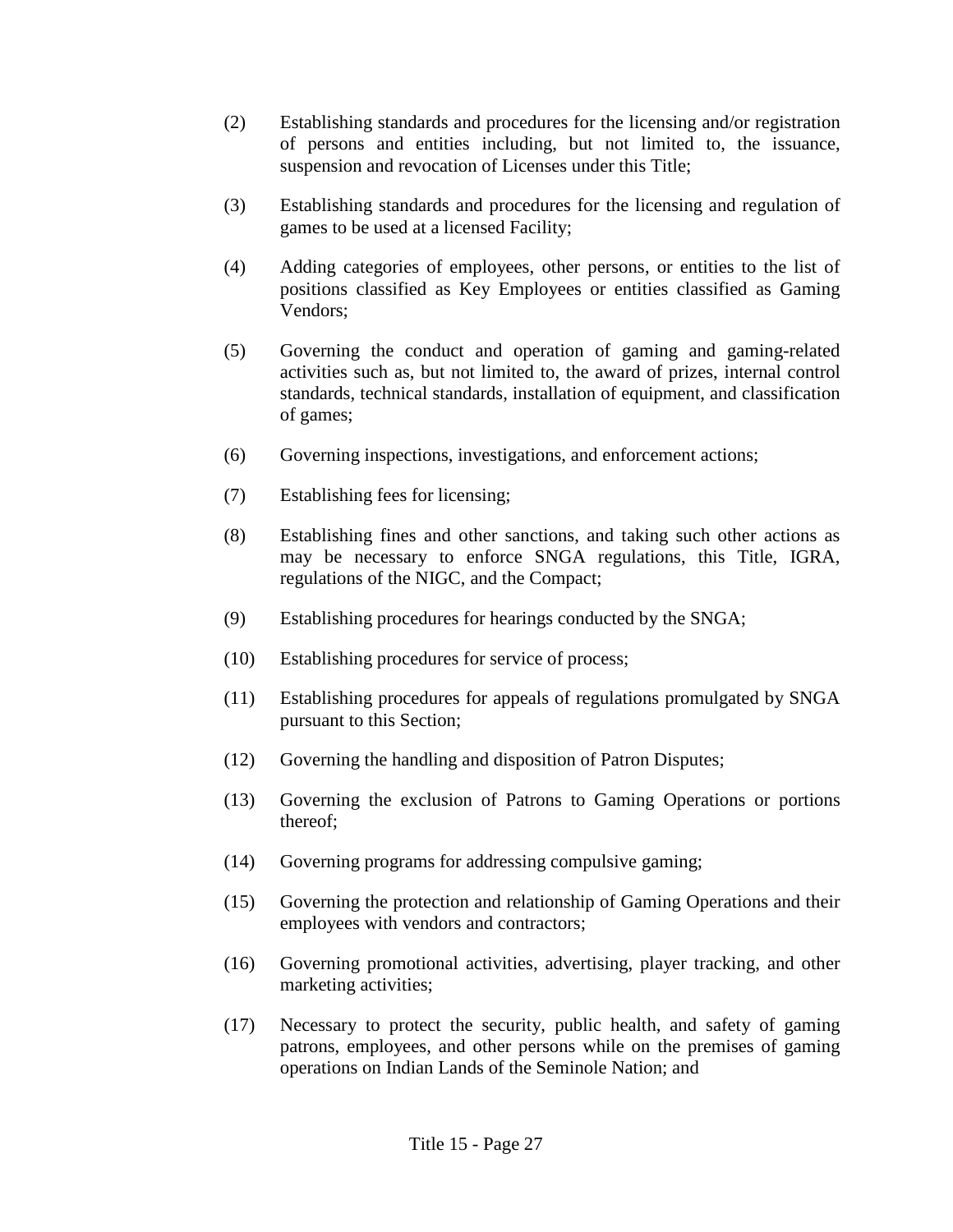(2) Establishing standards and procedures for the licensing and/or registration of persons and entities including, but not limited to, the issuance, suspension and revocation of Licenses under this Title;

(3) Establishing standards and procedures for the licensing and regulation of games to be used at a licensed Facility;

(4) Adding categories of employees, other persons, or entities to the list of positions classified as Key Employees or entities classified as Gaming Vendors;

(5) Governing the conduct and operation of gaming and gaming-related activities such as, but not limited to, the award of prizes, internal control standards, technical standards, installation of equipment, and classification of games;

(6) Governing inspections, investigations, and enforcement actions;

(7) Establishing fees for licensing;

(8) Establishing fines and other sanctions, and taking such other actions as may be necessary to enforce SNGA regulations, this Title, IGRA, regulations of the NIGC, and the Compact;

(9) Establishing procedures for hearings conducted by the SNGA;

(10) Establishing procedures for service of process;

(11) Establishing procedures for appeals of regulations promulgated by SNGA pursuant to this Section;

(12) Governing the handling and disposition of Patron Disputes;

(13) Governing the exclusion of Patrons to Gaming Operations or portions thereof;

(14) Governing programs for addressing compulsive gaming;

(15) Governing the protection and relationship of Gaming Operations and their employees with vendors and contractors;

(16) Governing promotional activities, advertising, player tracking, and other marketing activities;

(17) Necessary to protect the security, public health, and safety of gaming patrons, employees, and other persons while on the premises of gaming operations on Indian Lands of the Seminole Nation; and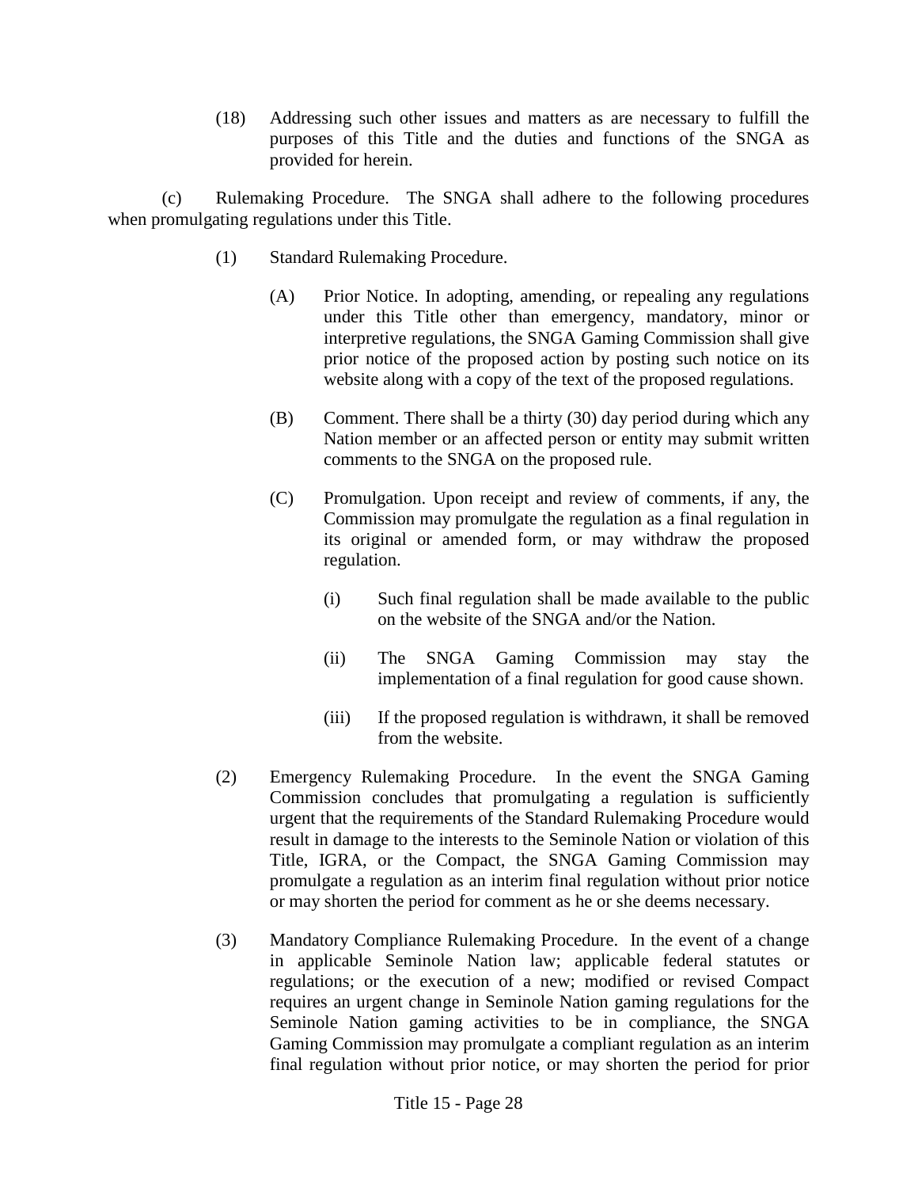(18) Addressing such other issues and matters as are necessary to fulfill the purposes of this Title and the duties and functions of the SNGA as provided for herein.

(c) Rulemaking Procedure. The SNGA shall adhere to the following procedures when promulgating regulations under this Title.

(1) Standard Rulemaking Procedure.

(A) Prior Notice. In adopting, amending, or repealing any regulations under this Title other than emergency, mandatory, minor or interpretive regulations, the SNGA Gaming Commission shall give prior notice of the proposed action by posting such notice on its website along with a copy of the text of the proposed regulations.

(B) Comment. There shall be a thirty (30) day period during which any Nation member or an affected person or entity may submit written comments to the SNGA on the proposed rule.

(C) Promulgation. Upon receipt and review of comments, if any, the Commission may promulgate the regulation as a final regulation in its original or amended form, or may withdraw the proposed regulation.

(i) Such final regulation shall be made available to the public on the website of the SNGA and/or the Nation.

(ii) The SNGA Gaming Commission may stay the implementation of a final regulation for good cause shown.

(iii) If the proposed regulation is withdrawn, it shall be removed from the website.

(2) Emergency Rulemaking Procedure. In the event the SNGA Gaming Commission concludes that promulgating a regulation is sufficiently urgent that the requirements of the Standard Rulemaking Procedure would result in damage to the interests to the Seminole Nation or violation of this Title, IGRA, or the Compact, the SNGA Gaming Commission may promulgate a regulation as an interim final regulation without prior notice or may shorten the period for comment as he or she deems necessary.

(3) Mandatory Compliance Rulemaking Procedure. In the event of a change in applicable Seminole Nation law; applicable federal statutes or regulations; or the execution of a new; modified or revised Compact requires an urgent change in Seminole Nation gaming regulations for the Seminole Nation gaming activities to be in compliance, the SNGA Gaming Commission may promulgate a compliant regulation as an interim final regulation without prior notice, or may shorten the period for prior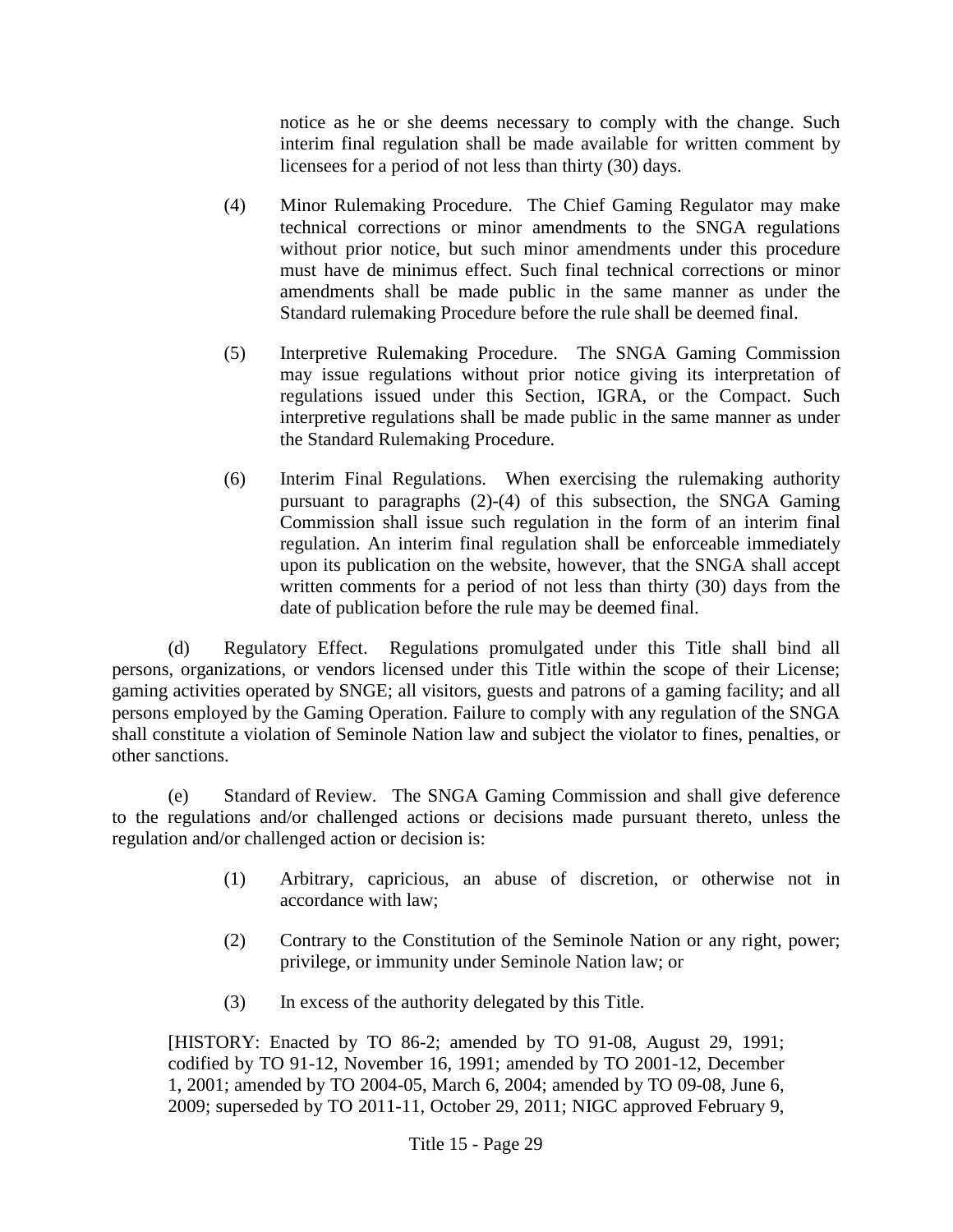notice as he or she deems necessary to comply with the change. Such interim final regulation shall be made available for written comment by licensees for a period of not less than thirty (30) days.

(4) Minor Rulemaking Procedure. The Chief Gaming Regulator may make technical corrections or minor amendments to the SNGA regulations without prior notice, but such minor amendments under this procedure must have de minimus effect. Such final technical corrections or minor amendments shall be made public in the same manner as under the Standard rulemaking Procedure before the rule shall be deemed final.

(5) Interpretive Rulemaking Procedure. The SNGA Gaming Commission may issue regulations without prior notice giving its interpretation of regulations issued under this Section, IGRA, or the Compact. Such interpretive regulations shall be made public in the same manner as under the Standard Rulemaking Procedure.

(6) Interim Final Regulations. When exercising the rulemaking authority pursuant to paragraphs (2)-(4) of this subsection, the SNGA Gaming Commission shall issue such regulation in the form of an interim final regulation. An interim final regulation shall be enforceable immediately upon its publication on the website, however, that the SNGA shall accept written comments for a period of not less than thirty (30) days from the date of publication before the rule may be deemed final.

(d) Regulatory Effect. Regulations promulgated under this Title shall bind all persons, organizations, or vendors licensed under this Title within the scope of their License; gaming activities operated by SNGE; all visitors, guests and patrons of a gaming facility; and all persons employed by the Gaming Operation. Failure to comply with any regulation of the SNGA shall constitute a violation of Seminole Nation law and subject the violator to fines, penalties, or other sanctions.

(e) Standard of Review. The SNGA Gaming Commission and shall give deference to the regulations and/or challenged actions or decisions made pursuant thereto, unless the regulation and/or challenged action or decision is:

(1) Arbitrary, capricious, an abuse of discretion, or otherwise not in accordance with law;

(2) Contrary to the Constitution of the Seminole Nation or any right, power; privilege, or immunity under Seminole Nation law; or

(3) In excess of the authority delegated by this Title.

[HISTORY: Enacted by TO 86-2; amended by TO 91-08, August 29, 1991; codified by TO 91-12, November 16, 1991; amended by TO 2001-12, December 1, 2001; amended by TO 2004-05, March 6, 2004; amended by TO 09-08, June 6, 2009; superseded by TO 2011-11, October 29, 2011; NIGC approved February 9,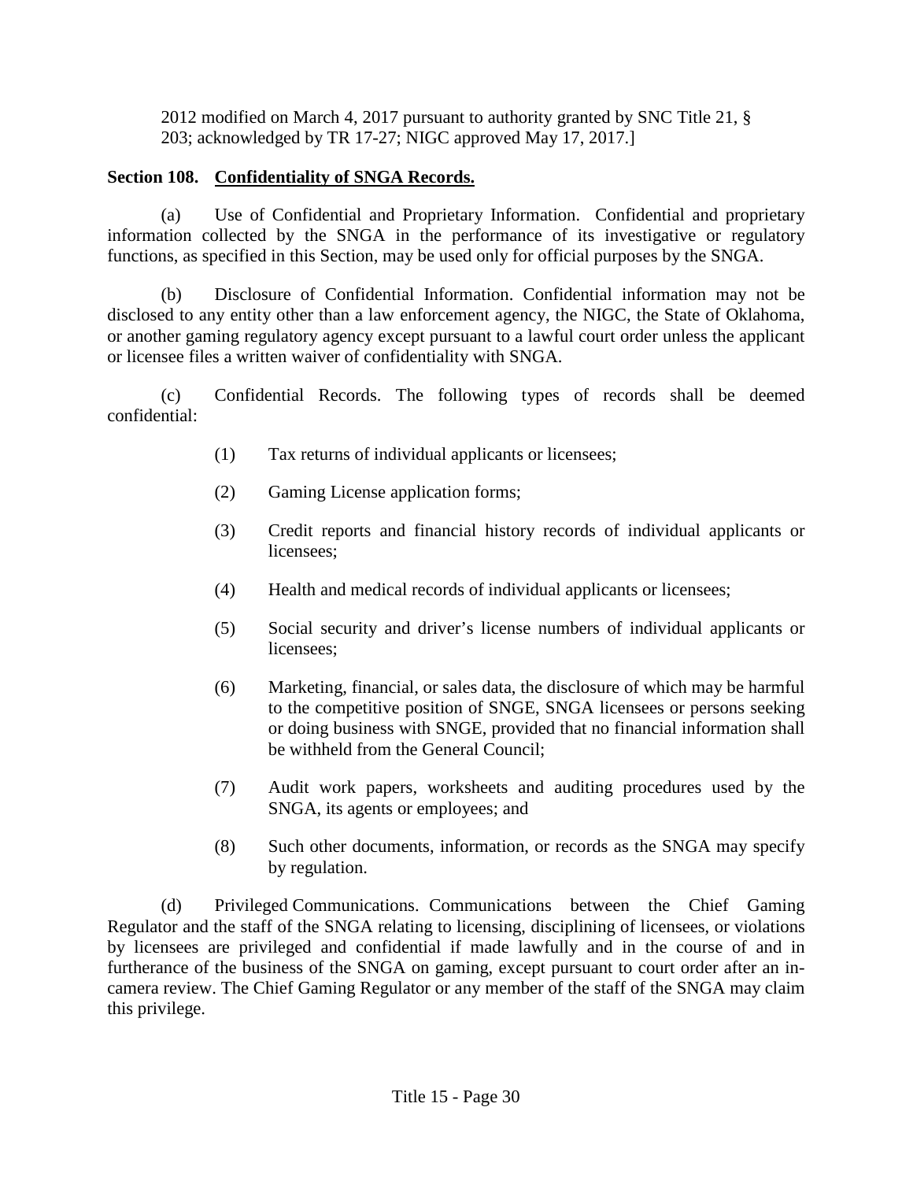2012 modified on March 4, 2017 pursuant to authority granted by SNC Title 21, § 203; acknowledged by TR 17-27; NIGC approved May 17, 2017.]

## Section 108. Confidentiality of SNGA Records.

(a) Use of Confidential and Proprietary Information. Confidential and proprietary information collected by the SNGA in the performance of its investigative or regulatory functions, as specified in this Section, may be used only for official purposes by the SNGA.

(b) Disclosure of Confidential Information. Confidential information may not be disclosed to any entity other than a law enforcement agency, the NIGC, the State of Oklahoma, or another gaming regulatory agency except pursuant to a lawful court order unless the applicant or licensee files a written waiver of confidentiality with SNGA.

(c) Confidential Records. The following types of records shall be deemed confidential:

(1) Tax returns of individual applicants or licensees;

(2) Gaming License application forms;

(3) Credit reports and financial history records of individual applicants or licensees;

(4) Health and medical records of individual applicants or licensees;

(5) Social security and driver's license numbers of individual applicants or licensees;

(6) Marketing, financial, or sales data, the disclosure of which may be harmful to the competitive position of SNGE, SNGA licensees or persons seeking or doing business with SNGE, provided that no financial information shall be withheld from the General Council;

(7) Audit work papers, worksheets and auditing procedures used by the SNGA, its agents or employees; and

(8) Such other documents, information, or records as the SNGA may specify by regulation.

(d) Privileged Communications. Communications between the Chief Gaming Regulator and the staff of the SNGA relating to licensing, disciplining of licensees, or violations by licensees are privileged and confidential if made lawfully and in the course of and in furtherance of the business of the SNGA on gaming, except pursuant to court order after an in-camera review. The Chief Gaming Regulator or any member of the staff of the SNGA may claim this privilege.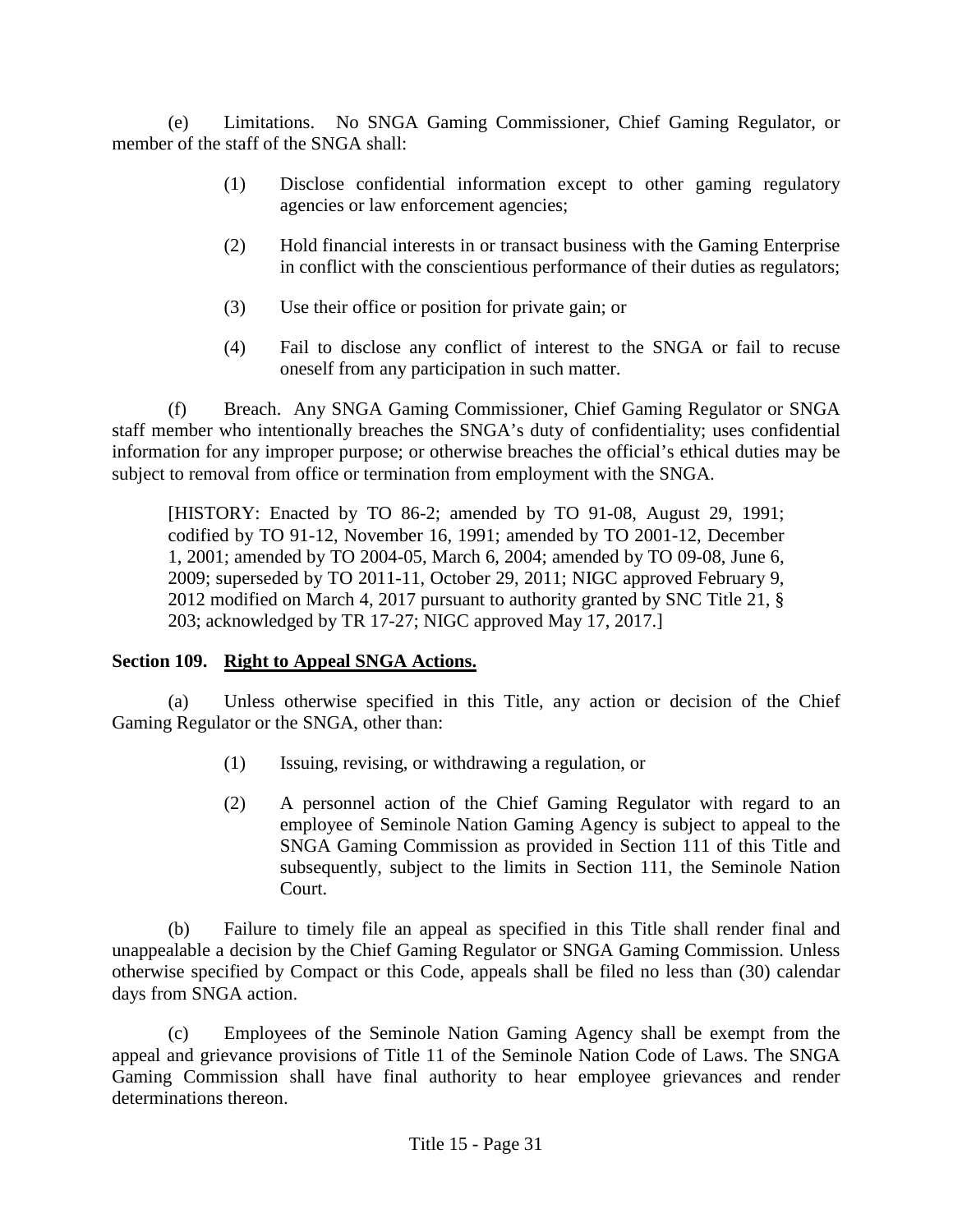(e) Limitations. No SNGA Gaming Commissioner, Chief Gaming Regulator, or member of the staff of the SNGA shall:

> (1) Disclose confidential information except to other gaming regulatory agencies or law enforcement agencies;
>
> (2) Hold financial interests in or transact business with the Gaming Enterprise in conflict with the conscientious performance of their duties as regulators;
>
> (3) Use their office or position for private gain; or
>
> (4) Fail to disclose any conflict of interest to the SNGA or fail to recuse oneself from any participation in such matter.

(f) Breach. Any SNGA Gaming Commissioner, Chief Gaming Regulator or SNGA staff member who intentionally breaches the SNGA's duty of confidentiality; uses confidential information for any improper purpose; or otherwise breaches the official's ethical duties may be subject to removal from office or termination from employment with the SNGA.

[HISTORY: Enacted by TO 86-2; amended by TO 91-08, August 29, 1991; codified by TO 91-12, November 16, 1991; amended by TO 2001-12, December 1, 2001; amended by TO 2004-05, March 6, 2004; amended by TO 09-08, June 6, 2009; superseded by TO 2011-11, October 29, 2011; NIGC approved February 9, 2012 modified on March 4, 2017 pursuant to authority granted by SNC Title 21, § 203; acknowledged by TR 17-27; NIGC approved May 17, 2017.]

**Section 109. Right to Appeal SNGA Actions.**

(a) Unless otherwise specified in this Title, any action or decision of the Chief Gaming Regulator or the SNGA, other than:

> (1) Issuing, revising, or withdrawing a regulation, or
>
> (2) A personnel action of the Chief Gaming Regulator with regard to an employee of Seminole Nation Gaming Agency is subject to appeal to the SNGA Gaming Commission as provided in Section 111 of this Title and subsequently, subject to the limits in Section 111, the Seminole Nation Court.

(b) Failure to timely file an appeal as specified in this Title shall render final and unappealable a decision by the Chief Gaming Regulator or SNGA Gaming Commission. Unless otherwise specified by Compact or this Code, appeals shall be filed no less than (30) calendar days from SNGA action.

(c) Employees of the Seminole Nation Gaming Agency shall be exempt from the appeal and grievance provisions of Title 11 of the Seminole Nation Code of Laws. The SNGA Gaming Commission shall have final authority to hear employee grievances and render determinations thereon.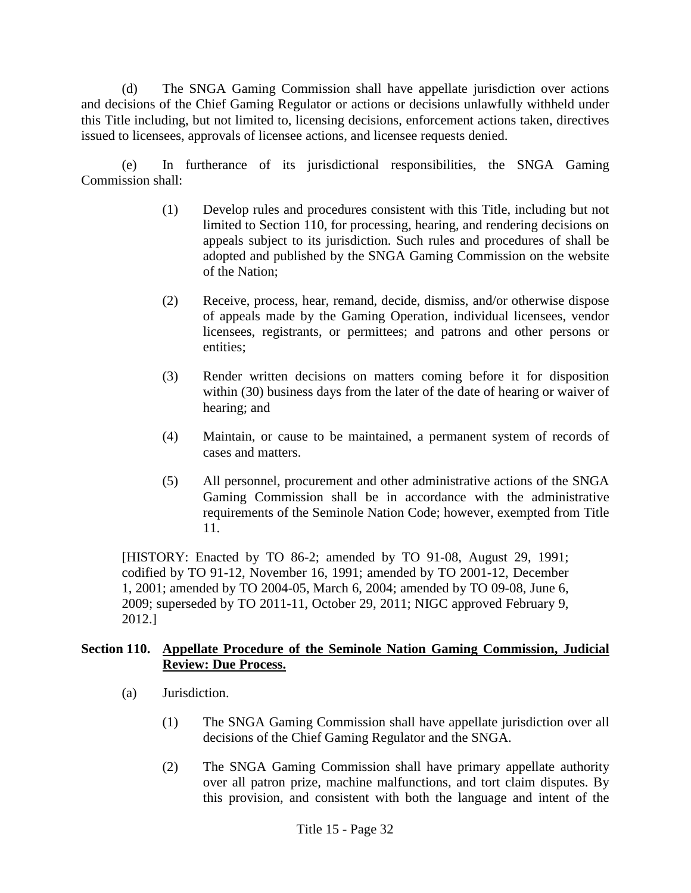(d) The SNGA Gaming Commission shall have appellate jurisdiction over actions and decisions of the Chief Gaming Regulator or actions or decisions unlawfully withheld under this Title including, but not limited to, licensing decisions, enforcement actions taken, directives issued to licensees, approvals of licensee actions, and licensee requests denied.

(e) In furtherance of its jurisdictional responsibilities, the SNGA Gaming Commission shall:

(1) Develop rules and procedures consistent with this Title, including but not limited to Section 110, for processing, hearing, and rendering decisions on appeals subject to its jurisdiction. Such rules and procedures of shall be adopted and published by the SNGA Gaming Commission on the website of the Nation;

(2) Receive, process, hear, remand, decide, dismiss, and/or otherwise dispose of appeals made by the Gaming Operation, individual licensees, vendor licensees, registrants, or permittees; and patrons and other persons or entities;

(3) Render written decisions on matters coming before it for disposition within (30) business days from the later of the date of hearing or waiver of hearing; and

(4) Maintain, or cause to be maintained, a permanent system of records of cases and matters.

(5) All personnel, procurement and other administrative actions of the SNGA Gaming Commission shall be in accordance with the administrative requirements of the Seminole Nation Code; however, exempted from Title 11.

[HISTORY: Enacted by TO 86-2; amended by TO 91-08, August 29, 1991; codified by TO 91-12, November 16, 1991; amended by TO 2001-12, December 1, 2001; amended by TO 2004-05, March 6, 2004; amended by TO 09-08, June 6, 2009; superseded by TO 2011-11, October 29, 2011; NIGC approved February 9, 2012.]

**Section 110. <u>Appellate Procedure of the Seminole Nation Gaming Commission, Judicial Review: Due Process.</u>**

(a) Jurisdiction.

(1) The SNGA Gaming Commission shall have appellate jurisdiction over all decisions of the Chief Gaming Regulator and the SNGA.

(2) The SNGA Gaming Commission shall have primary appellate authority over all patron prize, machine malfunctions, and tort claim disputes. By this provision, and consistent with both the language and intent of the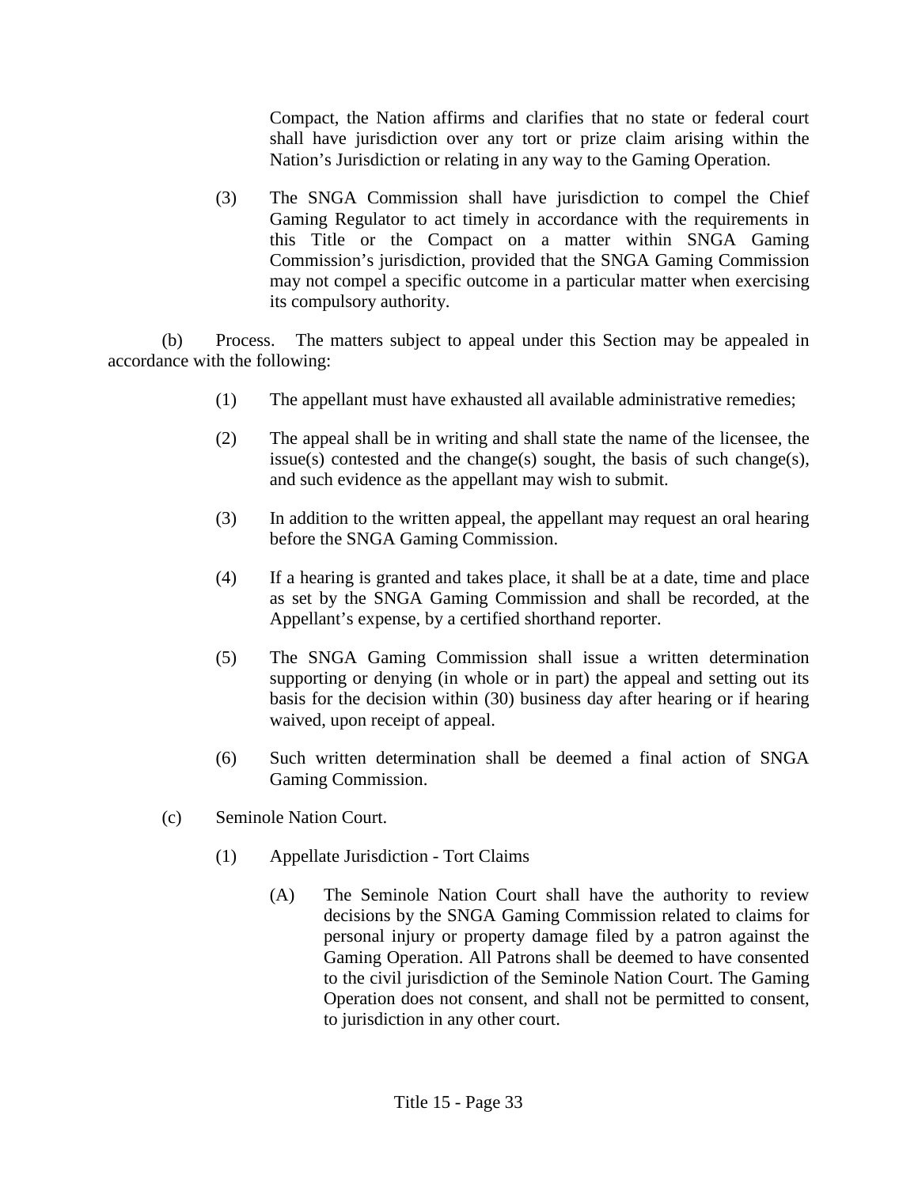Compact, the Nation affirms and clarifies that no state or federal court shall have jurisdiction over any tort or prize claim arising within the Nation's Jurisdiction or relating in any way to the Gaming Operation.

(3) The SNGA Commission shall have jurisdiction to compel the Chief Gaming Regulator to act timely in accordance with the requirements in this Title or the Compact on a matter within SNGA Gaming Commission's jurisdiction, provided that the SNGA Gaming Commission may not compel a specific outcome in a particular matter when exercising its compulsory authority.

(b) Process. The matters subject to appeal under this Section may be appealed in accordance with the following:

(1) The appellant must have exhausted all available administrative remedies;

(2) The appeal shall be in writing and shall state the name of the licensee, the issue(s) contested and the change(s) sought, the basis of such change(s), and such evidence as the appellant may wish to submit.

(3) In addition to the written appeal, the appellant may request an oral hearing before the SNGA Gaming Commission.

(4) If a hearing is granted and takes place, it shall be at a date, time and place as set by the SNGA Gaming Commission and shall be recorded, at the Appellant's expense, by a certified shorthand reporter.

(5) The SNGA Gaming Commission shall issue a written determination supporting or denying (in whole or in part) the appeal and setting out its basis for the decision within (30) business day after hearing or if hearing waived, upon receipt of appeal.

(6) Such written determination shall be deemed a final action of SNGA Gaming Commission.

(c) Seminole Nation Court.

(1) Appellate Jurisdiction - Tort Claims

(A) The Seminole Nation Court shall have the authority to review decisions by the SNGA Gaming Commission related to claims for personal injury or property damage filed by a patron against the Gaming Operation. All Patrons shall be deemed to have consented to the civil jurisdiction of the Seminole Nation Court. The Gaming Operation does not consent, and shall not be permitted to consent, to jurisdiction in any other court.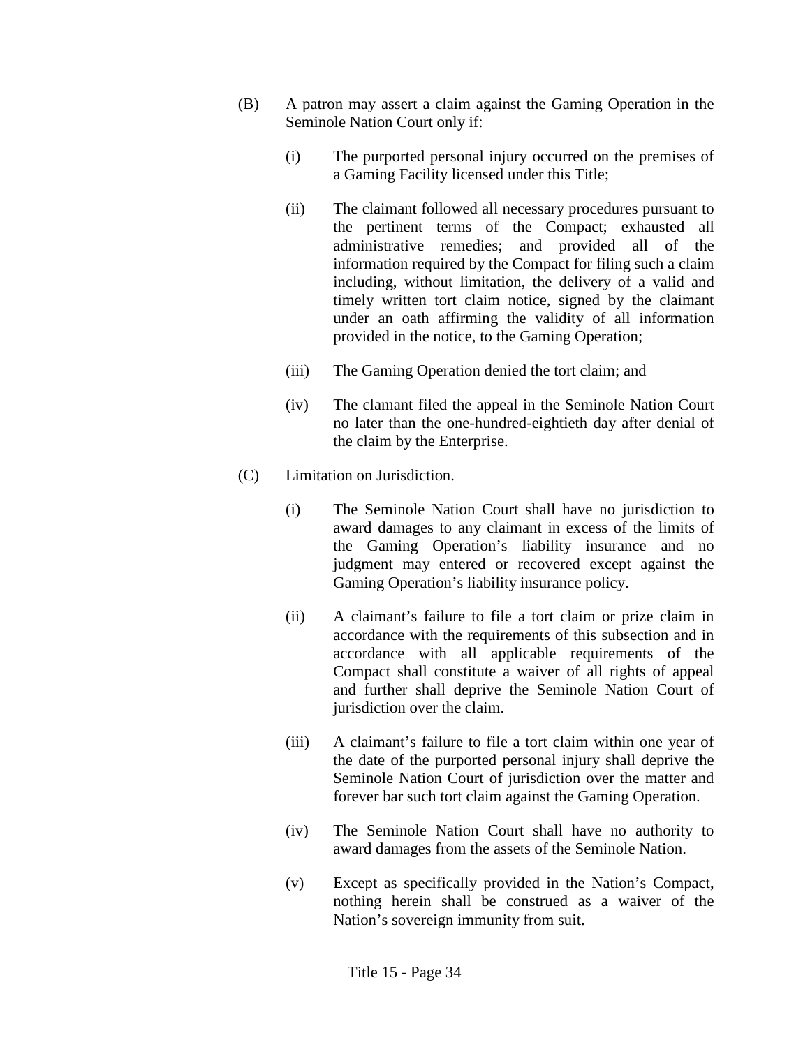(B) A patron may assert a claim against the Gaming Operation in the Seminole Nation Court only if:

(i) The purported personal injury occurred on the premises of a Gaming Facility licensed under this Title;

(ii) The claimant followed all necessary procedures pursuant to the pertinent terms of the Compact; exhausted all administrative remedies; and provided all of the information required by the Compact for filing such a claim including, without limitation, the delivery of a valid and timely written tort claim notice, signed by the claimant under an oath affirming the validity of all information provided in the notice, to the Gaming Operation;

(iii) The Gaming Operation denied the tort claim; and

(iv) The clamant filed the appeal in the Seminole Nation Court no later than the one-hundred-eightieth day after denial of the claim by the Enterprise.

(C) Limitation on Jurisdiction.

(i) The Seminole Nation Court shall have no jurisdiction to award damages to any claimant in excess of the limits of the Gaming Operation's liability insurance and no judgment may entered or recovered except against the Gaming Operation's liability insurance policy.

(ii) A claimant's failure to file a tort claim or prize claim in accordance with the requirements of this subsection and in accordance with all applicable requirements of the Compact shall constitute a waiver of all rights of appeal and further shall deprive the Seminole Nation Court of jurisdiction over the claim.

(iii) A claimant's failure to file a tort claim within one year of the date of the purported personal injury shall deprive the Seminole Nation Court of jurisdiction over the matter and forever bar such tort claim against the Gaming Operation.

(iv) The Seminole Nation Court shall have no authority to award damages from the assets of the Seminole Nation.

(v) Except as specifically provided in the Nation's Compact, nothing herein shall be construed as a waiver of the Nation's sovereign immunity from suit.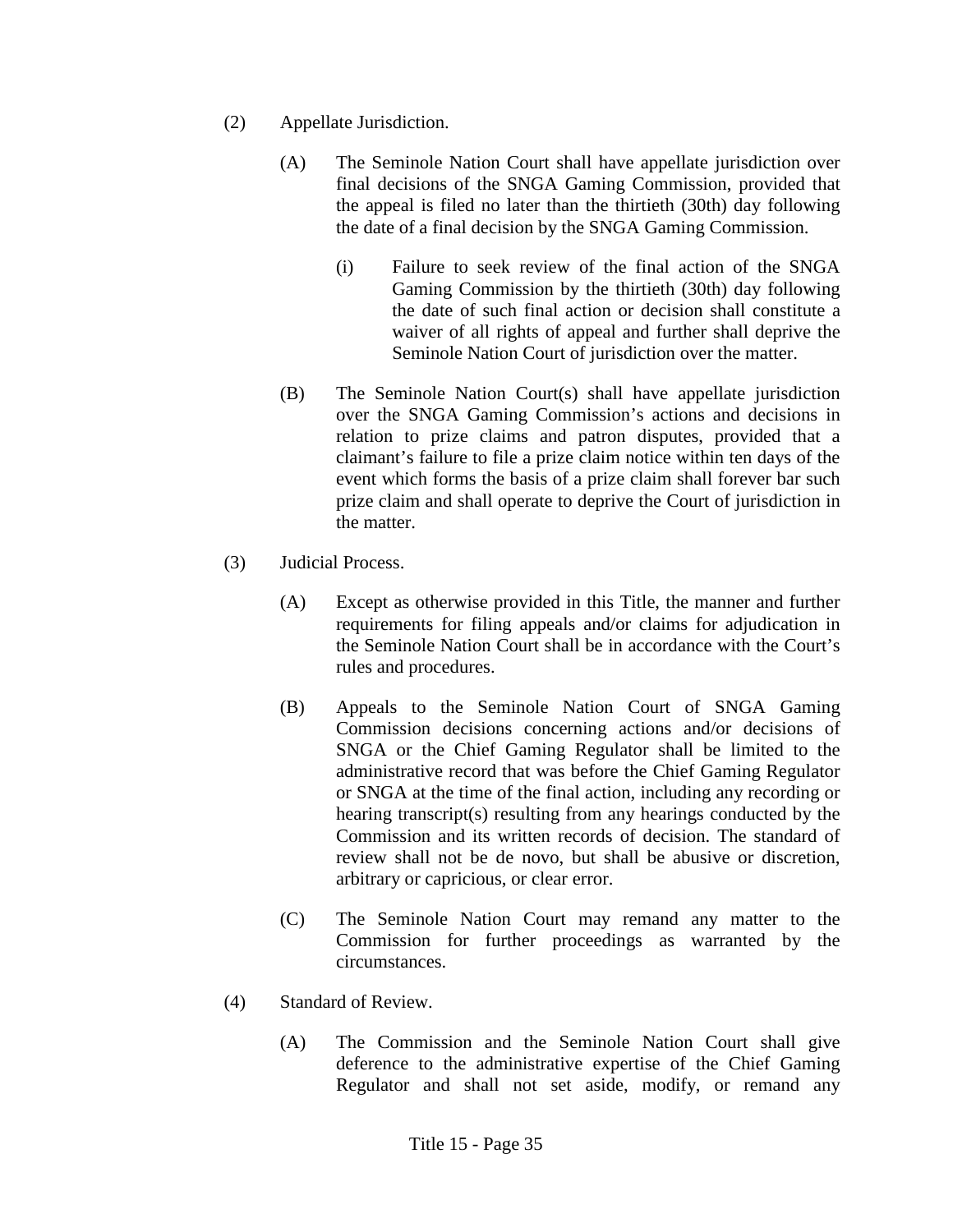(2) Appellate Jurisdiction.

(A) The Seminole Nation Court shall have appellate jurisdiction over final decisions of the SNGA Gaming Commission, provided that the appeal is filed no later than the thirtieth (30th) day following the date of a final decision by the SNGA Gaming Commission.

(i) Failure to seek review of the final action of the SNGA Gaming Commission by the thirtieth (30th) day following the date of such final action or decision shall constitute a waiver of all rights of appeal and further shall deprive the Seminole Nation Court of jurisdiction over the matter.

(B) The Seminole Nation Court(s) shall have appellate jurisdiction over the SNGA Gaming Commission's actions and decisions in relation to prize claims and patron disputes, provided that a claimant's failure to file a prize claim notice within ten days of the event which forms the basis of a prize claim shall forever bar such prize claim and shall operate to deprive the Court of jurisdiction in the matter.

(3) Judicial Process.

(A) Except as otherwise provided in this Title, the manner and further requirements for filing appeals and/or claims for adjudication in the Seminole Nation Court shall be in accordance with the Court's rules and procedures.

(B) Appeals to the Seminole Nation Court of SNGA Gaming Commission decisions concerning actions and/or decisions of SNGA or the Chief Gaming Regulator shall be limited to the administrative record that was before the Chief Gaming Regulator or SNGA at the time of the final action, including any recording or hearing transcript(s) resulting from any hearings conducted by the Commission and its written records of decision. The standard of review shall not be de novo, but shall be abusive or discretion, arbitrary or capricious, or clear error.

(C) The Seminole Nation Court may remand any matter to the Commission for further proceedings as warranted by the circumstances.

(4) Standard of Review.

(A) The Commission and the Seminole Nation Court shall give deference to the administrative expertise of the Chief Gaming Regulator and shall not set aside, modify, or remand any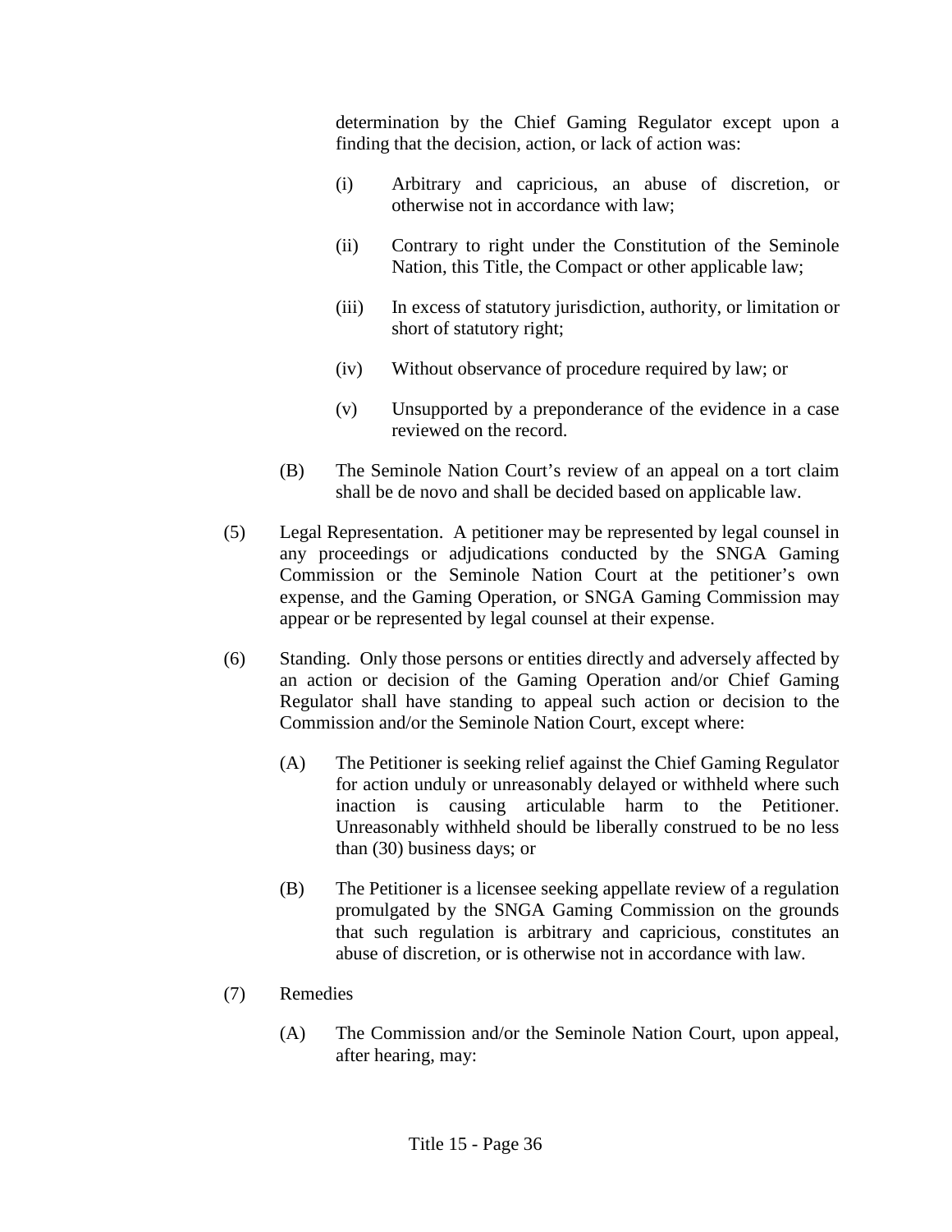determination by the Chief Gaming Regulator except upon a finding that the decision, action, or lack of action was:

(i) Arbitrary and capricious, an abuse of discretion, or otherwise not in accordance with law;

(ii) Contrary to right under the Constitution of the Seminole Nation, this Title, the Compact or other applicable law;

(iii) In excess of statutory jurisdiction, authority, or limitation or short of statutory right;

(iv) Without observance of procedure required by law; or

(v) Unsupported by a preponderance of the evidence in a case reviewed on the record.

(B) The Seminole Nation Court's review of an appeal on a tort claim shall be de novo and shall be decided based on applicable law.

(5) Legal Representation. A petitioner may be represented by legal counsel in any proceedings or adjudications conducted by the SNGA Gaming Commission or the Seminole Nation Court at the petitioner's own expense, and the Gaming Operation, or SNGA Gaming Commission may appear or be represented by legal counsel at their expense.

(6) Standing. Only those persons or entities directly and adversely affected by an action or decision of the Gaming Operation and/or Chief Gaming Regulator shall have standing to appeal such action or decision to the Commission and/or the Seminole Nation Court, except where:

(A) The Petitioner is seeking relief against the Chief Gaming Regulator for action unduly or unreasonably delayed or withheld where such inaction is causing articulable harm to the Petitioner. Unreasonably withheld should be liberally construed to be no less than (30) business days; or

(B) The Petitioner is a licensee seeking appellate review of a regulation promulgated by the SNGA Gaming Commission on the grounds that such regulation is arbitrary and capricious, constitutes an abuse of discretion, or is otherwise not in accordance with law.

(7) Remedies

(A) The Commission and/or the Seminole Nation Court, upon appeal, after hearing, may: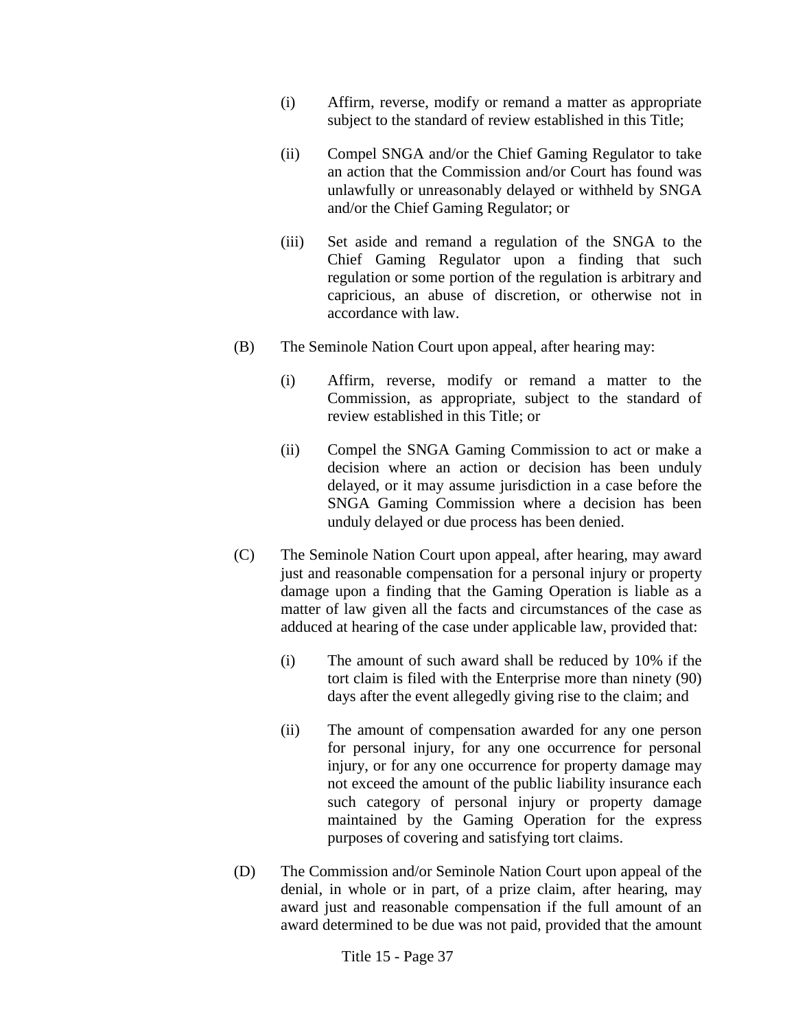(i) Affirm, reverse, modify or remand a matter as appropriate subject to the standard of review established in this Title;

(ii) Compel SNGA and/or the Chief Gaming Regulator to take an action that the Commission and/or Court has found was unlawfully or unreasonably delayed or withheld by SNGA and/or the Chief Gaming Regulator; or

(iii) Set aside and remand a regulation of the SNGA to the Chief Gaming Regulator upon a finding that such regulation or some portion of the regulation is arbitrary and capricious, an abuse of discretion, or otherwise not in accordance with law.

(B) The Seminole Nation Court upon appeal, after hearing may:

(i) Affirm, reverse, modify or remand a matter to the Commission, as appropriate, subject to the standard of review established in this Title; or

(ii) Compel the SNGA Gaming Commission to act or make a decision where an action or decision has been unduly delayed, or it may assume jurisdiction in a case before the SNGA Gaming Commission where a decision has been unduly delayed or due process has been denied.

(C) The Seminole Nation Court upon appeal, after hearing, may award just and reasonable compensation for a personal injury or property damage upon a finding that the Gaming Operation is liable as a matter of law given all the facts and circumstances of the case as adduced at hearing of the case under applicable law, provided that:

(i) The amount of such award shall be reduced by 10% if the tort claim is filed with the Enterprise more than ninety (90) days after the event allegedly giving rise to the claim; and

(ii) The amount of compensation awarded for any one person for personal injury, for any one occurrence for personal injury, or for any one occurrence for property damage may not exceed the amount of the public liability insurance each such category of personal injury or property damage maintained by the Gaming Operation for the express purposes of covering and satisfying tort claims.

(D) The Commission and/or Seminole Nation Court upon appeal of the denial, in whole or in part, of a prize claim, after hearing, may award just and reasonable compensation if the full amount of an award determined to be due was not paid, provided that the amount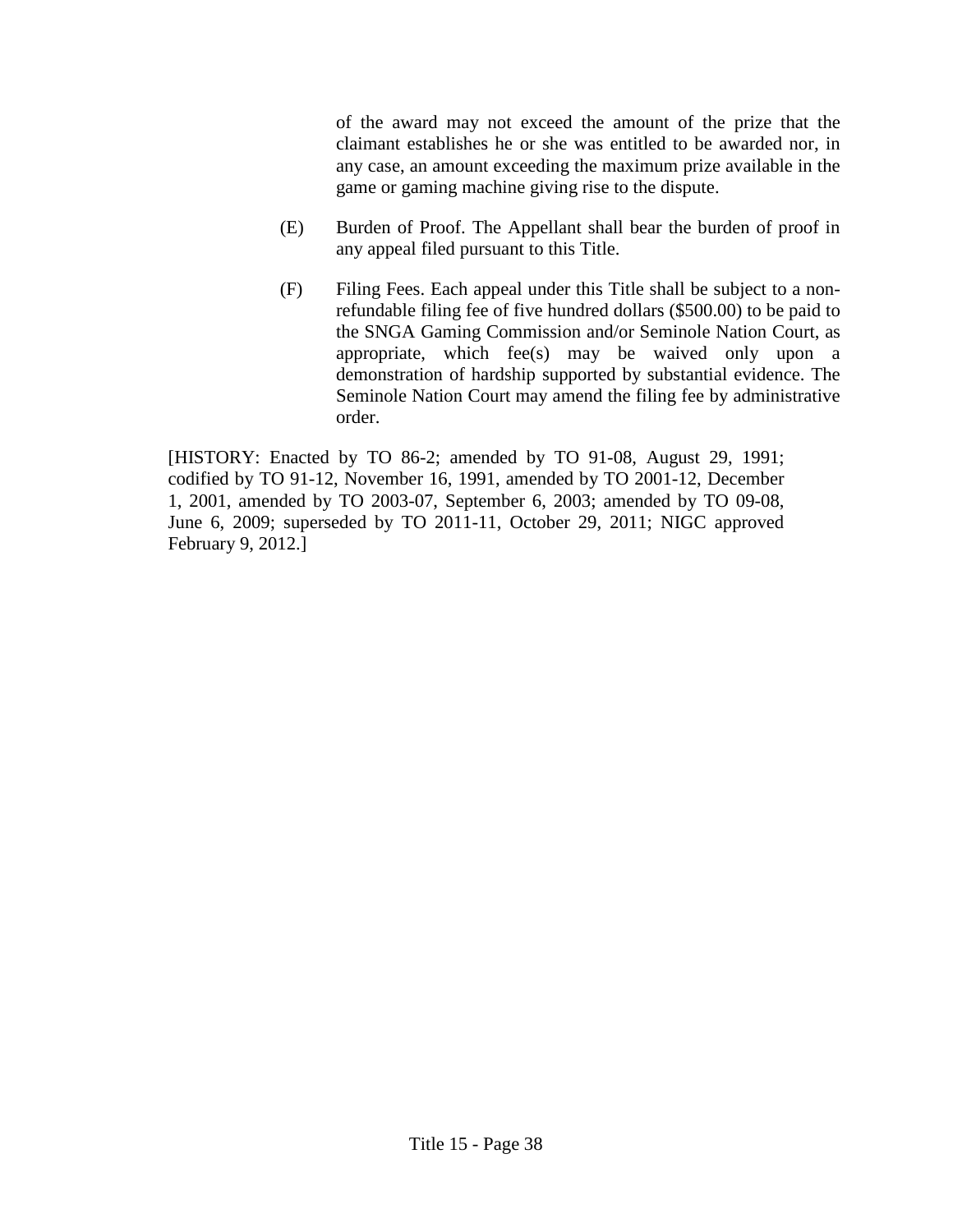of the award may not exceed the amount of the prize that the claimant establishes he or she was entitled to be awarded nor, in any case, an amount exceeding the maximum prize available in the game or gaming machine giving rise to the dispute.

(E) Burden of Proof. The Appellant shall bear the burden of proof in any appeal filed pursuant to this Title.

(F) Filing Fees. Each appeal under this Title shall be subject to a non-refundable filing fee of five hundred dollars ($500.00) to be paid to the SNGA Gaming Commission and/or Seminole Nation Court, as appropriate, which fee(s) may be waived only upon a demonstration of hardship supported by substantial evidence. The Seminole Nation Court may amend the filing fee by administrative order.

[HISTORY: Enacted by TO 86-2; amended by TO 91-08, August 29, 1991; codified by TO 91-12, November 16, 1991, amended by TO 2001-12, December 1, 2001, amended by TO 2003-07, September 6, 2003; amended by TO 09-08, June 6, 2009; superseded by TO 2011-11, October 29, 2011; NIGC approved February 9, 2012.]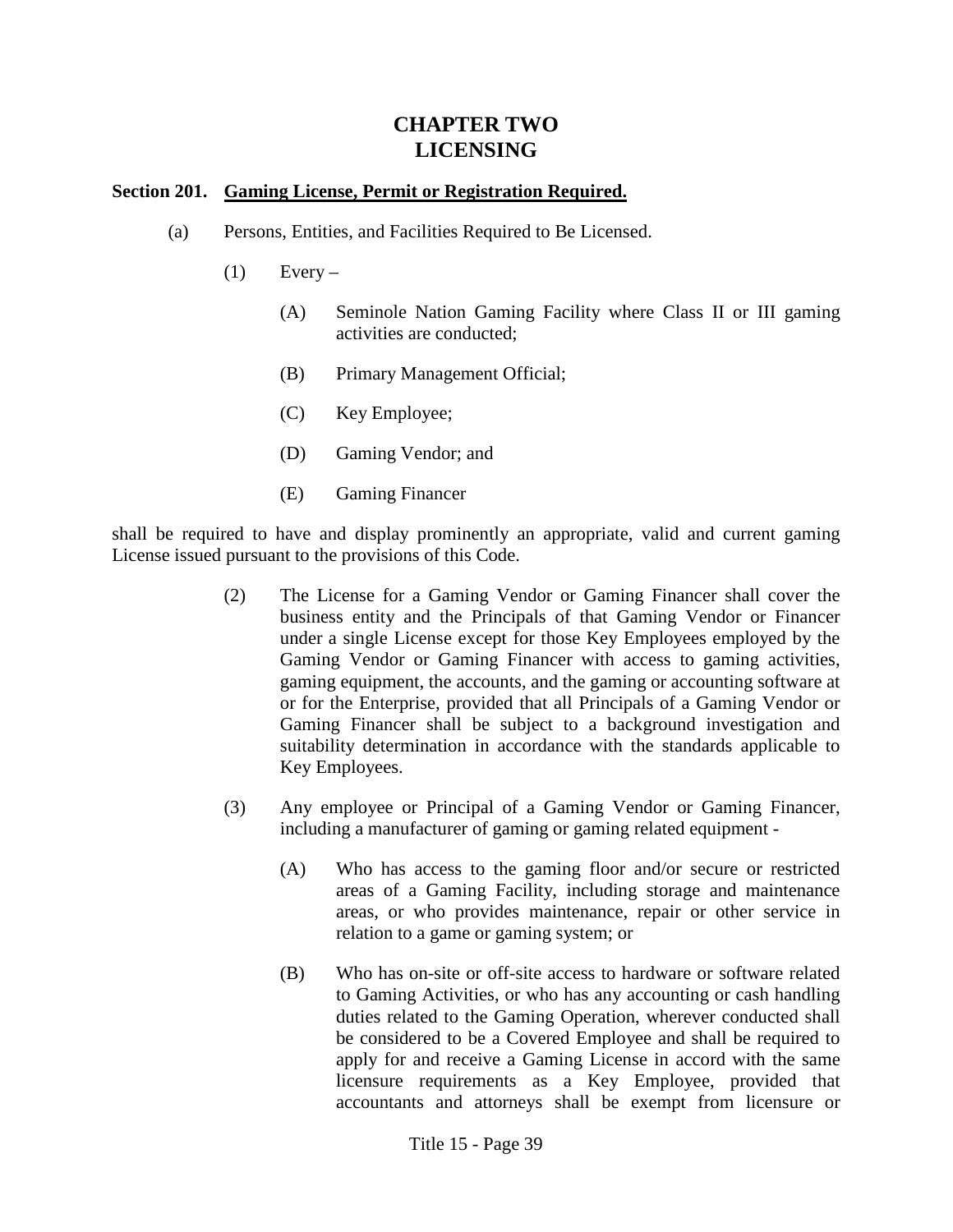# CHAPTER TWO
# LICENSING

**Section 201. Gaming License, Permit or Registration Required.**

(a) Persons, Entities, and Facilities Required to Be Licensed.

(1) Every –

(A) Seminole Nation Gaming Facility where Class II or III gaming activities are conducted;

(B) Primary Management Official;

(C) Key Employee;

(D) Gaming Vendor; and

(E) Gaming Financer

shall be required to have and display prominently an appropriate, valid and current gaming License issued pursuant to the provisions of this Code.

(2) The License for a Gaming Vendor or Gaming Financer shall cover the business entity and the Principals of that Gaming Vendor or Financer under a single License except for those Key Employees employed by the Gaming Vendor or Gaming Financer with access to gaming activities, gaming equipment, the accounts, and the gaming or accounting software at or for the Enterprise, provided that all Principals of a Gaming Vendor or Gaming Financer shall be subject to a background investigation and suitability determination in accordance with the standards applicable to Key Employees.

(3) Any employee or Principal of a Gaming Vendor or Gaming Financer, including a manufacturer of gaming or gaming related equipment -

(A) Who has access to the gaming floor and/or secure or restricted areas of a Gaming Facility, including storage and maintenance areas, or who provides maintenance, repair or other service in relation to a game or gaming system; or

(B) Who has on-site or off-site access to hardware or software related to Gaming Activities, or who has any accounting or cash handling duties related to the Gaming Operation, wherever conducted shall be considered to be a Covered Employee and shall be required to apply for and receive a Gaming License in accord with the same licensure requirements as a Key Employee, provided that accountants and attorneys shall be exempt from licensure or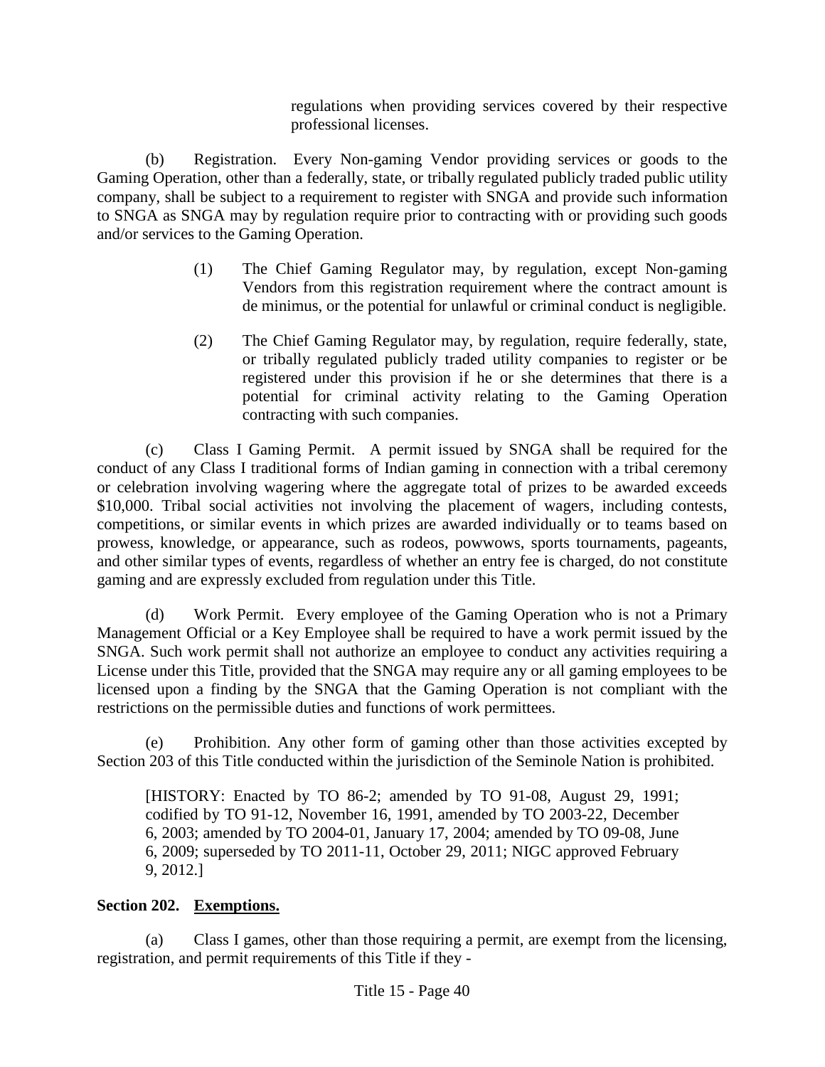regulations when providing services covered by their respective professional licenses.

(b) Registration. Every Non-gaming Vendor providing services or goods to the Gaming Operation, other than a federally, state, or tribally regulated publicly traded public utility company, shall be subject to a requirement to register with SNGA and provide such information to SNGA as SNGA may by regulation require prior to contracting with or providing such goods and/or services to the Gaming Operation.

> (1) The Chief Gaming Regulator may, by regulation, except Non-gaming Vendors from this registration requirement where the contract amount is de minimus, or the potential for unlawful or criminal conduct is negligible.
>
> (2) The Chief Gaming Regulator may, by regulation, require federally, state, or tribally regulated publicly traded utility companies to register or be registered under this provision if he or she determines that there is a potential for criminal activity relating to the Gaming Operation contracting with such companies.

(c) Class I Gaming Permit. A permit issued by SNGA shall be required for the conduct of any Class I traditional forms of Indian gaming in connection with a tribal ceremony or celebration involving wagering where the aggregate total of prizes to be awarded exceeds $10,000. Tribal social activities not involving the placement of wagers, including contests, competitions, or similar events in which prizes are awarded individually or to teams based on prowess, knowledge, or appearance, such as rodeos, powwows, sports tournaments, pageants, and other similar types of events, regardless of whether an entry fee is charged, do not constitute gaming and are expressly excluded from regulation under this Title.

(d) Work Permit. Every employee of the Gaming Operation who is not a Primary Management Official or a Key Employee shall be required to have a work permit issued by the SNGA. Such work permit shall not authorize an employee to conduct any activities requiring a License under this Title, provided that the SNGA may require any or all gaming employees to be licensed upon a finding by the SNGA that the Gaming Operation is not compliant with the restrictions on the permissible duties and functions of work permittees.

(e) Prohibition. Any other form of gaming other than those activities excepted by Section 203 of this Title conducted within the jurisdiction of the Seminole Nation is prohibited.

[HISTORY: Enacted by TO 86-2; amended by TO 91-08, August 29, 1991; codified by TO 91-12, November 16, 1991, amended by TO 2003-22, December 6, 2003; amended by TO 2004-01, January 17, 2004; amended by TO 09-08, June 6, 2009; superseded by TO 2011-11, October 29, 2011; NIGC approved February 9, 2012.]

**Section 202. <u>Exemptions.</u>**

(a) Class I games, other than those requiring a permit, are exempt from the licensing, registration, and permit requirements of this Title if they -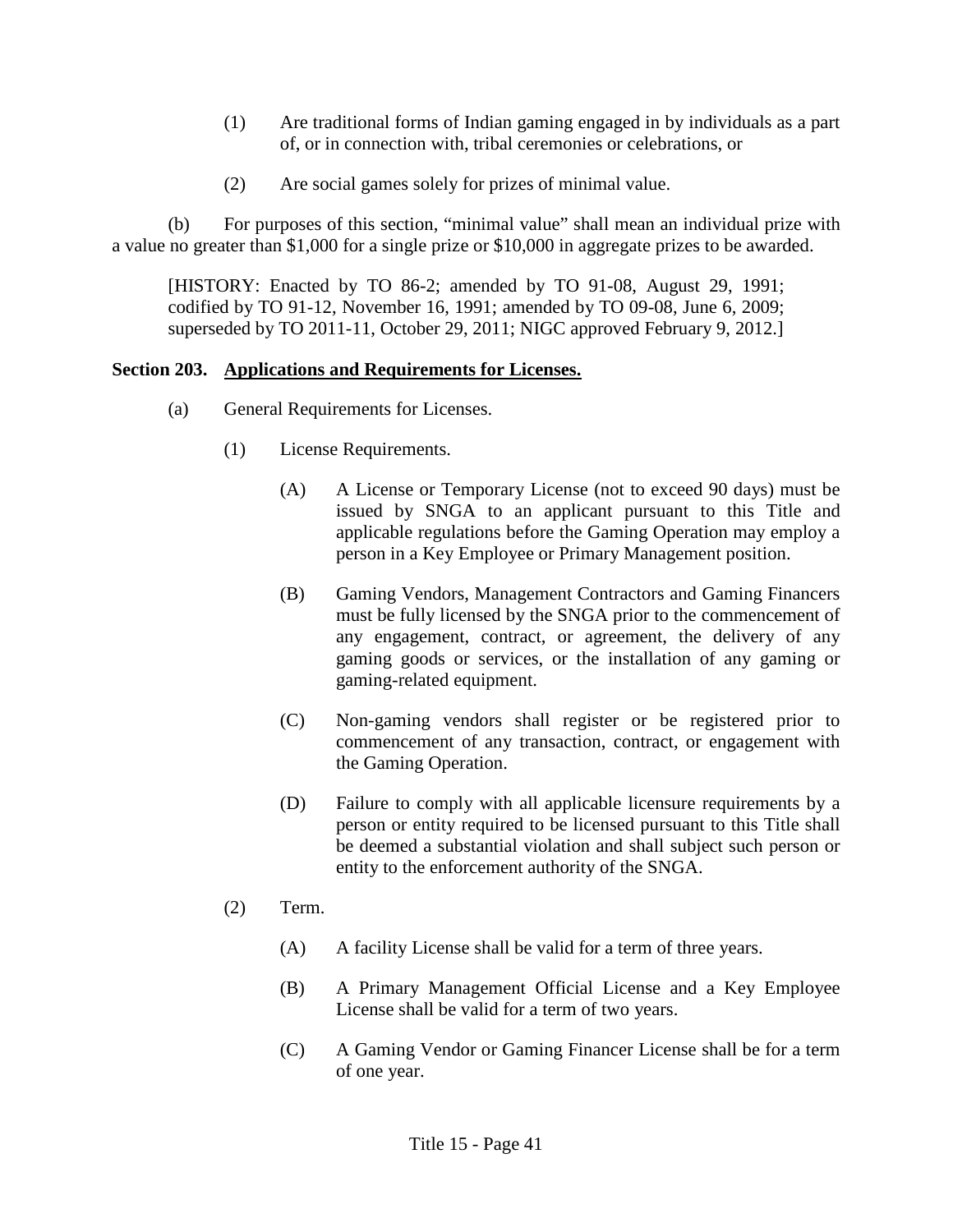(1) Are traditional forms of Indian gaming engaged in by individuals as a part of, or in connection with, tribal ceremonies or celebrations, or

(2) Are social games solely for prizes of minimal value.

(b) For purposes of this section, "minimal value" shall mean an individual prize with a value no greater than $1,000 for a single prize or $10,000 in aggregate prizes to be awarded.

[HISTORY: Enacted by TO 86-2; amended by TO 91-08, August 29, 1991; codified by TO 91-12, November 16, 1991; amended by TO 09-08, June 6, 2009; superseded by TO 2011-11, October 29, 2011; NIGC approved February 9, 2012.]

**Section 203. Applications and Requirements for Licenses.**

(a) General Requirements for Licenses.

(1) License Requirements.

(A) A License or Temporary License (not to exceed 90 days) must be issued by SNGA to an applicant pursuant to this Title and applicable regulations before the Gaming Operation may employ a person in a Key Employee or Primary Management position.

(B) Gaming Vendors, Management Contractors and Gaming Financers must be fully licensed by the SNGA prior to the commencement of any engagement, contract, or agreement, the delivery of any gaming goods or services, or the installation of any gaming or gaming-related equipment.

(C) Non-gaming vendors shall register or be registered prior to commencement of any transaction, contract, or engagement with the Gaming Operation.

(D) Failure to comply with all applicable licensure requirements by a person or entity required to be licensed pursuant to this Title shall be deemed a substantial violation and shall subject such person or entity to the enforcement authority of the SNGA.

(2) Term.

(A) A facility License shall be valid for a term of three years.

(B) A Primary Management Official License and a Key Employee License shall be valid for a term of two years.

(C) A Gaming Vendor or Gaming Financer License shall be for a term of one year.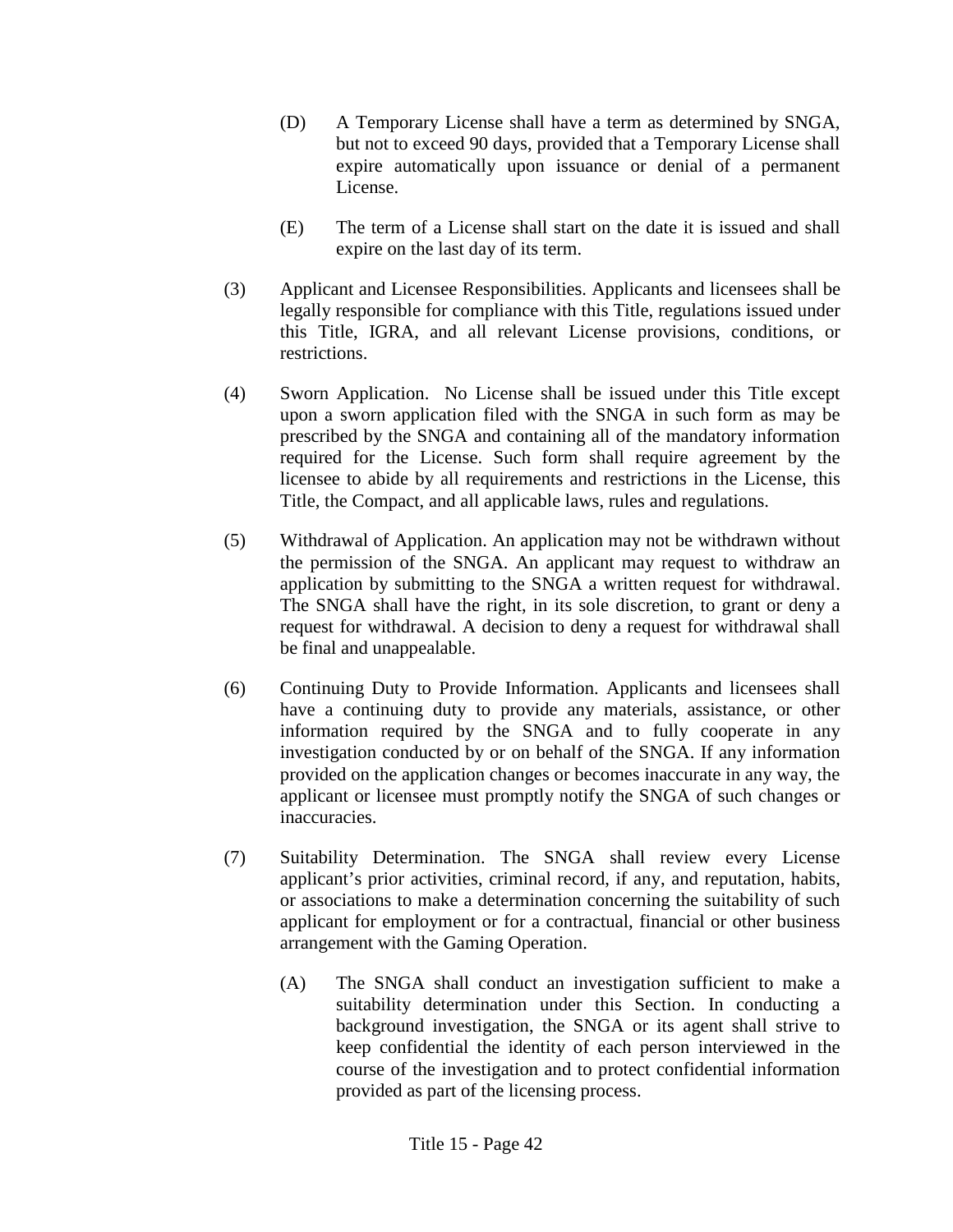(D) A Temporary License shall have a term as determined by SNGA, but not to exceed 90 days, provided that a Temporary License shall expire automatically upon issuance or denial of a permanent License.

(E) The term of a License shall start on the date it is issued and shall expire on the last day of its term.

(3) Applicant and Licensee Responsibilities. Applicants and licensees shall be legally responsible for compliance with this Title, regulations issued under this Title, IGRA, and all relevant License provisions, conditions, or restrictions.

(4) Sworn Application. No License shall be issued under this Title except upon a sworn application filed with the SNGA in such form as may be prescribed by the SNGA and containing all of the mandatory information required for the License. Such form shall require agreement by the licensee to abide by all requirements and restrictions in the License, this Title, the Compact, and all applicable laws, rules and regulations.

(5) Withdrawal of Application. An application may not be withdrawn without the permission of the SNGA. An applicant may request to withdraw an application by submitting to the SNGA a written request for withdrawal. The SNGA shall have the right, in its sole discretion, to grant or deny a request for withdrawal. A decision to deny a request for withdrawal shall be final and unappealable.

(6) Continuing Duty to Provide Information. Applicants and licensees shall have a continuing duty to provide any materials, assistance, or other information required by the SNGA and to fully cooperate in any investigation conducted by or on behalf of the SNGA. If any information provided on the application changes or becomes inaccurate in any way, the applicant or licensee must promptly notify the SNGA of such changes or inaccuracies.

(7) Suitability Determination. The SNGA shall review every License applicant's prior activities, criminal record, if any, and reputation, habits, or associations to make a determination concerning the suitability of such applicant for employment or for a contractual, financial or other business arrangement with the Gaming Operation.

(A) The SNGA shall conduct an investigation sufficient to make a suitability determination under this Section. In conducting a background investigation, the SNGA or its agent shall strive to keep confidential the identity of each person interviewed in the course of the investigation and to protect confidential information provided as part of the licensing process.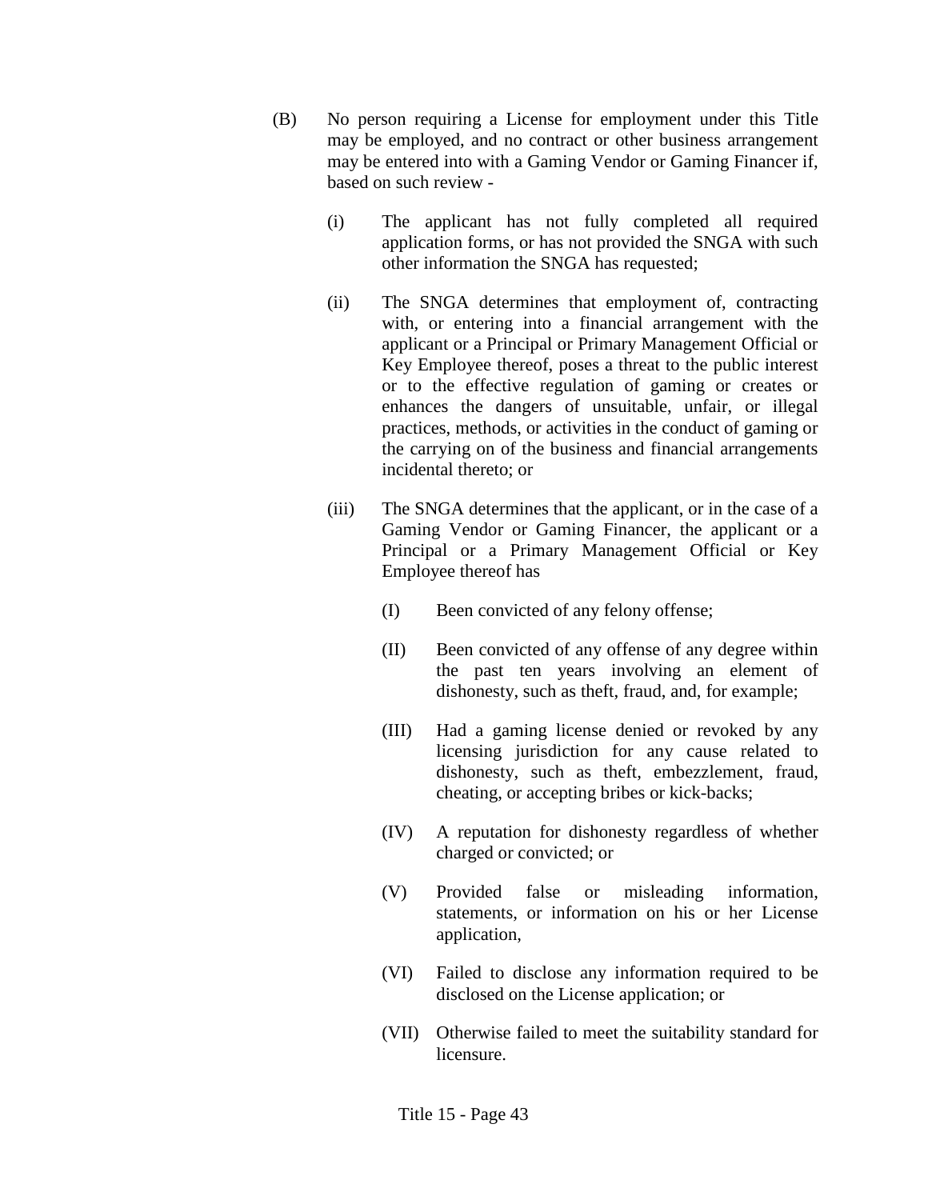(B) No person requiring a License for employment under this Title may be employed, and no contract or other business arrangement may be entered into with a Gaming Vendor or Gaming Financer if, based on such review -

   (i) The applicant has not fully completed all required application forms, or has not provided the SNGA with such other information the SNGA has requested;

   (ii) The SNGA determines that employment of, contracting with, or entering into a financial arrangement with the applicant or a Principal or Primary Management Official or Key Employee thereof, poses a threat to the public interest or to the effective regulation of gaming or creates or enhances the dangers of unsuitable, unfair, or illegal practices, methods, or activities in the conduct of gaming or the carrying on of the business and financial arrangements incidental thereto; or

   (iii) The SNGA determines that the applicant, or in the case of a Gaming Vendor or Gaming Financer, the applicant or a Principal or a Primary Management Official or Key Employee thereof has

      (I) Been convicted of any felony offense;

      (II) Been convicted of any offense of any degree within the past ten years involving an element of dishonesty, such as theft, fraud, and, for example;

      (III) Had a gaming license denied or revoked by any licensing jurisdiction for any cause related to dishonesty, such as theft, embezzlement, fraud, cheating, or accepting bribes or kick-backs;

      (IV) A reputation for dishonesty regardless of whether charged or convicted; or

      (V) Provided false or misleading information, statements, or information on his or her License application,

      (VI) Failed to disclose any information required to be disclosed on the License application; or

      (VII) Otherwise failed to meet the suitability standard for licensure.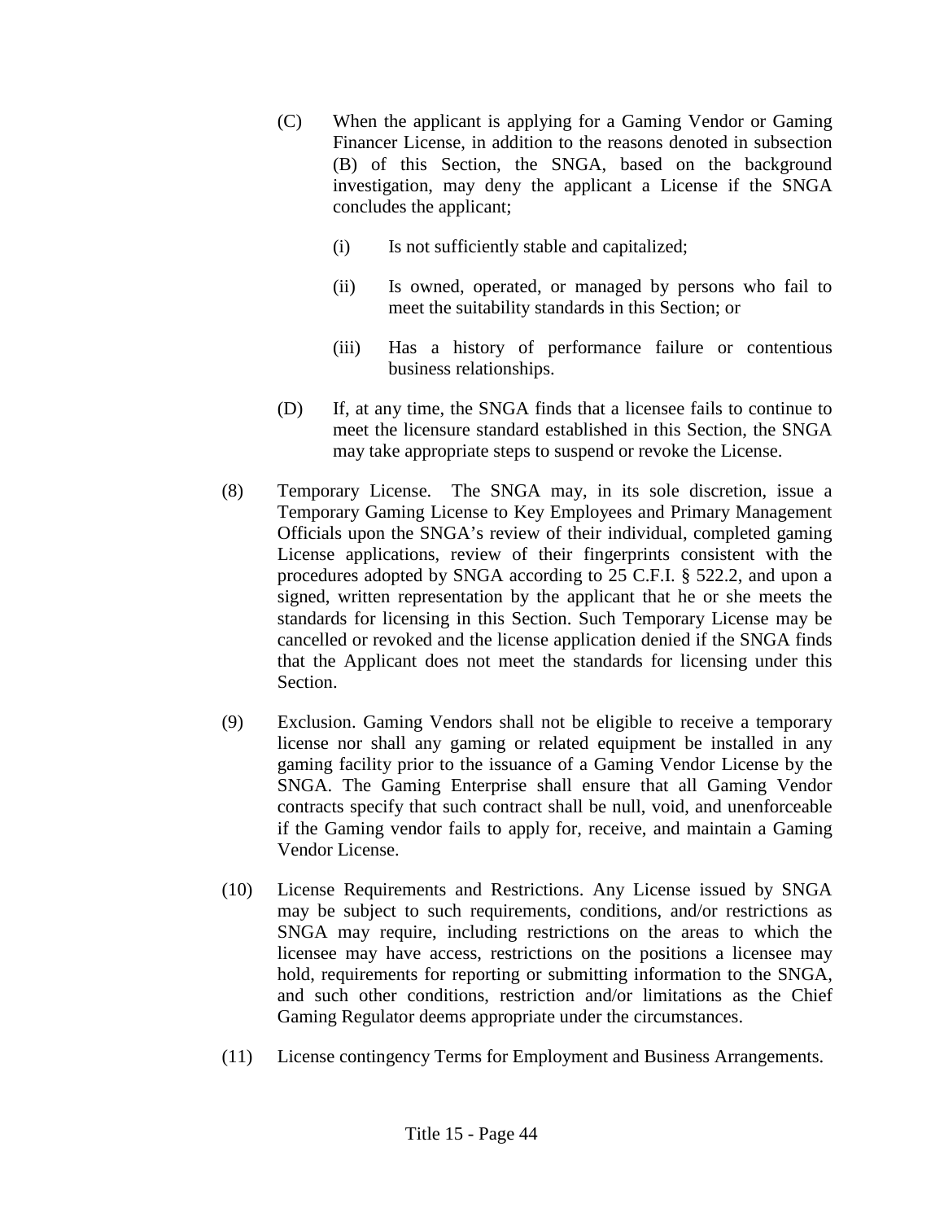(C) When the applicant is applying for a Gaming Vendor or Gaming Financer License, in addition to the reasons denoted in subsection (B) of this Section, the SNGA, based on the background investigation, may deny the applicant a License if the SNGA concludes the applicant;

(i) Is not sufficiently stable and capitalized;

(ii) Is owned, operated, or managed by persons who fail to meet the suitability standards in this Section; or

(iii) Has a history of performance failure or contentious business relationships.

(D) If, at any time, the SNGA finds that a licensee fails to continue to meet the licensure standard established in this Section, the SNGA may take appropriate steps to suspend or revoke the License.

(8) Temporary License. The SNGA may, in its sole discretion, issue a Temporary Gaming License to Key Employees and Primary Management Officials upon the SNGA's review of their individual, completed gaming License applications, review of their fingerprints consistent with the procedures adopted by SNGA according to 25 C.F.I. § 522.2, and upon a signed, written representation by the applicant that he or she meets the standards for licensing in this Section. Such Temporary License may be cancelled or revoked and the license application denied if the SNGA finds that the Applicant does not meet the standards for licensing under this Section.

(9) Exclusion. Gaming Vendors shall not be eligible to receive a temporary license nor shall any gaming or related equipment be installed in any gaming facility prior to the issuance of a Gaming Vendor License by the SNGA. The Gaming Enterprise shall ensure that all Gaming Vendor contracts specify that such contract shall be null, void, and unenforceable if the Gaming vendor fails to apply for, receive, and maintain a Gaming Vendor License.

(10) License Requirements and Restrictions. Any License issued by SNGA may be subject to such requirements, conditions, and/or restrictions as SNGA may require, including restrictions on the areas to which the licensee may have access, restrictions on the positions a licensee may hold, requirements for reporting or submitting information to the SNGA, and such other conditions, restriction and/or limitations as the Chief Gaming Regulator deems appropriate under the circumstances.

(11) License contingency Terms for Employment and Business Arrangements.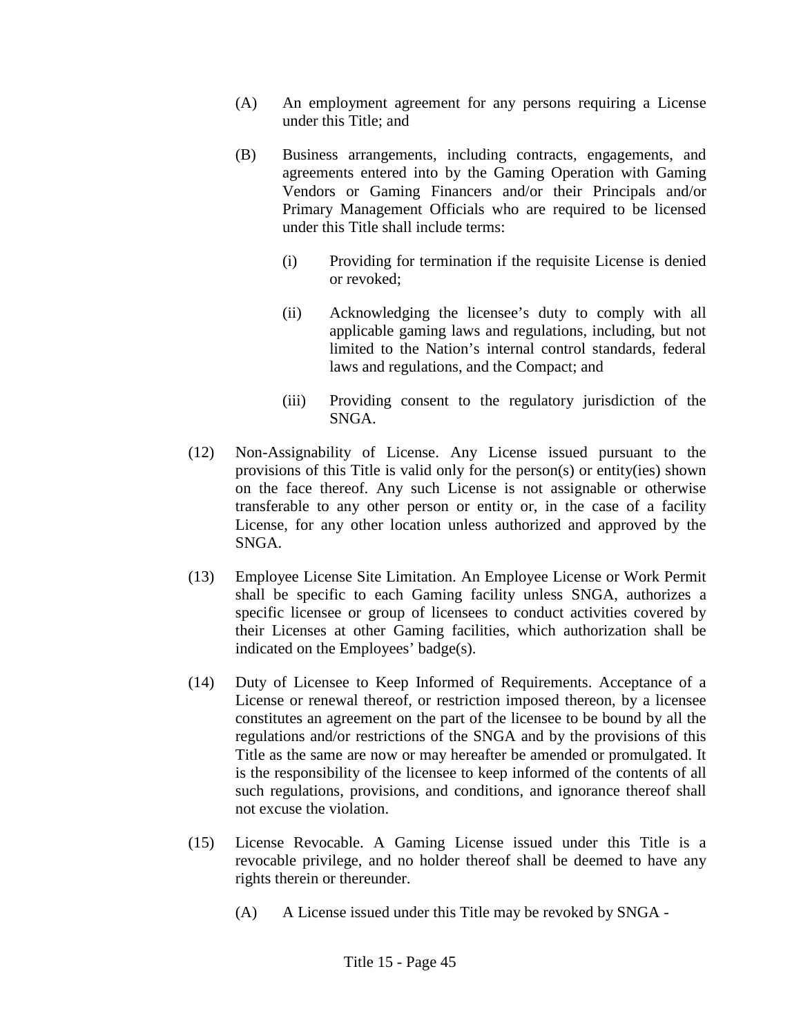(A) An employment agreement for any persons requiring a License under this Title; and

(B) Business arrangements, including contracts, engagements, and agreements entered into by the Gaming Operation with Gaming Vendors or Gaming Financers and/or their Principals and/or Primary Management Officials who are required to be licensed under this Title shall include terms:

  (i) Providing for termination if the requisite License is denied or revoked;

  (ii) Acknowledging the licensee's duty to comply with all applicable gaming laws and regulations, including, but not limited to the Nation's internal control standards, federal laws and regulations, and the Compact; and

  (iii) Providing consent to the regulatory jurisdiction of the SNGA.

(12) Non-Assignability of License. Any License issued pursuant to the provisions of this Title is valid only for the person(s) or entity(ies) shown on the face thereof. Any such License is not assignable or otherwise transferable to any other person or entity or, in the case of a facility License, for any other location unless authorized and approved by the SNGA.

(13) Employee License Site Limitation. An Employee License or Work Permit shall be specific to each Gaming facility unless SNGA, authorizes a specific licensee or group of licensees to conduct activities covered by their Licenses at other Gaming facilities, which authorization shall be indicated on the Employees' badge(s).

(14) Duty of Licensee to Keep Informed of Requirements. Acceptance of a License or renewal thereof, or restriction imposed thereon, by a licensee constitutes an agreement on the part of the licensee to be bound by all the regulations and/or restrictions of the SNGA and by the provisions of this Title as the same are now or may hereafter be amended or promulgated. It is the responsibility of the licensee to keep informed of the contents of all such regulations, provisions, and conditions, and ignorance thereof shall not excuse the violation.

(15) License Revocable. A Gaming License issued under this Title is a revocable privilege, and no holder thereof shall be deemed to have any rights therein or thereunder.

(A) A License issued under this Title may be revoked by SNGA -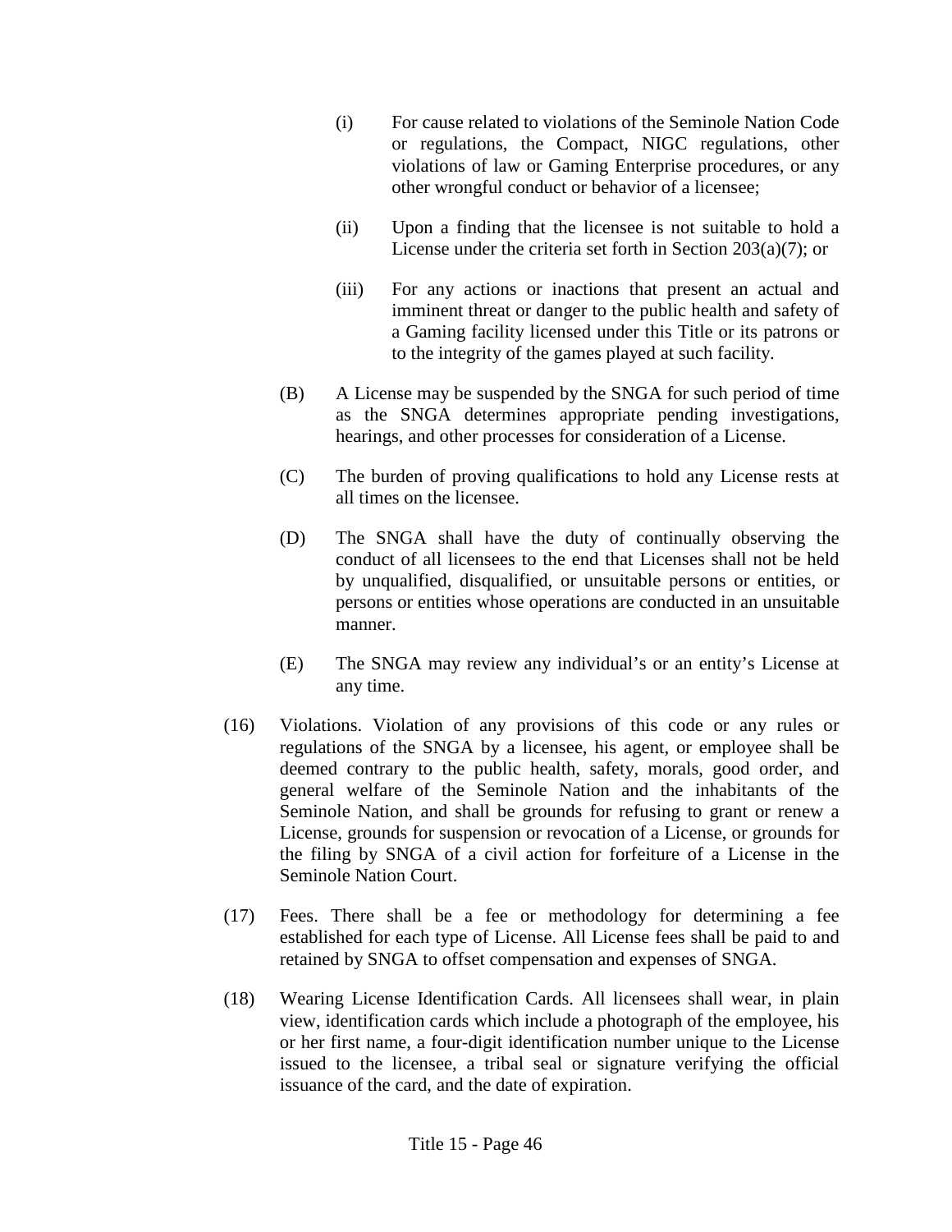(i) For cause related to violations of the Seminole Nation Code or regulations, the Compact, NIGC regulations, other violations of law or Gaming Enterprise procedures, or any other wrongful conduct or behavior of a licensee;

(ii) Upon a finding that the licensee is not suitable to hold a License under the criteria set forth in Section 203(a)(7); or

(iii) For any actions or inactions that present an actual and imminent threat or danger to the public health and safety of a Gaming facility licensed under this Title or its patrons or to the integrity of the games played at such facility.

(B) A License may be suspended by the SNGA for such period of time as the SNGA determines appropriate pending investigations, hearings, and other processes for consideration of a License.

(C) The burden of proving qualifications to hold any License rests at all times on the licensee.

(D) The SNGA shall have the duty of continually observing the conduct of all licensees to the end that Licenses shall not be held by unqualified, disqualified, or unsuitable persons or entities, or persons or entities whose operations are conducted in an unsuitable manner.

(E) The SNGA may review any individual's or an entity's License at any time.

(16) Violations. Violation of any provisions of this code or any rules or regulations of the SNGA by a licensee, his agent, or employee shall be deemed contrary to the public health, safety, morals, good order, and general welfare of the Seminole Nation and the inhabitants of the Seminole Nation, and shall be grounds for refusing to grant or renew a License, grounds for suspension or revocation of a License, or grounds for the filing by SNGA of a civil action for forfeiture of a License in the Seminole Nation Court.

(17) Fees. There shall be a fee or methodology for determining a fee established for each type of License. All License fees shall be paid to and retained by SNGA to offset compensation and expenses of SNGA.

(18) Wearing License Identification Cards. All licensees shall wear, in plain view, identification cards which include a photograph of the employee, his or her first name, a four-digit identification number unique to the License issued to the licensee, a tribal seal or signature verifying the official issuance of the card, and the date of expiration.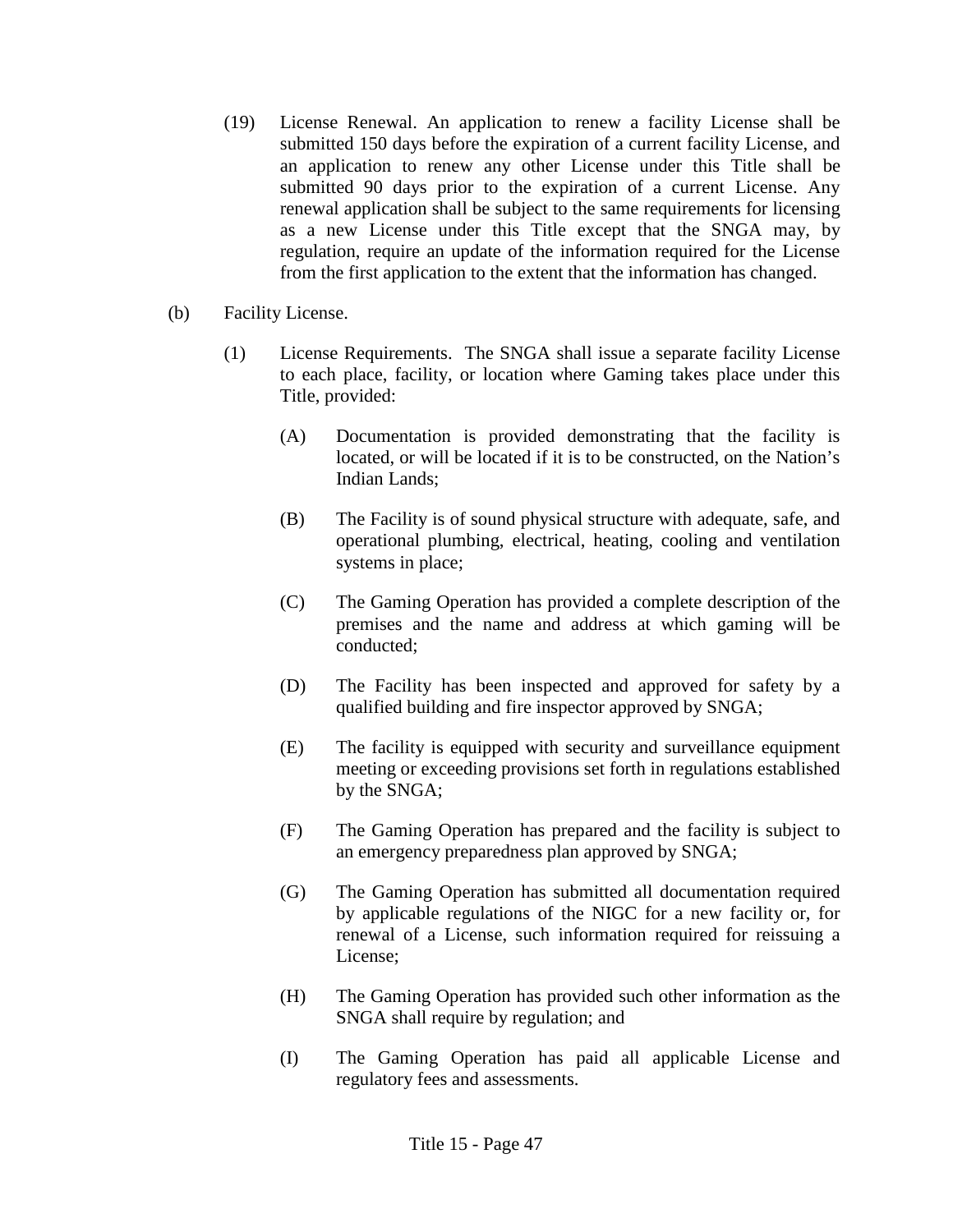(19) License Renewal. An application to renew a facility License shall be submitted 150 days before the expiration of a current facility License, and an application to renew any other License under this Title shall be submitted 90 days prior to the expiration of a current License. Any renewal application shall be subject to the same requirements for licensing as a new License under this Title except that the SNGA may, by regulation, require an update of the information required for the License from the first application to the extent that the information has changed.

(b) Facility License.

(1) License Requirements. The SNGA shall issue a separate facility License to each place, facility, or location where Gaming takes place under this Title, provided:

(A) Documentation is provided demonstrating that the facility is located, or will be located if it is to be constructed, on the Nation's Indian Lands;

(B) The Facility is of sound physical structure with adequate, safe, and operational plumbing, electrical, heating, cooling and ventilation systems in place;

(C) The Gaming Operation has provided a complete description of the premises and the name and address at which gaming will be conducted;

(D) The Facility has been inspected and approved for safety by a qualified building and fire inspector approved by SNGA;

(E) The facility is equipped with security and surveillance equipment meeting or exceeding provisions set forth in regulations established by the SNGA;

(F) The Gaming Operation has prepared and the facility is subject to an emergency preparedness plan approved by SNGA;

(G) The Gaming Operation has submitted all documentation required by applicable regulations of the NIGC for a new facility or, for renewal of a License, such information required for reissuing a License;

(H) The Gaming Operation has provided such other information as the SNGA shall require by regulation; and

(I) The Gaming Operation has paid all applicable License and regulatory fees and assessments.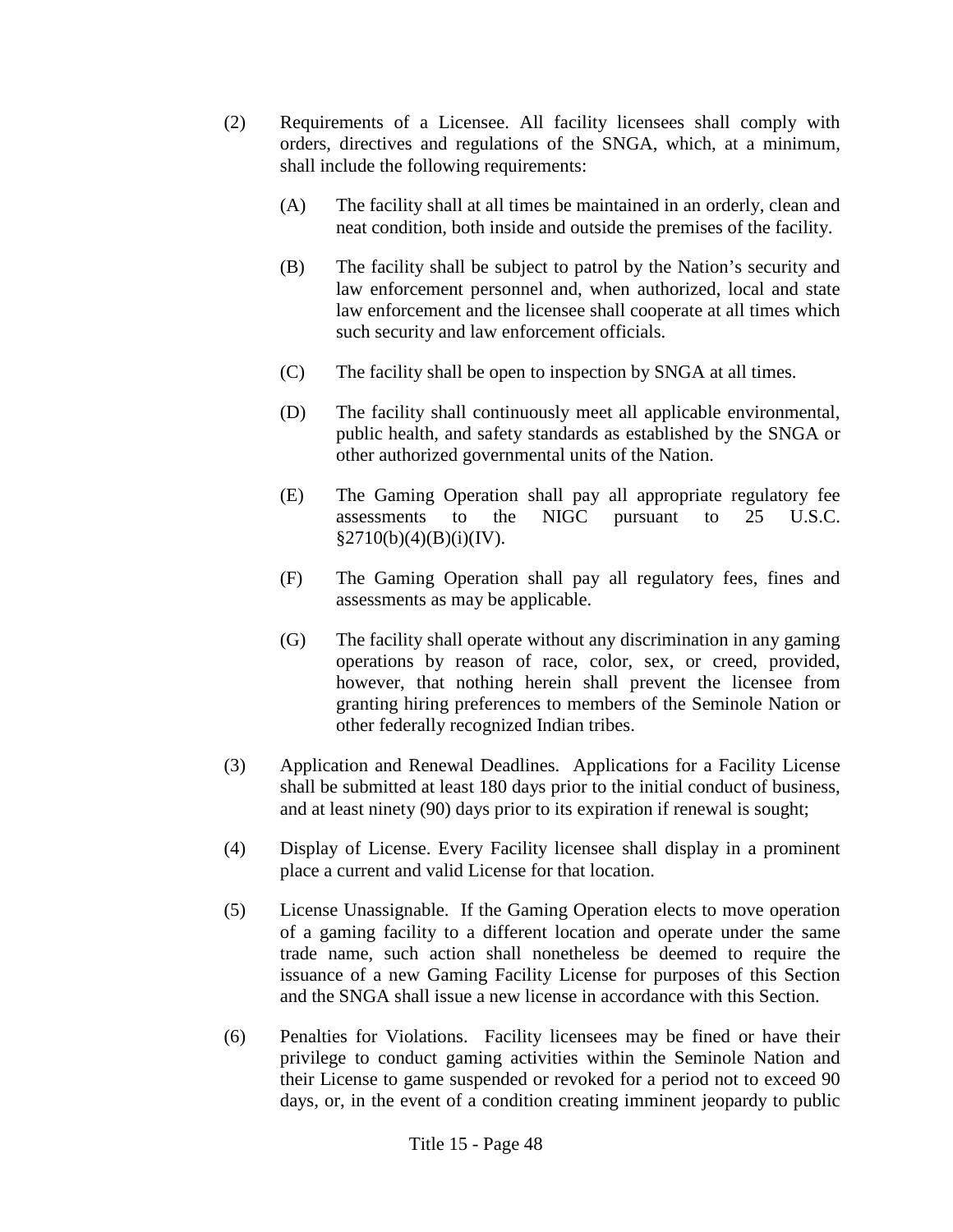(2) Requirements of a Licensee. All facility licensees shall comply with orders, directives and regulations of the SNGA, which, at a minimum, shall include the following requirements:

(A) The facility shall at all times be maintained in an orderly, clean and neat condition, both inside and outside the premises of the facility.

(B) The facility shall be subject to patrol by the Nation's security and law enforcement personnel and, when authorized, local and state law enforcement and the licensee shall cooperate at all times which such security and law enforcement officials.

(C) The facility shall be open to inspection by SNGA at all times.

(D) The facility shall continuously meet all applicable environmental, public health, and safety standards as established by the SNGA or other authorized governmental units of the Nation.

(E) The Gaming Operation shall pay all appropriate regulatory fee assessments to the NIGC pursuant to 25 U.S.C. §2710(b)(4)(B)(i)(IV).

(F) The Gaming Operation shall pay all regulatory fees, fines and assessments as may be applicable.

(G) The facility shall operate without any discrimination in any gaming operations by reason of race, color, sex, or creed, provided, however, that nothing herein shall prevent the licensee from granting hiring preferences to members of the Seminole Nation or other federally recognized Indian tribes.

(3) Application and Renewal Deadlines. Applications for a Facility License shall be submitted at least 180 days prior to the initial conduct of business, and at least ninety (90) days prior to its expiration if renewal is sought;

(4) Display of License. Every Facility licensee shall display in a prominent place a current and valid License for that location.

(5) License Unassignable. If the Gaming Operation elects to move operation of a gaming facility to a different location and operate under the same trade name, such action shall nonetheless be deemed to require the issuance of a new Gaming Facility License for purposes of this Section and the SNGA shall issue a new license in accordance with this Section.

(6) Penalties for Violations. Facility licensees may be fined or have their privilege to conduct gaming activities within the Seminole Nation and their License to game suspended or revoked for a period not to exceed 90 days, or, in the event of a condition creating imminent jeopardy to public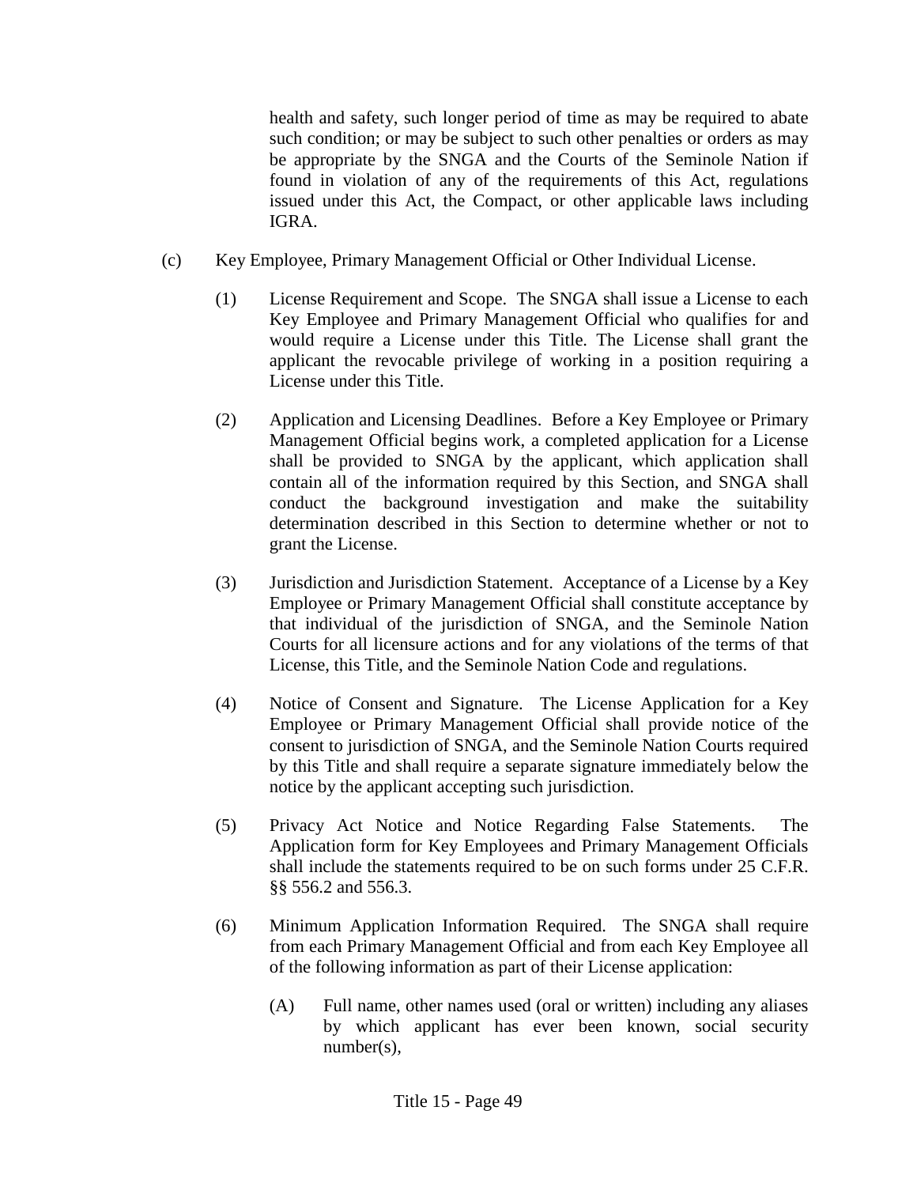health and safety, such longer period of time as may be required to abate such condition; or may be subject to such other penalties or orders as may be appropriate by the SNGA and the Courts of the Seminole Nation if found in violation of any of the requirements of this Act, regulations issued under this Act, the Compact, or other applicable laws including IGRA.

(c) Key Employee, Primary Management Official or Other Individual License.

(1) License Requirement and Scope. The SNGA shall issue a License to each Key Employee and Primary Management Official who qualifies for and would require a License under this Title. The License shall grant the applicant the revocable privilege of working in a position requiring a License under this Title.

(2) Application and Licensing Deadlines. Before a Key Employee or Primary Management Official begins work, a completed application for a License shall be provided to SNGA by the applicant, which application shall contain all of the information required by this Section, and SNGA shall conduct the background investigation and make the suitability determination described in this Section to determine whether or not to grant the License.

(3) Jurisdiction and Jurisdiction Statement. Acceptance of a License by a Key Employee or Primary Management Official shall constitute acceptance by that individual of the jurisdiction of SNGA, and the Seminole Nation Courts for all licensure actions and for any violations of the terms of that License, this Title, and the Seminole Nation Code and regulations.

(4) Notice of Consent and Signature. The License Application for a Key Employee or Primary Management Official shall provide notice of the consent to jurisdiction of SNGA, and the Seminole Nation Courts required by this Title and shall require a separate signature immediately below the notice by the applicant accepting such jurisdiction.

(5) Privacy Act Notice and Notice Regarding False Statements. The Application form for Key Employees and Primary Management Officials shall include the statements required to be on such forms under 25 C.F.R. §§ 556.2 and 556.3.

(6) Minimum Application Information Required. The SNGA shall require from each Primary Management Official and from each Key Employee all of the following information as part of their License application:

(A) Full name, other names used (oral or written) including any aliases by which applicant has ever been known, social security number(s),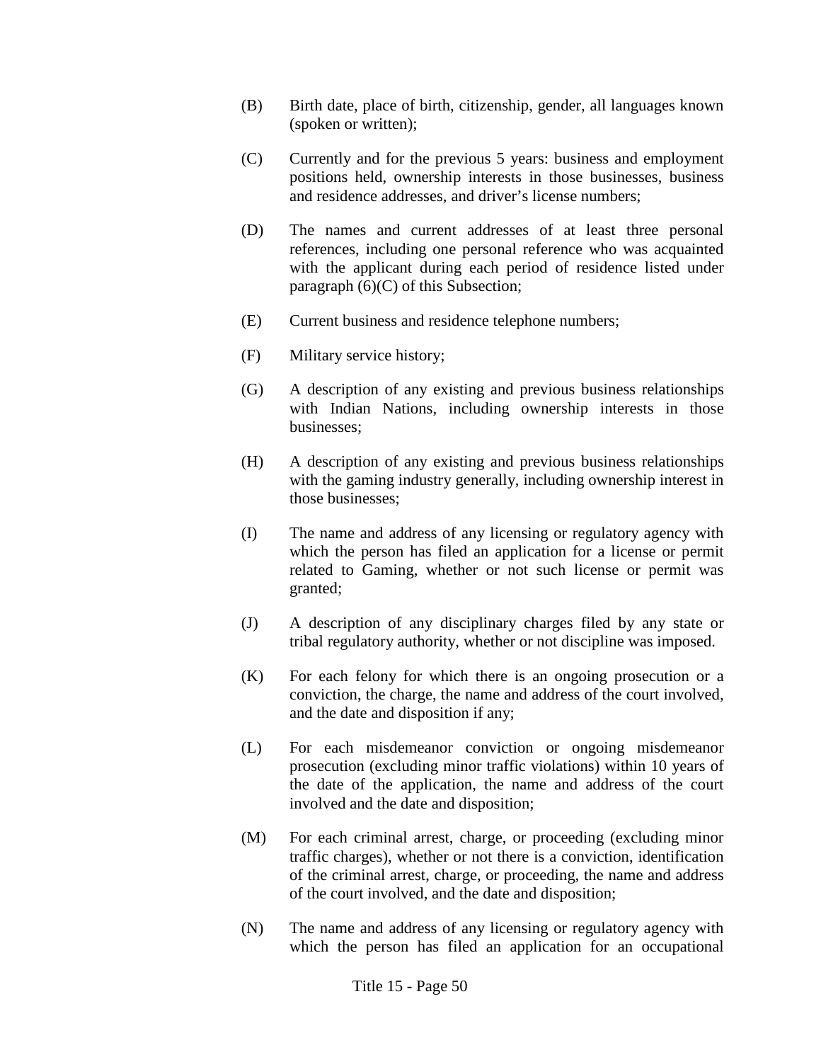(B) Birth date, place of birth, citizenship, gender, all languages known (spoken or written);

(C) Currently and for the previous 5 years: business and employment positions held, ownership interests in those businesses, business and residence addresses, and driver's license numbers;

(D) The names and current addresses of at least three personal references, including one personal reference who was acquainted with the applicant during each period of residence listed under paragraph (6)(C) of this Subsection;

(E) Current business and residence telephone numbers;

(F) Military service history;

(G) A description of any existing and previous business relationships with Indian Nations, including ownership interests in those businesses;

(H) A description of any existing and previous business relationships with the gaming industry generally, including ownership interest in those businesses;

(I) The name and address of any licensing or regulatory agency with which the person has filed an application for a license or permit related to Gaming, whether or not such license or permit was granted;

(J) A description of any disciplinary charges filed by any state or tribal regulatory authority, whether or not discipline was imposed.

(K) For each felony for which there is an ongoing prosecution or a conviction, the charge, the name and address of the court involved, and the date and disposition if any;

(L) For each misdemeanor conviction or ongoing misdemeanor prosecution (excluding minor traffic violations) within 10 years of the date of the application, the name and address of the court involved and the date and disposition;

(M) For each criminal arrest, charge, or proceeding (excluding minor traffic charges), whether or not there is a conviction, identification of the criminal arrest, charge, or proceeding, the name and address of the court involved, and the date and disposition;

(N) The name and address of any licensing or regulatory agency with which the person has filed an application for an occupational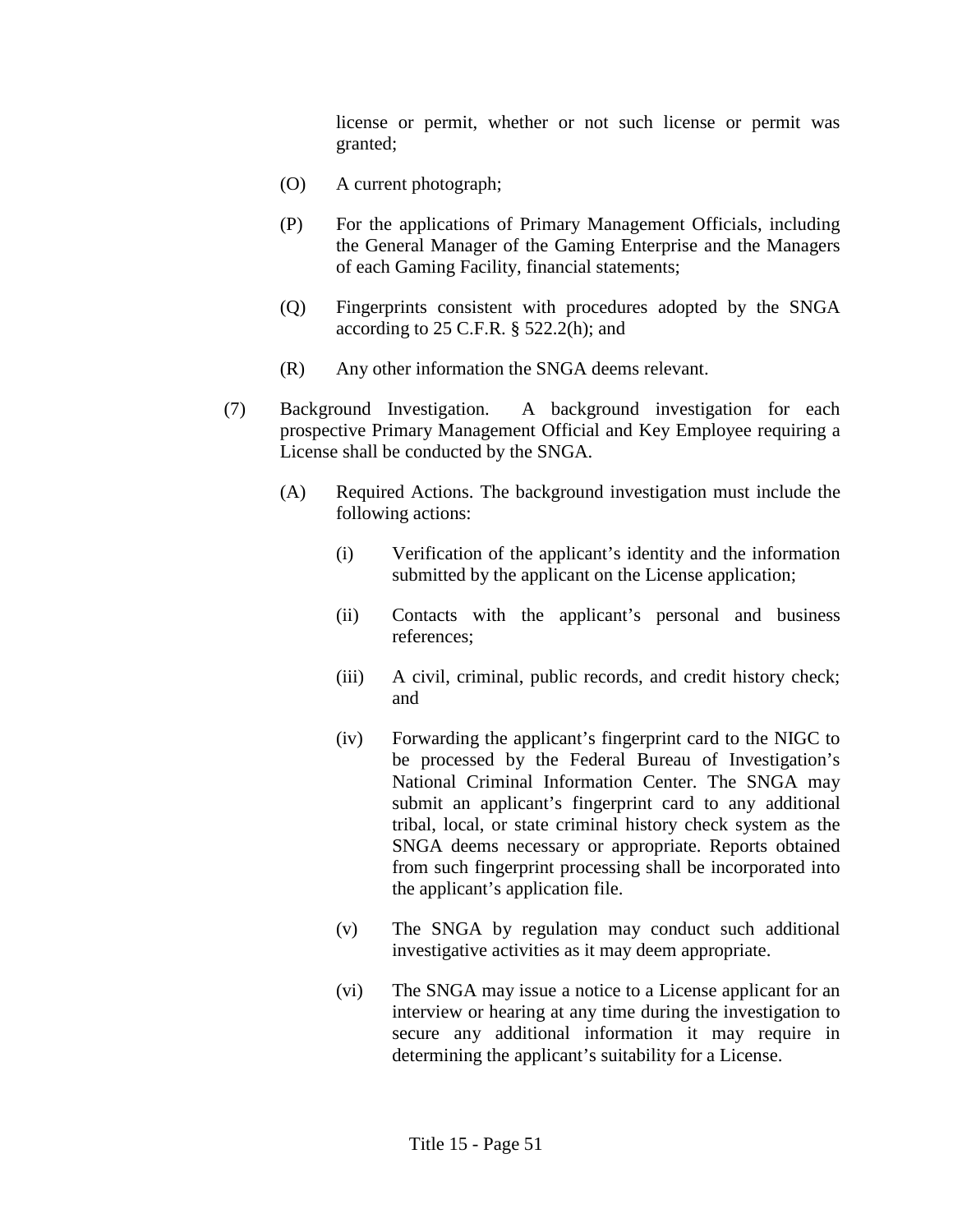license or permit, whether or not such license or permit was granted;

(O) A current photograph;

(P) For the applications of Primary Management Officials, including the General Manager of the Gaming Enterprise and the Managers of each Gaming Facility, financial statements;

(Q) Fingerprints consistent with procedures adopted by the SNGA according to 25 C.F.R. § 522.2(h); and

(R) Any other information the SNGA deems relevant.

(7) Background Investigation. A background investigation for each prospective Primary Management Official and Key Employee requiring a License shall be conducted by the SNGA.

(A) Required Actions. The background investigation must include the following actions:

(i) Verification of the applicant's identity and the information submitted by the applicant on the License application;

(ii) Contacts with the applicant's personal and business references;

(iii) A civil, criminal, public records, and credit history check; and

(iv) Forwarding the applicant's fingerprint card to the NIGC to be processed by the Federal Bureau of Investigation's National Criminal Information Center. The SNGA may submit an applicant's fingerprint card to any additional tribal, local, or state criminal history check system as the SNGA deems necessary or appropriate. Reports obtained from such fingerprint processing shall be incorporated into the applicant's application file.

(v) The SNGA by regulation may conduct such additional investigative activities as it may deem appropriate.

(vi) The SNGA may issue a notice to a License applicant for an interview or hearing at any time during the investigation to secure any additional information it may require in determining the applicant's suitability for a License.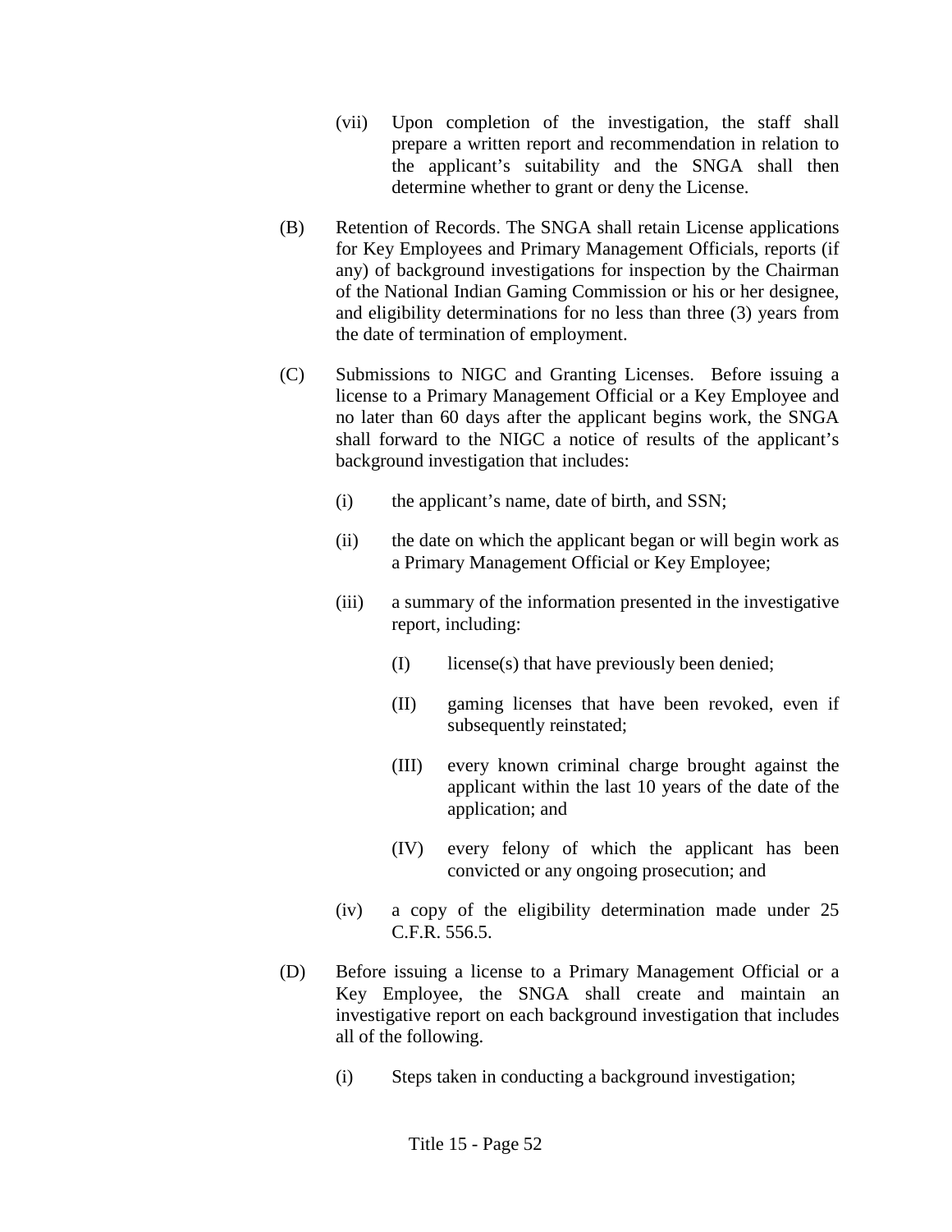(vii) Upon completion of the investigation, the staff shall prepare a written report and recommendation in relation to the applicant's suitability and the SNGA shall then determine whether to grant or deny the License.

(B) Retention of Records. The SNGA shall retain License applications for Key Employees and Primary Management Officials, reports (if any) of background investigations for inspection by the Chairman of the National Indian Gaming Commission or his or her designee, and eligibility determinations for no less than three (3) years from the date of termination of employment.

(C) Submissions to NIGC and Granting Licenses. Before issuing a license to a Primary Management Official or a Key Employee and no later than 60 days after the applicant begins work, the SNGA shall forward to the NIGC a notice of results of the applicant's background investigation that includes:

(i) the applicant's name, date of birth, and SSN;

(ii) the date on which the applicant began or will begin work as a Primary Management Official or Key Employee;

(iii) a summary of the information presented in the investigative report, including:

(I) license(s) that have previously been denied;

(II) gaming licenses that have been revoked, even if subsequently reinstated;

(III) every known criminal charge brought against the applicant within the last 10 years of the date of the application; and

(IV) every felony of which the applicant has been convicted or any ongoing prosecution; and

(iv) a copy of the eligibility determination made under 25 C.F.R. 556.5.

(D) Before issuing a license to a Primary Management Official or a Key Employee, the SNGA shall create and maintain an investigative report on each background investigation that includes all of the following.

(i) Steps taken in conducting a background investigation;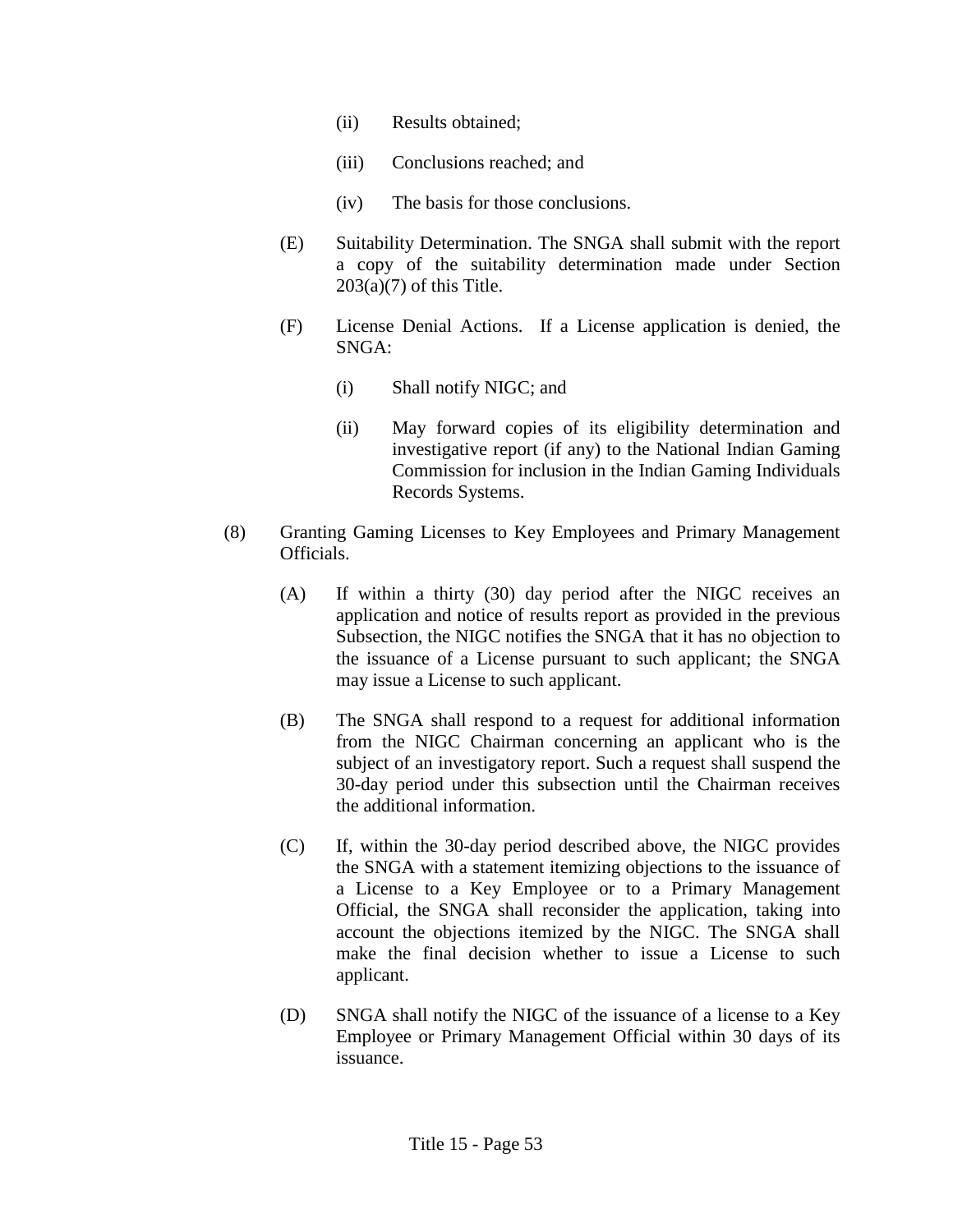(ii) Results obtained;

(iii) Conclusions reached; and

(iv) The basis for those conclusions.

(E) Suitability Determination. The SNGA shall submit with the report a copy of the suitability determination made under Section 203(a)(7) of this Title.

(F) License Denial Actions. If a License application is denied, the SNGA:

(i) Shall notify NIGC; and

(ii) May forward copies of its eligibility determination and investigative report (if any) to the National Indian Gaming Commission for inclusion in the Indian Gaming Individuals Records Systems.

(8) Granting Gaming Licenses to Key Employees and Primary Management Officials.

(A) If within a thirty (30) day period after the NIGC receives an application and notice of results report as provided in the previous Subsection, the NIGC notifies the SNGA that it has no objection to the issuance of a License pursuant to such applicant; the SNGA may issue a License to such applicant.

(B) The SNGA shall respond to a request for additional information from the NIGC Chairman concerning an applicant who is the subject of an investigatory report. Such a request shall suspend the 30-day period under this subsection until the Chairman receives the additional information.

(C) If, within the 30-day period described above, the NIGC provides the SNGA with a statement itemizing objections to the issuance of a License to a Key Employee or to a Primary Management Official, the SNGA shall reconsider the application, taking into account the objections itemized by the NIGC. The SNGA shall make the final decision whether to issue a License to such applicant.

(D) SNGA shall notify the NIGC of the issuance of a license to a Key Employee or Primary Management Official within 30 days of its issuance.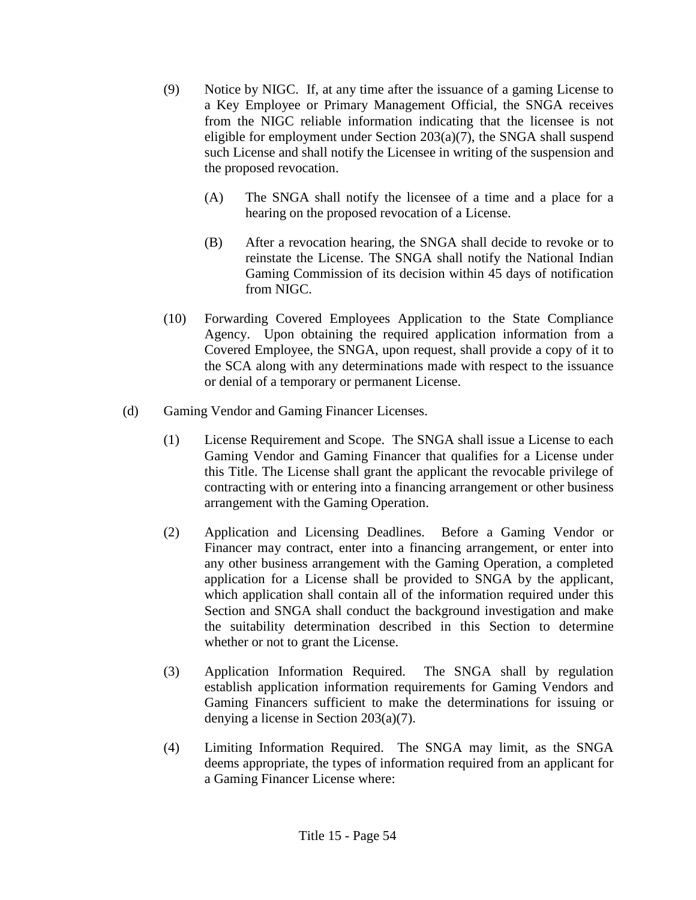(9) Notice by NIGC. If, at any time after the issuance of a gaming License to a Key Employee or Primary Management Official, the SNGA receives from the NIGC reliable information indicating that the licensee is not eligible for employment under Section 203(a)(7), the SNGA shall suspend such License and shall notify the Licensee in writing of the suspension and the proposed revocation.

(A) The SNGA shall notify the licensee of a time and a place for a hearing on the proposed revocation of a License.

(B) After a revocation hearing, the SNGA shall decide to revoke or to reinstate the License. The SNGA shall notify the National Indian Gaming Commission of its decision within 45 days of notification from NIGC.

(10) Forwarding Covered Employees Application to the State Compliance Agency. Upon obtaining the required application information from a Covered Employee, the SNGA, upon request, shall provide a copy of it to the SCA along with any determinations made with respect to the issuance or denial of a temporary or permanent License.

(d) Gaming Vendor and Gaming Financer Licenses.

(1) License Requirement and Scope. The SNGA shall issue a License to each Gaming Vendor and Gaming Financer that qualifies for a License under this Title. The License shall grant the applicant the revocable privilege of contracting with or entering into a financing arrangement or other business arrangement with the Gaming Operation.

(2) Application and Licensing Deadlines. Before a Gaming Vendor or Financer may contract, enter into a financing arrangement, or enter into any other business arrangement with the Gaming Operation, a completed application for a License shall be provided to SNGA by the applicant, which application shall contain all of the information required under this Section and SNGA shall conduct the background investigation and make the suitability determination described in this Section to determine whether or not to grant the License.

(3) Application Information Required. The SNGA shall by regulation establish application information requirements for Gaming Vendors and Gaming Financers sufficient to make the determinations for issuing or denying a license in Section 203(a)(7).

(4) Limiting Information Required. The SNGA may limit, as the SNGA deems appropriate, the types of information required from an applicant for a Gaming Financer License where: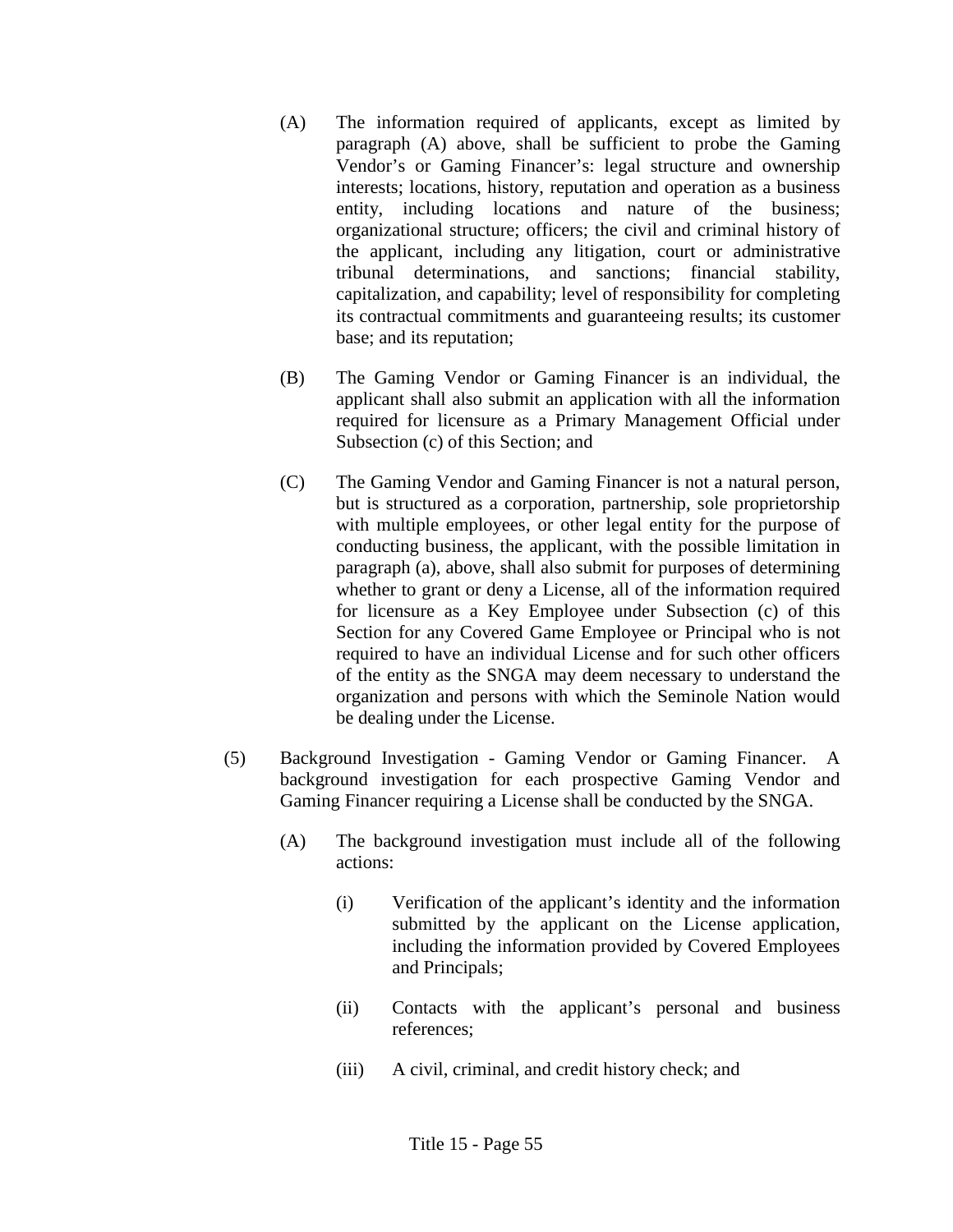(A) The information required of applicants, except as limited by paragraph (A) above, shall be sufficient to probe the Gaming Vendor's or Gaming Financer's: legal structure and ownership interests; locations, history, reputation and operation as a business entity, including locations and nature of the business; organizational structure; officers; the civil and criminal history of the applicant, including any litigation, court or administrative tribunal determinations, and sanctions; financial stability, capitalization, and capability; level of responsibility for completing its contractual commitments and guaranteeing results; its customer base; and its reputation;

(B) The Gaming Vendor or Gaming Financer is an individual, the applicant shall also submit an application with all the information required for licensure as a Primary Management Official under Subsection (c) of this Section; and

(C) The Gaming Vendor and Gaming Financer is not a natural person, but is structured as a corporation, partnership, sole proprietorship with multiple employees, or other legal entity for the purpose of conducting business, the applicant, with the possible limitation in paragraph (a), above, shall also submit for purposes of determining whether to grant or deny a License, all of the information required for licensure as a Key Employee under Subsection (c) of this Section for any Covered Game Employee or Principal who is not required to have an individual License and for such other officers of the entity as the SNGA may deem necessary to understand the organization and persons with which the Seminole Nation would be dealing under the License.

(5) Background Investigation - Gaming Vendor or Gaming Financer. A background investigation for each prospective Gaming Vendor and Gaming Financer requiring a License shall be conducted by the SNGA.

(A) The background investigation must include all of the following actions:

(i) Verification of the applicant's identity and the information submitted by the applicant on the License application, including the information provided by Covered Employees and Principals;

(ii) Contacts with the applicant's personal and business references;

(iii) A civil, criminal, and credit history check; and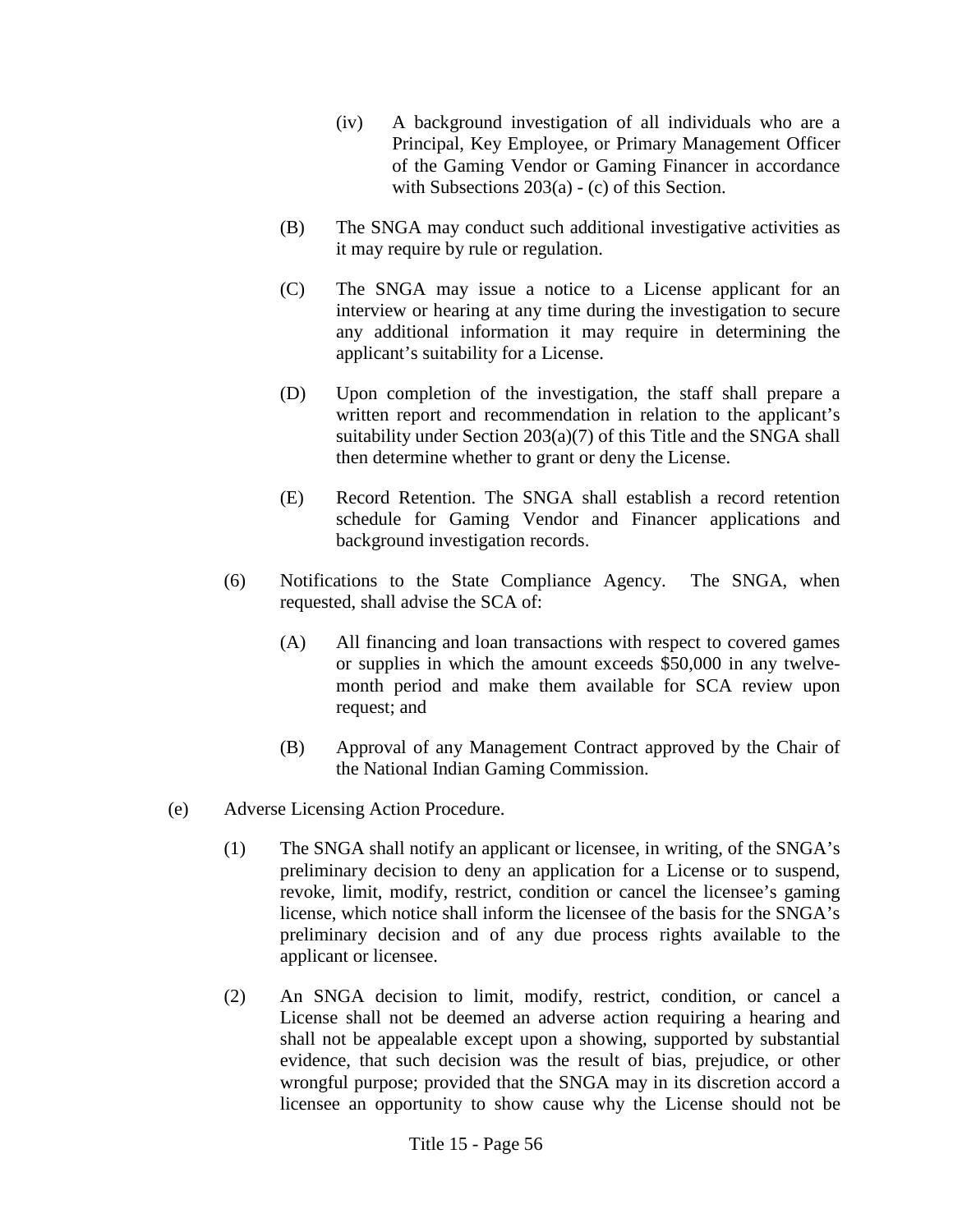(iv) A background investigation of all individuals who are a Principal, Key Employee, or Primary Management Officer of the Gaming Vendor or Gaming Financer in accordance with Subsections 203(a) - (c) of this Section.

(B) The SNGA may conduct such additional investigative activities as it may require by rule or regulation.

(C) The SNGA may issue a notice to a License applicant for an interview or hearing at any time during the investigation to secure any additional information it may require in determining the applicant's suitability for a License.

(D) Upon completion of the investigation, the staff shall prepare a written report and recommendation in relation to the applicant's suitability under Section 203(a)(7) of this Title and the SNGA shall then determine whether to grant or deny the License.

(E) Record Retention. The SNGA shall establish a record retention schedule for Gaming Vendor and Financer applications and background investigation records.

(6) Notifications to the State Compliance Agency. The SNGA, when requested, shall advise the SCA of:

(A) All financing and loan transactions with respect to covered games or supplies in which the amount exceeds $50,000 in any twelve-month period and make them available for SCA review upon request; and

(B) Approval of any Management Contract approved by the Chair of the National Indian Gaming Commission.

(e) Adverse Licensing Action Procedure.

(1) The SNGA shall notify an applicant or licensee, in writing, of the SNGA's preliminary decision to deny an application for a License or to suspend, revoke, limit, modify, restrict, condition or cancel the licensee's gaming license, which notice shall inform the licensee of the basis for the SNGA's preliminary decision and of any due process rights available to the applicant or licensee.

(2) An SNGA decision to limit, modify, restrict, condition, or cancel a License shall not be deemed an adverse action requiring a hearing and shall not be appealable except upon a showing, supported by substantial evidence, that such decision was the result of bias, prejudice, or other wrongful purpose; provided that the SNGA may in its discretion accord a licensee an opportunity to show cause why the License should not be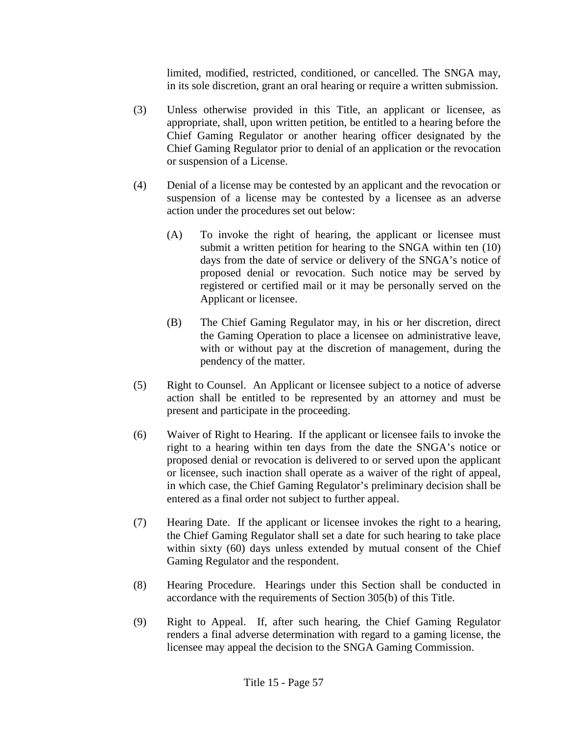limited, modified, restricted, conditioned, or cancelled. The SNGA may, in its sole discretion, grant an oral hearing or require a written submission.

(3) Unless otherwise provided in this Title, an applicant or licensee, as appropriate, shall, upon written petition, be entitled to a hearing before the Chief Gaming Regulator or another hearing officer designated by the Chief Gaming Regulator prior to denial of an application or the revocation or suspension of a License.

(4) Denial of a license may be contested by an applicant and the revocation or suspension of a license may be contested by a licensee as an adverse action under the procedures set out below:

(A) To invoke the right of hearing, the applicant or licensee must submit a written petition for hearing to the SNGA within ten (10) days from the date of service or delivery of the SNGA's notice of proposed denial or revocation. Such notice may be served by registered or certified mail or it may be personally served on the Applicant or licensee.

(B) The Chief Gaming Regulator may, in his or her discretion, direct the Gaming Operation to place a licensee on administrative leave, with or without pay at the discretion of management, during the pendency of the matter.

(5) Right to Counsel. An Applicant or licensee subject to a notice of adverse action shall be entitled to be represented by an attorney and must be present and participate in the proceeding.

(6) Waiver of Right to Hearing. If the applicant or licensee fails to invoke the right to a hearing within ten days from the date the SNGA's notice or proposed denial or revocation is delivered to or served upon the applicant or licensee, such inaction shall operate as a waiver of the right of appeal, in which case, the Chief Gaming Regulator's preliminary decision shall be entered as a final order not subject to further appeal.

(7) Hearing Date. If the applicant or licensee invokes the right to a hearing, the Chief Gaming Regulator shall set a date for such hearing to take place within sixty (60) days unless extended by mutual consent of the Chief Gaming Regulator and the respondent.

(8) Hearing Procedure. Hearings under this Section shall be conducted in accordance with the requirements of Section 305(b) of this Title.

(9) Right to Appeal. If, after such hearing, the Chief Gaming Regulator renders a final adverse determination with regard to a gaming license, the licensee may appeal the decision to the SNGA Gaming Commission.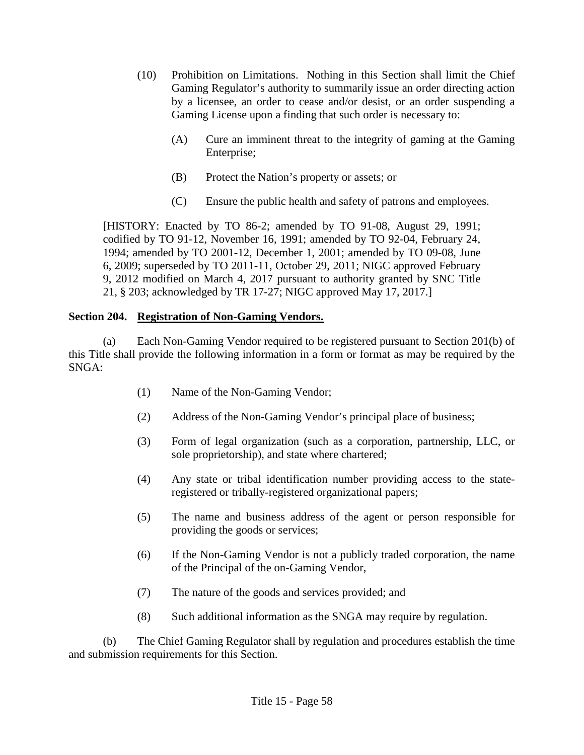(10) Prohibition on Limitations. Nothing in this Section shall limit the Chief Gaming Regulator's authority to summarily issue an order directing action by a licensee, an order to cease and/or desist, or an order suspending a Gaming License upon a finding that such order is necessary to:

(A) Cure an imminent threat to the integrity of gaming at the Gaming Enterprise;

(B) Protect the Nation's property or assets; or

(C) Ensure the public health and safety of patrons and employees.

[HISTORY: Enacted by TO 86-2; amended by TO 91-08, August 29, 1991; codified by TO 91-12, November 16, 1991; amended by TO 92-04, February 24, 1994; amended by TO 2001-12, December 1, 2001; amended by TO 09-08, June 6, 2009; superseded by TO 2011-11, October 29, 2011; NIGC approved February 9, 2012 modified on March 4, 2017 pursuant to authority granted by SNC Title 21, § 203; acknowledged by TR 17-27; NIGC approved May 17, 2017.]

**Section 204. Registration of Non-Gaming Vendors.**

(a) Each Non-Gaming Vendor required to be registered pursuant to Section 201(b) of this Title shall provide the following information in a form or format as may be required by the SNGA:

(1) Name of the Non-Gaming Vendor;

(2) Address of the Non-Gaming Vendor's principal place of business;

(3) Form of legal organization (such as a corporation, partnership, LLC, or sole proprietorship), and state where chartered;

(4) Any state or tribal identification number providing access to the state-registered or tribally-registered organizational papers;

(5) The name and business address of the agent or person responsible for providing the goods or services;

(6) If the Non-Gaming Vendor is not a publicly traded corporation, the name of the Principal of the on-Gaming Vendor,

(7) The nature of the goods and services provided; and

(8) Such additional information as the SNGA may require by regulation.

(b) The Chief Gaming Regulator shall by regulation and procedures establish the time and submission requirements for this Section.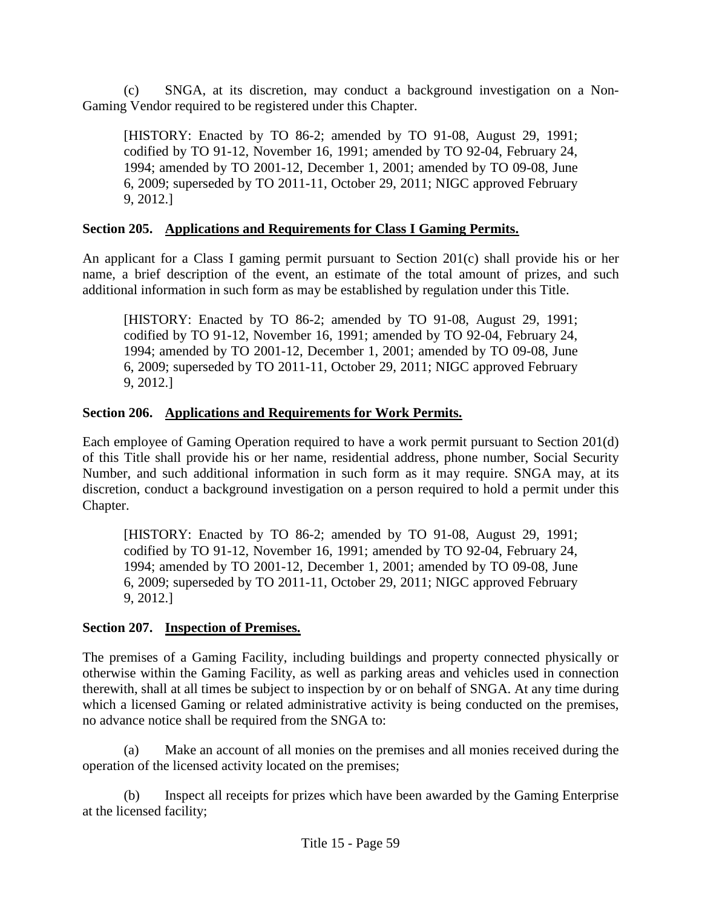(c) SNGA, at its discretion, may conduct a background investigation on a Non-Gaming Vendor required to be registered under this Chapter.

[HISTORY: Enacted by TO 86-2; amended by TO 91-08, August 29, 1991; codified by TO 91-12, November 16, 1991; amended by TO 92-04, February 24, 1994; amended by TO 2001-12, December 1, 2001; amended by TO 09-08, June 6, 2009; superseded by TO 2011-11, October 29, 2011; NIGC approved February 9, 2012.]

**Section 205. Applications and Requirements for Class I Gaming Permits.**

An applicant for a Class I gaming permit pursuant to Section 201(c) shall provide his or her name, a brief description of the event, an estimate of the total amount of prizes, and such additional information in such form as may be established by regulation under this Title.

[HISTORY: Enacted by TO 86-2; amended by TO 91-08, August 29, 1991; codified by TO 91-12, November 16, 1991; amended by TO 92-04, February 24, 1994; amended by TO 2001-12, December 1, 2001; amended by TO 09-08, June 6, 2009; superseded by TO 2011-11, October 29, 2011; NIGC approved February 9, 2012.]

**Section 206. Applications and Requirements for Work Permits.**

Each employee of Gaming Operation required to have a work permit pursuant to Section 201(d) of this Title shall provide his or her name, residential address, phone number, Social Security Number, and such additional information in such form as it may require. SNGA may, at its discretion, conduct a background investigation on a person required to hold a permit under this Chapter.

[HISTORY: Enacted by TO 86-2; amended by TO 91-08, August 29, 1991; codified by TO 91-12, November 16, 1991; amended by TO 92-04, February 24, 1994; amended by TO 2001-12, December 1, 2001; amended by TO 09-08, June 6, 2009; superseded by TO 2011-11, October 29, 2011; NIGC approved February 9, 2012.]

**Section 207. Inspection of Premises.**

The premises of a Gaming Facility, including buildings and property connected physically or otherwise within the Gaming Facility, as well as parking areas and vehicles used in connection therewith, shall at all times be subject to inspection by or on behalf of SNGA. At any time during which a licensed Gaming or related administrative activity is being conducted on the premises, no advance notice shall be required from the SNGA to:

(a) Make an account of all monies on the premises and all monies received during the operation of the licensed activity located on the premises;

(b) Inspect all receipts for prizes which have been awarded by the Gaming Enterprise at the licensed facility;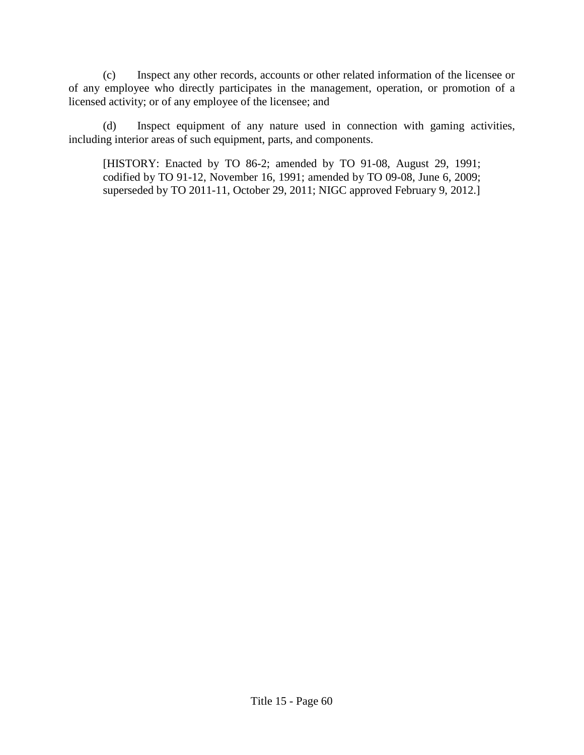(c) Inspect any other records, accounts or other related information of the licensee or of any employee who directly participates in the management, operation, or promotion of a licensed activity; or of any employee of the licensee; and

(d) Inspect equipment of any nature used in connection with gaming activities, including interior areas of such equipment, parts, and components.

[HISTORY: Enacted by TO 86-2; amended by TO 91-08, August 29, 1991; codified by TO 91-12, November 16, 1991; amended by TO 09-08, June 6, 2009; superseded by TO 2011-11, October 29, 2011; NIGC approved February 9, 2012.]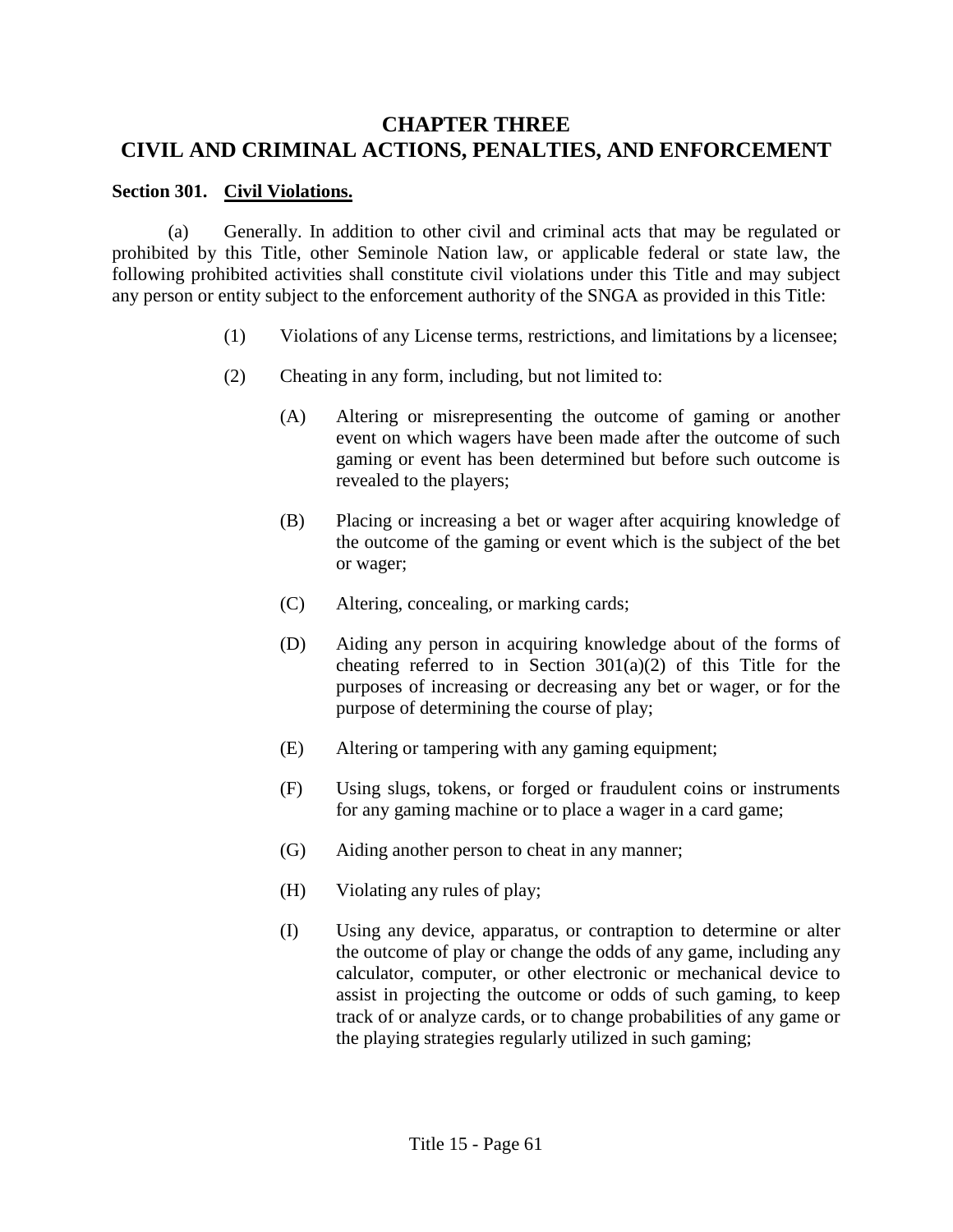# CHAPTER THREE
# CIVIL AND CRIMINAL ACTIONS, PENALTIES, AND ENFORCEMENT

**Section 301. <u>Civil Violations.</u>**

(a) Generally. In addition to other civil and criminal acts that may be regulated or prohibited by this Title, other Seminole Nation law, or applicable federal or state law, the following prohibited activities shall constitute civil violations under this Title and may subject any person or entity subject to the enforcement authority of the SNGA as provided in this Title:

(1) Violations of any License terms, restrictions, and limitations by a licensee;

(2) Cheating in any form, including, but not limited to:

(A) Altering or misrepresenting the outcome of gaming or another event on which wagers have been made after the outcome of such gaming or event has been determined but before such outcome is revealed to the players;

(B) Placing or increasing a bet or wager after acquiring knowledge of the outcome of the gaming or event which is the subject of the bet or wager;

(C) Altering, concealing, or marking cards;

(D) Aiding any person in acquiring knowledge about of the forms of cheating referred to in Section 301(a)(2) of this Title for the purposes of increasing or decreasing any bet or wager, or for the purpose of determining the course of play;

(E) Altering or tampering with any gaming equipment;

(F) Using slugs, tokens, or forged or fraudulent coins or instruments for any gaming machine or to place a wager in a card game;

(G) Aiding another person to cheat in any manner;

(H) Violating any rules of play;

(I) Using any device, apparatus, or contraption to determine or alter the outcome of play or change the odds of any game, including any calculator, computer, or other electronic or mechanical device to assist in projecting the outcome or odds of such gaming, to keep track of or analyze cards, or to change probabilities of any game or the playing strategies regularly utilized in such gaming;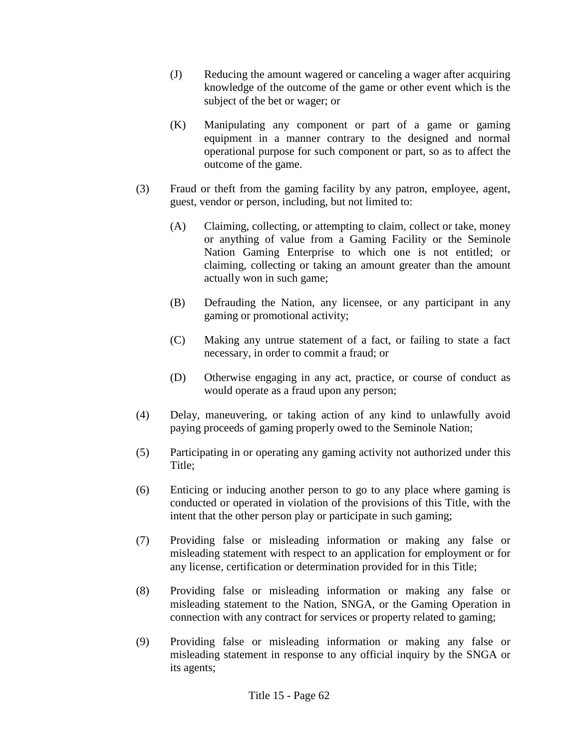(J) Reducing the amount wagered or canceling a wager after acquiring knowledge of the outcome of the game or other event which is the subject of the bet or wager; or

(K) Manipulating any component or part of a game or gaming equipment in a manner contrary to the designed and normal operational purpose for such component or part, so as to affect the outcome of the game.

(3) Fraud or theft from the gaming facility by any patron, employee, agent, guest, vendor or person, including, but not limited to:

(A) Claiming, collecting, or attempting to claim, collect or take, money or anything of value from a Gaming Facility or the Seminole Nation Gaming Enterprise to which one is not entitled; or claiming, collecting or taking an amount greater than the amount actually won in such game;

(B) Defrauding the Nation, any licensee, or any participant in any gaming or promotional activity;

(C) Making any untrue statement of a fact, or failing to state a fact necessary, in order to commit a fraud; or

(D) Otherwise engaging in any act, practice, or course of conduct as would operate as a fraud upon any person;

(4) Delay, maneuvering, or taking action of any kind to unlawfully avoid paying proceeds of gaming properly owed to the Seminole Nation;

(5) Participating in or operating any gaming activity not authorized under this Title;

(6) Enticing or inducing another person to go to any place where gaming is conducted or operated in violation of the provisions of this Title, with the intent that the other person play or participate in such gaming;

(7) Providing false or misleading information or making any false or misleading statement with respect to an application for employment or for any license, certification or determination provided for in this Title;

(8) Providing false or misleading information or making any false or misleading statement to the Nation, SNGA, or the Gaming Operation in connection with any contract for services or property related to gaming;

(9) Providing false or misleading information or making any false or misleading statement in response to any official inquiry by the SNGA or its agents;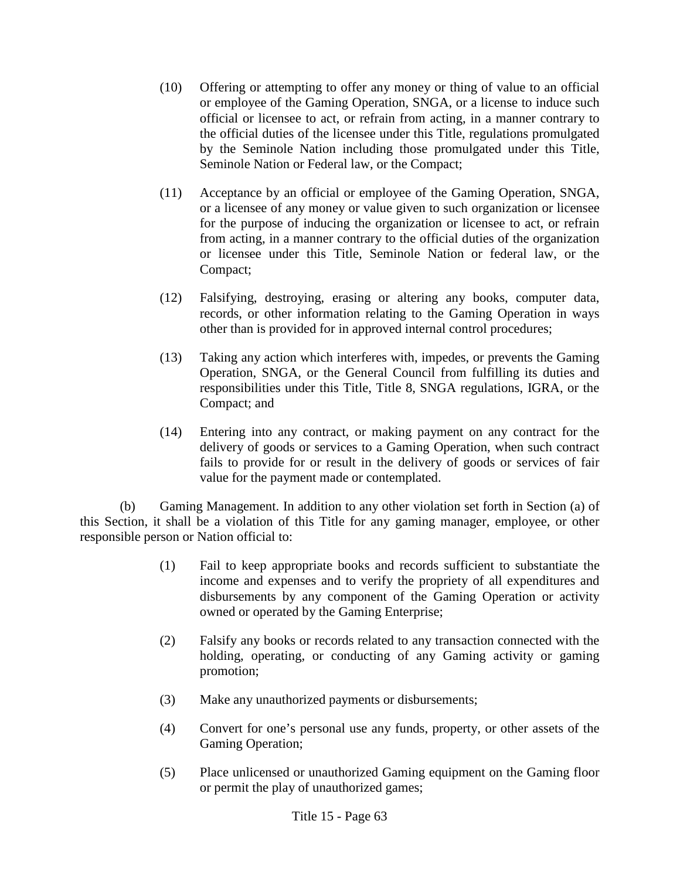(10) Offering or attempting to offer any money or thing of value to an official or employee of the Gaming Operation, SNGA, or a license to induce such official or licensee to act, or refrain from acting, in a manner contrary to the official duties of the licensee under this Title, regulations promulgated by the Seminole Nation including those promulgated under this Title, Seminole Nation or Federal law, or the Compact;

(11) Acceptance by an official or employee of the Gaming Operation, SNGA, or a licensee of any money or value given to such organization or licensee for the purpose of inducing the organization or licensee to act, or refrain from acting, in a manner contrary to the official duties of the organization or licensee under this Title, Seminole Nation or federal law, or the Compact;

(12) Falsifying, destroying, erasing or altering any books, computer data, records, or other information relating to the Gaming Operation in ways other than is provided for in approved internal control procedures;

(13) Taking any action which interferes with, impedes, or prevents the Gaming Operation, SNGA, or the General Council from fulfilling its duties and responsibilities under this Title, Title 8, SNGA regulations, IGRA, or the Compact; and

(14) Entering into any contract, or making payment on any contract for the delivery of goods or services to a Gaming Operation, when such contract fails to provide for or result in the delivery of goods or services of fair value for the payment made or contemplated.

(b) Gaming Management. In addition to any other violation set forth in Section (a) of this Section, it shall be a violation of this Title for any gaming manager, employee, or other responsible person or Nation official to:

(1) Fail to keep appropriate books and records sufficient to substantiate the income and expenses and to verify the propriety of all expenditures and disbursements by any component of the Gaming Operation or activity owned or operated by the Gaming Enterprise;

(2) Falsify any books or records related to any transaction connected with the holding, operating, or conducting of any Gaming activity or gaming promotion;

(3) Make any unauthorized payments or disbursements;

(4) Convert for one's personal use any funds, property, or other assets of the Gaming Operation;

(5) Place unlicensed or unauthorized Gaming equipment on the Gaming floor or permit the play of unauthorized games;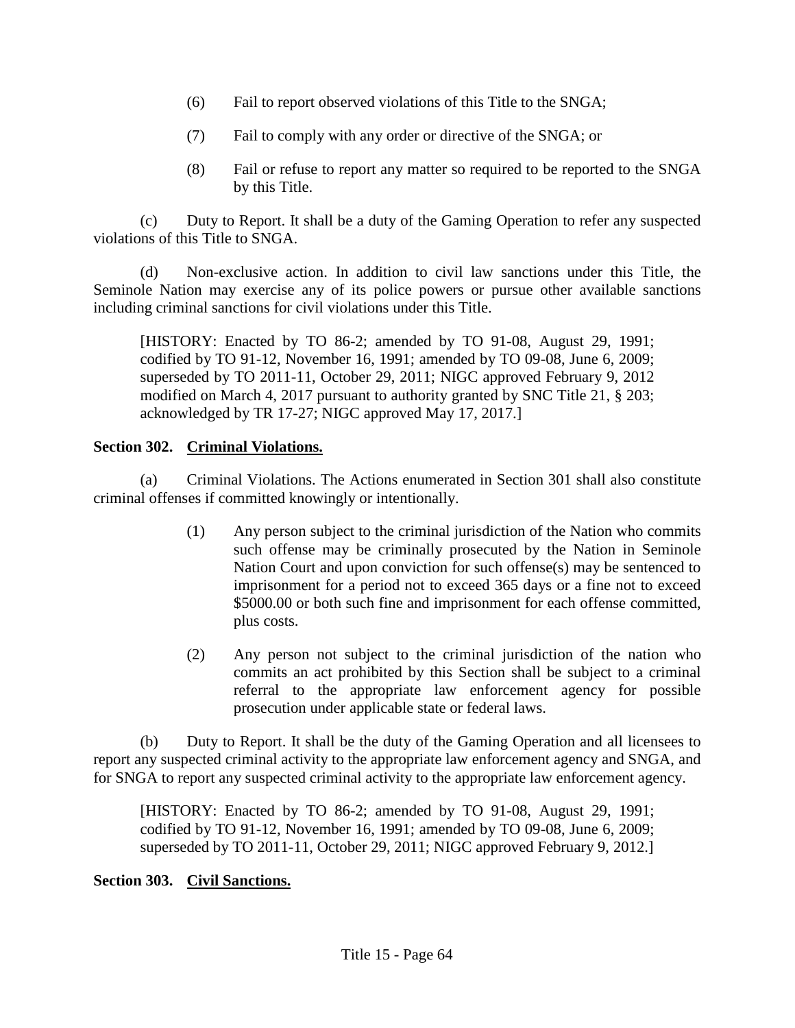(6) Fail to report observed violations of this Title to the SNGA;

(7) Fail to comply with any order or directive of the SNGA; or

(8) Fail or refuse to report any matter so required to be reported to the SNGA by this Title.

(c) Duty to Report. It shall be a duty of the Gaming Operation to refer any suspected violations of this Title to SNGA.

(d) Non-exclusive action. In addition to civil law sanctions under this Title, the Seminole Nation may exercise any of its police powers or pursue other available sanctions including criminal sanctions for civil violations under this Title.

[HISTORY: Enacted by TO 86-2; amended by TO 91-08, August 29, 1991; codified by TO 91-12, November 16, 1991; amended by TO 09-08, June 6, 2009; superseded by TO 2011-11, October 29, 2011; NIGC approved February 9, 2012 modified on March 4, 2017 pursuant to authority granted by SNC Title 21, § 203; acknowledged by TR 17-27; NIGC approved May 17, 2017.]

**Section 302. <u>Criminal Violations.</u>**

(a) Criminal Violations. The Actions enumerated in Section 301 shall also constitute criminal offenses if committed knowingly or intentionally.

(1) Any person subject to the criminal jurisdiction of the Nation who commits such offense may be criminally prosecuted by the Nation in Seminole Nation Court and upon conviction for such offense(s) may be sentenced to imprisonment for a period not to exceed 365 days or a fine not to exceed $5000.00 or both such fine and imprisonment for each offense committed, plus costs.

(2) Any person not subject to the criminal jurisdiction of the nation who commits an act prohibited by this Section shall be subject to a criminal referral to the appropriate law enforcement agency for possible prosecution under applicable state or federal laws.

(b) Duty to Report. It shall be the duty of the Gaming Operation and all licensees to report any suspected criminal activity to the appropriate law enforcement agency and SNGA, and for SNGA to report any suspected criminal activity to the appropriate law enforcement agency.

[HISTORY: Enacted by TO 86-2; amended by TO 91-08, August 29, 1991; codified by TO 91-12, November 16, 1991; amended by TO 09-08, June 6, 2009; superseded by TO 2011-11, October 29, 2011; NIGC approved February 9, 2012.]

**Section 303. <u>Civil Sanctions.</u>**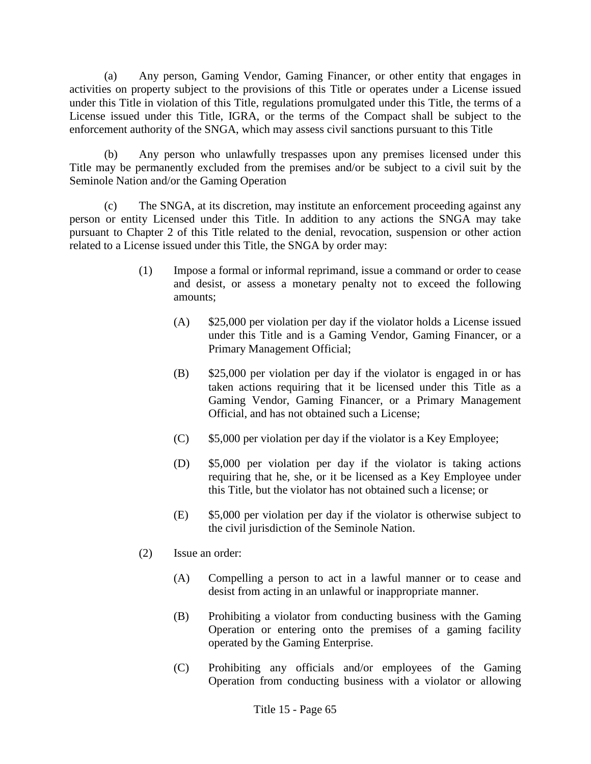(a) Any person, Gaming Vendor, Gaming Financer, or other entity that engages in activities on property subject to the provisions of this Title or operates under a License issued under this Title in violation of this Title, regulations promulgated under this Title, the terms of a License issued under this Title, IGRA, or the terms of the Compact shall be subject to the enforcement authority of the SNGA, which may assess civil sanctions pursuant to this Title

(b) Any person who unlawfully trespasses upon any premises licensed under this Title may be permanently excluded from the premises and/or be subject to a civil suit by the Seminole Nation and/or the Gaming Operation

(c) The SNGA, at its discretion, may institute an enforcement proceeding against any person or entity Licensed under this Title. In addition to any actions the SNGA may take pursuant to Chapter 2 of this Title related to the denial, revocation, suspension or other action related to a License issued under this Title, the SNGA by order may:

> (1) Impose a formal or informal reprimand, issue a command or order to cease and desist, or assess a monetary penalty not to exceed the following amounts;
>
> > (A) $25,000 per violation per day if the violator holds a License issued under this Title and is a Gaming Vendor, Gaming Financer, or a Primary Management Official;
> >
> > (B) $25,000 per violation per day if the violator is engaged in or has taken actions requiring that it be licensed under this Title as a Gaming Vendor, Gaming Financer, or a Primary Management Official, and has not obtained such a License;
> >
> > (C) $5,000 per violation per day if the violator is a Key Employee;
> >
> > (D) $5,000 per violation per day if the violator is taking actions requiring that he, she, or it be licensed as a Key Employee under this Title, but the violator has not obtained such a license; or
> >
> > (E) $5,000 per violation per day if the violator is otherwise subject to the civil jurisdiction of the Seminole Nation.
>
> (2) Issue an order:
>
> > (A) Compelling a person to act in a lawful manner or to cease and desist from acting in an unlawful or inappropriate manner.
> >
> > (B) Prohibiting a violator from conducting business with the Gaming Operation or entering onto the premises of a gaming facility operated by the Gaming Enterprise.
> >
> > (C) Prohibiting any officials and/or employees of the Gaming Operation from conducting business with a violator or allowing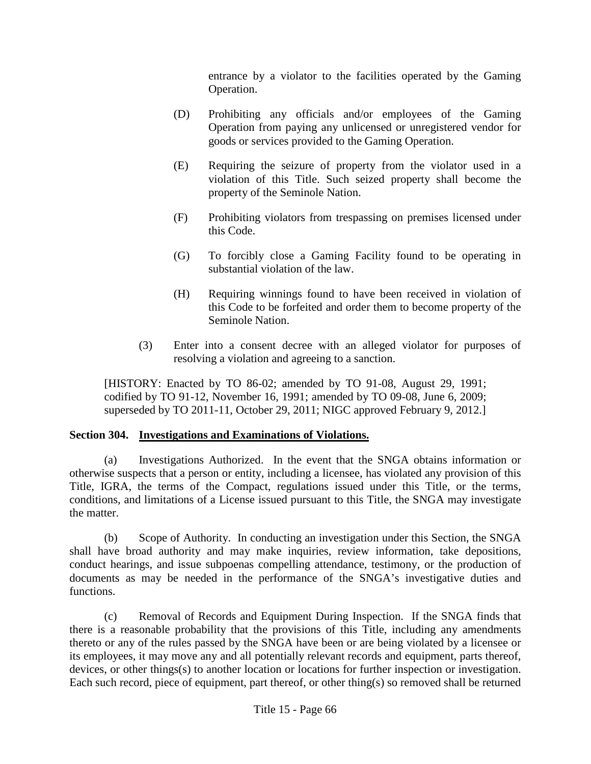entrance by a violator to the facilities operated by the Gaming Operation.

(D) Prohibiting any officials and/or employees of the Gaming Operation from paying any unlicensed or unregistered vendor for goods or services provided to the Gaming Operation.

(E) Requiring the seizure of property from the violator used in a violation of this Title. Such seized property shall become the property of the Seminole Nation.

(F) Prohibiting violators from trespassing on premises licensed under this Code.

(G) To forcibly close a Gaming Facility found to be operating in substantial violation of the law.

(H) Requiring winnings found to have been received in violation of this Code to be forfeited and order them to become property of the Seminole Nation.

(3) Enter into a consent decree with an alleged violator for purposes of resolving a violation and agreeing to a sanction.

[HISTORY: Enacted by TO 86-02; amended by TO 91-08, August 29, 1991; codified by TO 91-12, November 16, 1991; amended by TO 09-08, June 6, 2009; superseded by TO 2011-11, October 29, 2011; NIGC approved February 9, 2012.]

**Section 304. Investigations and Examinations of Violations.**

(a) Investigations Authorized. In the event that the SNGA obtains information or otherwise suspects that a person or entity, including a licensee, has violated any provision of this Title, IGRA, the terms of the Compact, regulations issued under this Title, or the terms, conditions, and limitations of a License issued pursuant to this Title, the SNGA may investigate the matter.

(b) Scope of Authority. In conducting an investigation under this Section, the SNGA shall have broad authority and may make inquiries, review information, take depositions, conduct hearings, and issue subpoenas compelling attendance, testimony, or the production of documents as may be needed in the performance of the SNGA's investigative duties and functions.

(c) Removal of Records and Equipment During Inspection. If the SNGA finds that there is a reasonable probability that the provisions of this Title, including any amendments thereto or any of the rules passed by the SNGA have been or are being violated by a licensee or its employees, it may move any and all potentially relevant records and equipment, parts thereof, devices, or other things(s) to another location or locations for further inspection or investigation. Each such record, piece of equipment, part thereof, or other thing(s) so removed shall be returned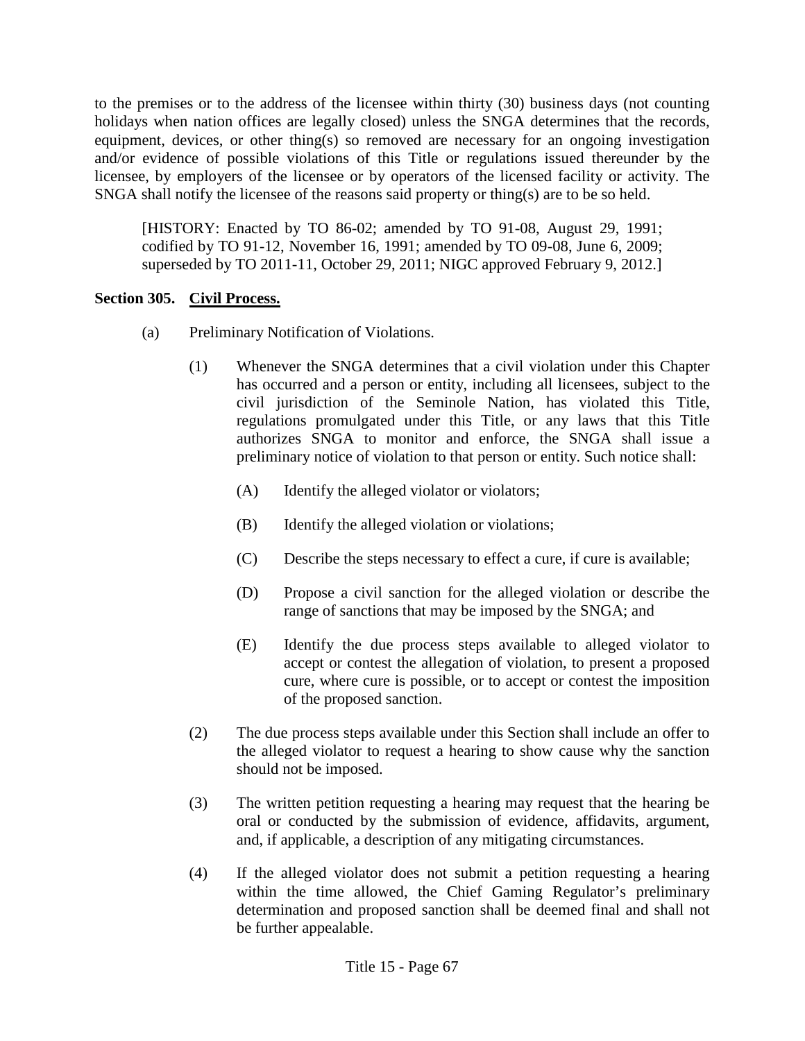to the premises or to the address of the licensee within thirty (30) business days (not counting holidays when nation offices are legally closed) unless the SNGA determines that the records, equipment, devices, or other thing(s) so removed are necessary for an ongoing investigation and/or evidence of possible violations of this Title or regulations issued thereunder by the licensee, by employers of the licensee or by operators of the licensed facility or activity. The SNGA shall notify the licensee of the reasons said property or thing(s) are to be so held.

[HISTORY: Enacted by TO 86-02; amended by TO 91-08, August 29, 1991; codified by TO 91-12, November 16, 1991; amended by TO 09-08, June 6, 2009; superseded by TO 2011-11, October 29, 2011; NIGC approved February 9, 2012.]

**Section 305. Civil Process.**

(a) Preliminary Notification of Violations.

(1) Whenever the SNGA determines that a civil violation under this Chapter has occurred and a person or entity, including all licensees, subject to the civil jurisdiction of the Seminole Nation, has violated this Title, regulations promulgated under this Title, or any laws that this Title authorizes SNGA to monitor and enforce, the SNGA shall issue a preliminary notice of violation to that person or entity. Such notice shall:

(A) Identify the alleged violator or violators;

(B) Identify the alleged violation or violations;

(C) Describe the steps necessary to effect a cure, if cure is available;

(D) Propose a civil sanction for the alleged violation or describe the range of sanctions that may be imposed by the SNGA; and

(E) Identify the due process steps available to alleged violator to accept or contest the allegation of violation, to present a proposed cure, where cure is possible, or to accept or contest the imposition of the proposed sanction.

(2) The due process steps available under this Section shall include an offer to the alleged violator to request a hearing to show cause why the sanction should not be imposed.

(3) The written petition requesting a hearing may request that the hearing be oral or conducted by the submission of evidence, affidavits, argument, and, if applicable, a description of any mitigating circumstances.

(4) If the alleged violator does not submit a petition requesting a hearing within the time allowed, the Chief Gaming Regulator's preliminary determination and proposed sanction shall be deemed final and shall not be further appealable.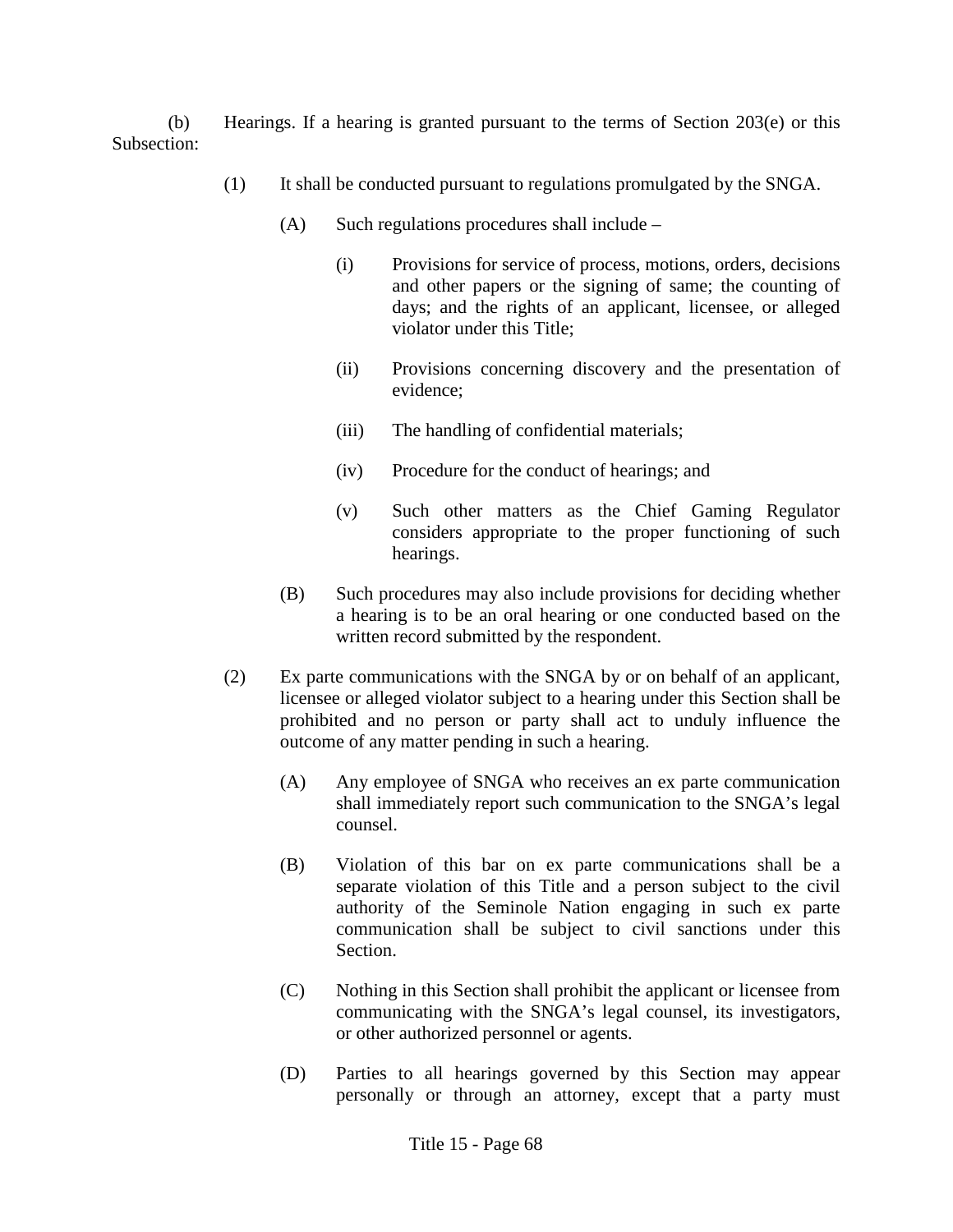(b) Hearings. If a hearing is granted pursuant to the terms of Section 203(e) or this Subsection:

(1) It shall be conducted pursuant to regulations promulgated by the SNGA.

(A) Such regulations procedures shall include –

(i) Provisions for service of process, motions, orders, decisions and other papers or the signing of same; the counting of days; and the rights of an applicant, licensee, or alleged violator under this Title;

(ii) Provisions concerning discovery and the presentation of evidence;

(iii) The handling of confidential materials;

(iv) Procedure for the conduct of hearings; and

(v) Such other matters as the Chief Gaming Regulator considers appropriate to the proper functioning of such hearings.

(B) Such procedures may also include provisions for deciding whether a hearing is to be an oral hearing or one conducted based on the written record submitted by the respondent.

(2) Ex parte communications with the SNGA by or on behalf of an applicant, licensee or alleged violator subject to a hearing under this Section shall be prohibited and no person or party shall act to unduly influence the outcome of any matter pending in such a hearing.

(A) Any employee of SNGA who receives an ex parte communication shall immediately report such communication to the SNGA's legal counsel.

(B) Violation of this bar on ex parte communications shall be a separate violation of this Title and a person subject to the civil authority of the Seminole Nation engaging in such ex parte communication shall be subject to civil sanctions under this Section.

(C) Nothing in this Section shall prohibit the applicant or licensee from communicating with the SNGA's legal counsel, its investigators, or other authorized personnel or agents.

(D) Parties to all hearings governed by this Section may appear personally or through an attorney, except that a party must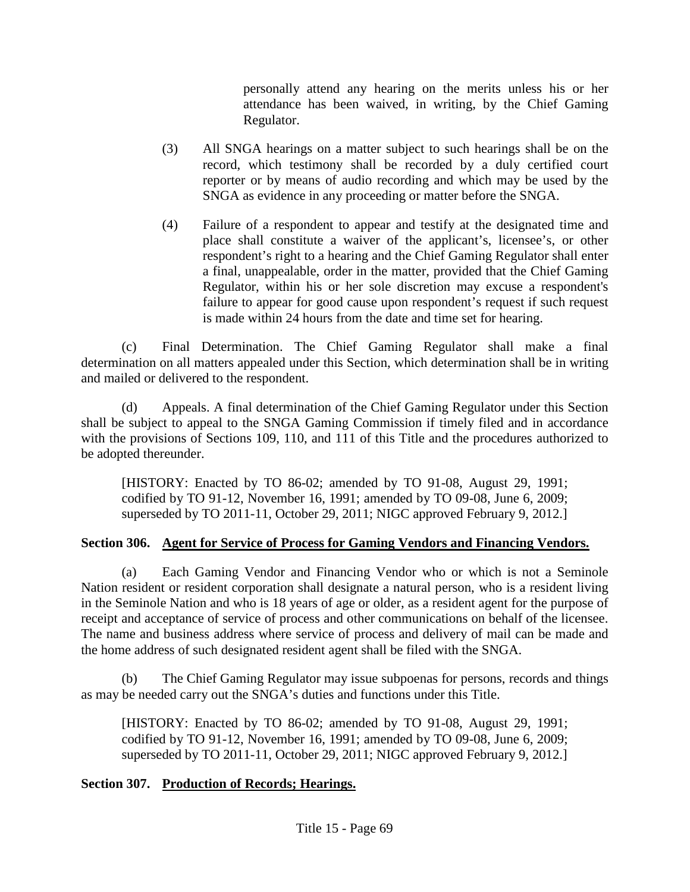personally attend any hearing on the merits unless his or her attendance has been waived, in writing, by the Chief Gaming Regulator.

(3) All SNGA hearings on a matter subject to such hearings shall be on the record, which testimony shall be recorded by a duly certified court reporter or by means of audio recording and which may be used by the SNGA as evidence in any proceeding or matter before the SNGA.

(4) Failure of a respondent to appear and testify at the designated time and place shall constitute a waiver of the applicant's, licensee's, or other respondent's right to a hearing and the Chief Gaming Regulator shall enter a final, unappealable, order in the matter, provided that the Chief Gaming Regulator, within his or her sole discretion may excuse a respondent's failure to appear for good cause upon respondent's request if such request is made within 24 hours from the date and time set for hearing.

(c) Final Determination. The Chief Gaming Regulator shall make a final determination on all matters appealed under this Section, which determination shall be in writing and mailed or delivered to the respondent.

(d) Appeals. A final determination of the Chief Gaming Regulator under this Section shall be subject to appeal to the SNGA Gaming Commission if timely filed and in accordance with the provisions of Sections 109, 110, and 111 of this Title and the procedures authorized to be adopted thereunder.

[HISTORY: Enacted by TO 86-02; amended by TO 91-08, August 29, 1991; codified by TO 91-12, November 16, 1991; amended by TO 09-08, June 6, 2009; superseded by TO 2011-11, October 29, 2011; NIGC approved February 9, 2012.]

### Section 306. Agent for Service of Process for Gaming Vendors and Financing Vendors.

(a) Each Gaming Vendor and Financing Vendor who or which is not a Seminole Nation resident or resident corporation shall designate a natural person, who is a resident living in the Seminole Nation and who is 18 years of age or older, as a resident agent for the purpose of receipt and acceptance of service of process and other communications on behalf of the licensee. The name and business address where service of process and delivery of mail can be made and the home address of such designated resident agent shall be filed with the SNGA.

(b) The Chief Gaming Regulator may issue subpoenas for persons, records and things as may be needed carry out the SNGA's duties and functions under this Title.

[HISTORY: Enacted by TO 86-02; amended by TO 91-08, August 29, 1991; codified by TO 91-12, November 16, 1991; amended by TO 09-08, June 6, 2009; superseded by TO 2011-11, October 29, 2011; NIGC approved February 9, 2012.]

### Section 307. Production of Records; Hearings.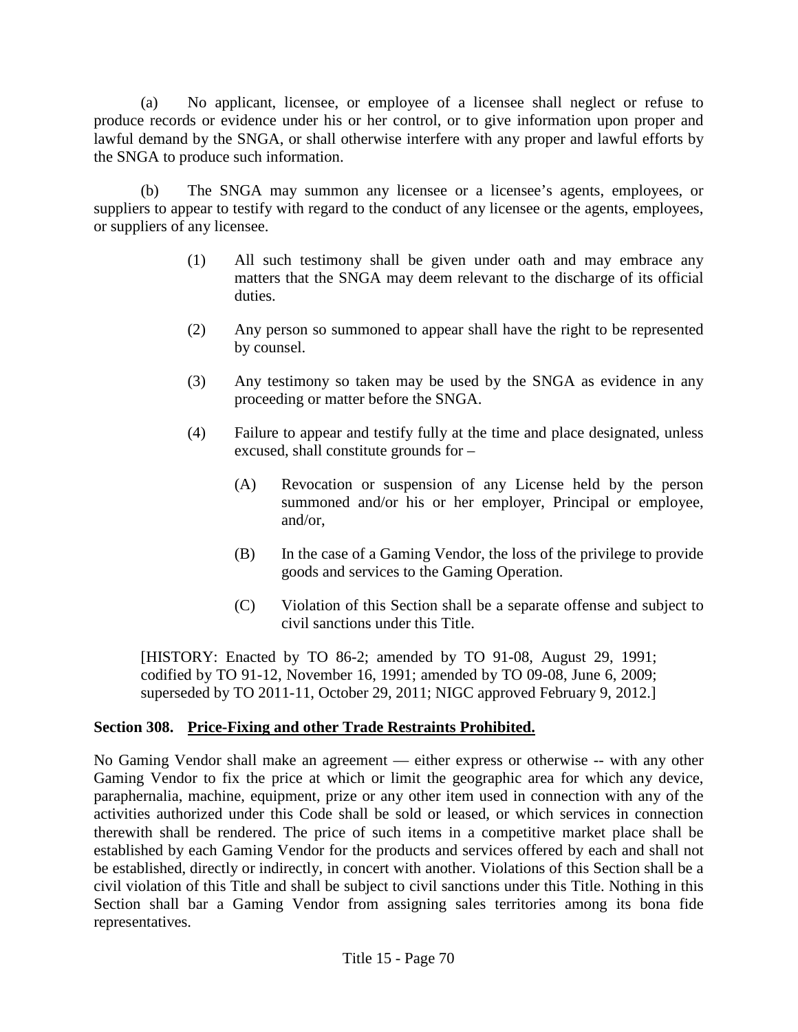(a) No applicant, licensee, or employee of a licensee shall neglect or refuse to produce records or evidence under his or her control, or to give information upon proper and lawful demand by the SNGA, or shall otherwise interfere with any proper and lawful efforts by the SNGA to produce such information.

(b) The SNGA may summon any licensee or a licensee's agents, employees, or suppliers to appear to testify with regard to the conduct of any licensee or the agents, employees, or suppliers of any licensee.

> (1) All such testimony shall be given under oath and may embrace any matters that the SNGA may deem relevant to the discharge of its official duties.
>
> (2) Any person so summoned to appear shall have the right to be represented by counsel.
>
> (3) Any testimony so taken may be used by the SNGA as evidence in any proceeding or matter before the SNGA.
>
> (4) Failure to appear and testify fully at the time and place designated, unless excused, shall constitute grounds for –
>
> > (A) Revocation or suspension of any License held by the person summoned and/or his or her employer, Principal or employee, and/or,
> >
> > (B) In the case of a Gaming Vendor, the loss of the privilege to provide goods and services to the Gaming Operation.
> >
> > (C) Violation of this Section shall be a separate offense and subject to civil sanctions under this Title.

[HISTORY: Enacted by TO 86-2; amended by TO 91-08, August 29, 1991; codified by TO 91-12, November 16, 1991; amended by TO 09-08, June 6, 2009; superseded by TO 2011-11, October 29, 2011; NIGC approved February 9, 2012.]

**Section 308. Price-Fixing and other Trade Restraints Prohibited.**

No Gaming Vendor shall make an agreement — either express or otherwise -- with any other Gaming Vendor to fix the price at which or limit the geographic area for which any device, paraphernalia, machine, equipment, prize or any other item used in connection with any of the activities authorized under this Code shall be sold or leased, or which services in connection therewith shall be rendered. The price of such items in a competitive market place shall be established by each Gaming Vendor for the products and services offered by each and shall not be established, directly or indirectly, in concert with another. Violations of this Section shall be a civil violation of this Title and shall be subject to civil sanctions under this Title. Nothing in this Section shall bar a Gaming Vendor from assigning sales territories among its bona fide representatives.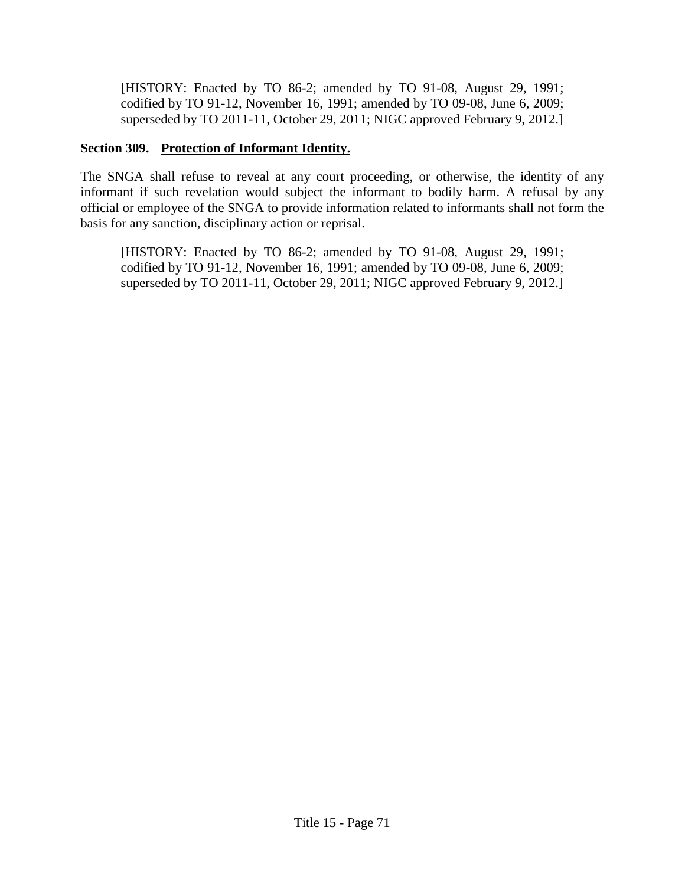[HISTORY: Enacted by TO 86-2; amended by TO 91-08, August 29, 1991; codified by TO 91-12, November 16, 1991; amended by TO 09-08, June 6, 2009; superseded by TO 2011-11, October 29, 2011; NIGC approved February 9, 2012.]

**Section 309. <u>Protection of Informant Identity.</u>**

The SNGA shall refuse to reveal at any court proceeding, or otherwise, the identity of any informant if such revelation would subject the informant to bodily harm. A refusal by any official or employee of the SNGA to provide information related to informants shall not form the basis for any sanction, disciplinary action or reprisal.

[HISTORY: Enacted by TO 86-2; amended by TO 91-08, August 29, 1991; codified by TO 91-12, November 16, 1991; amended by TO 09-08, June 6, 2009; superseded by TO 2011-11, October 29, 2011; NIGC approved February 9, 2012.]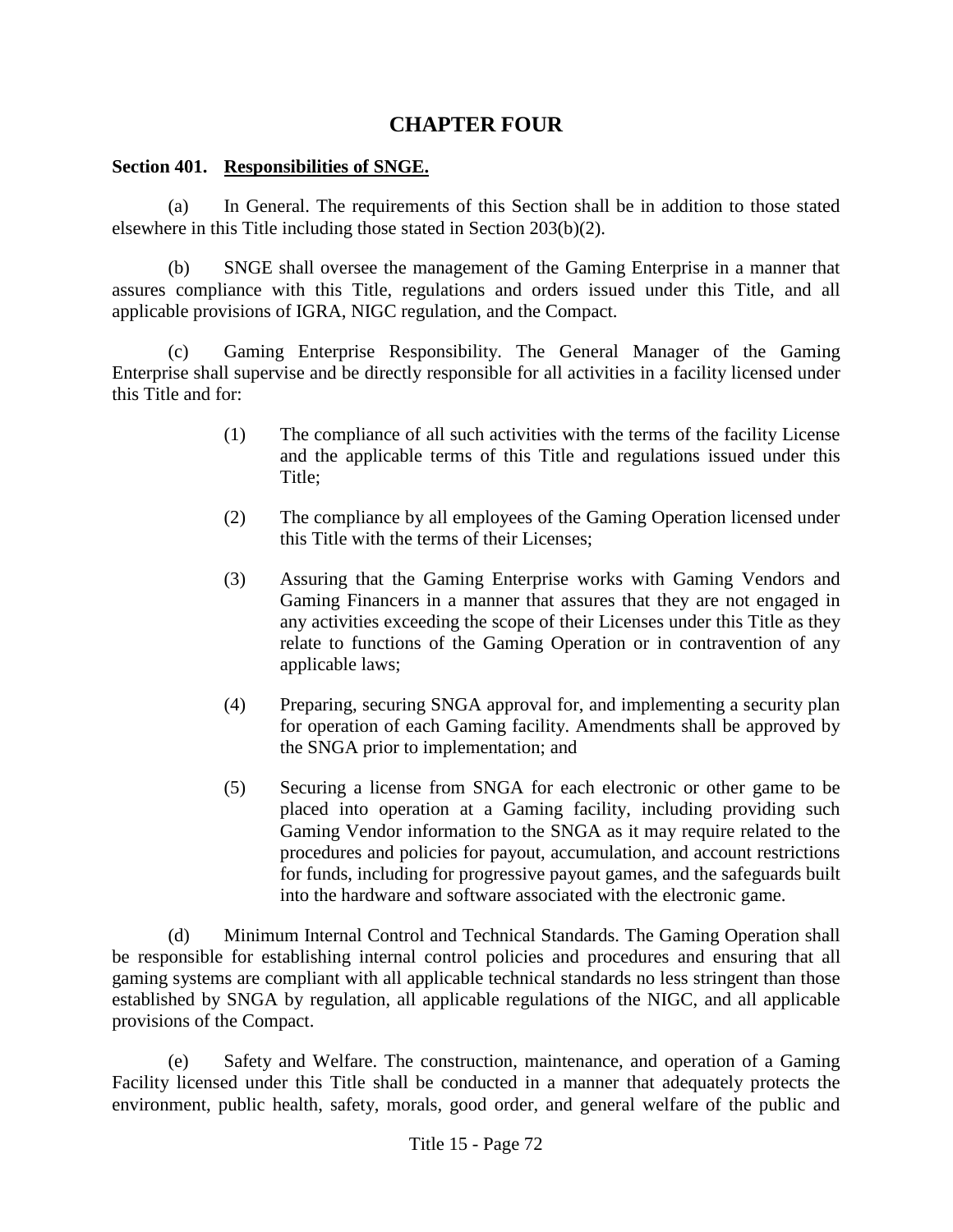# CHAPTER FOUR

**Section 401. <u>Responsibilities of SNGE.</u>**

(a) In General. The requirements of this Section shall be in addition to those stated elsewhere in this Title including those stated in Section 203(b)(2).

(b) SNGE shall oversee the management of the Gaming Enterprise in a manner that assures compliance with this Title, regulations and orders issued under this Title, and all applicable provisions of IGRA, NIGC regulation, and the Compact.

(c) Gaming Enterprise Responsibility. The General Manager of the Gaming Enterprise shall supervise and be directly responsible for all activities in a facility licensed under this Title and for:

> (1) The compliance of all such activities with the terms of the facility License and the applicable terms of this Title and regulations issued under this Title;
>
> (2) The compliance by all employees of the Gaming Operation licensed under this Title with the terms of their Licenses;
>
> (3) Assuring that the Gaming Enterprise works with Gaming Vendors and Gaming Financers in a manner that assures that they are not engaged in any activities exceeding the scope of their Licenses under this Title as they relate to functions of the Gaming Operation or in contravention of any applicable laws;
>
> (4) Preparing, securing SNGA approval for, and implementing a security plan for operation of each Gaming facility. Amendments shall be approved by the SNGA prior to implementation; and
>
> (5) Securing a license from SNGA for each electronic or other game to be placed into operation at a Gaming facility, including providing such Gaming Vendor information to the SNGA as it may require related to the procedures and policies for payout, accumulation, and account restrictions for funds, including for progressive payout games, and the safeguards built into the hardware and software associated with the electronic game.

(d) Minimum Internal Control and Technical Standards. The Gaming Operation shall be responsible for establishing internal control policies and procedures and ensuring that all gaming systems are compliant with all applicable technical standards no less stringent than those established by SNGA by regulation, all applicable regulations of the NIGC, and all applicable provisions of the Compact.

(e) Safety and Welfare. The construction, maintenance, and operation of a Gaming Facility licensed under this Title shall be conducted in a manner that adequately protects the environment, public health, safety, morals, good order, and general welfare of the public and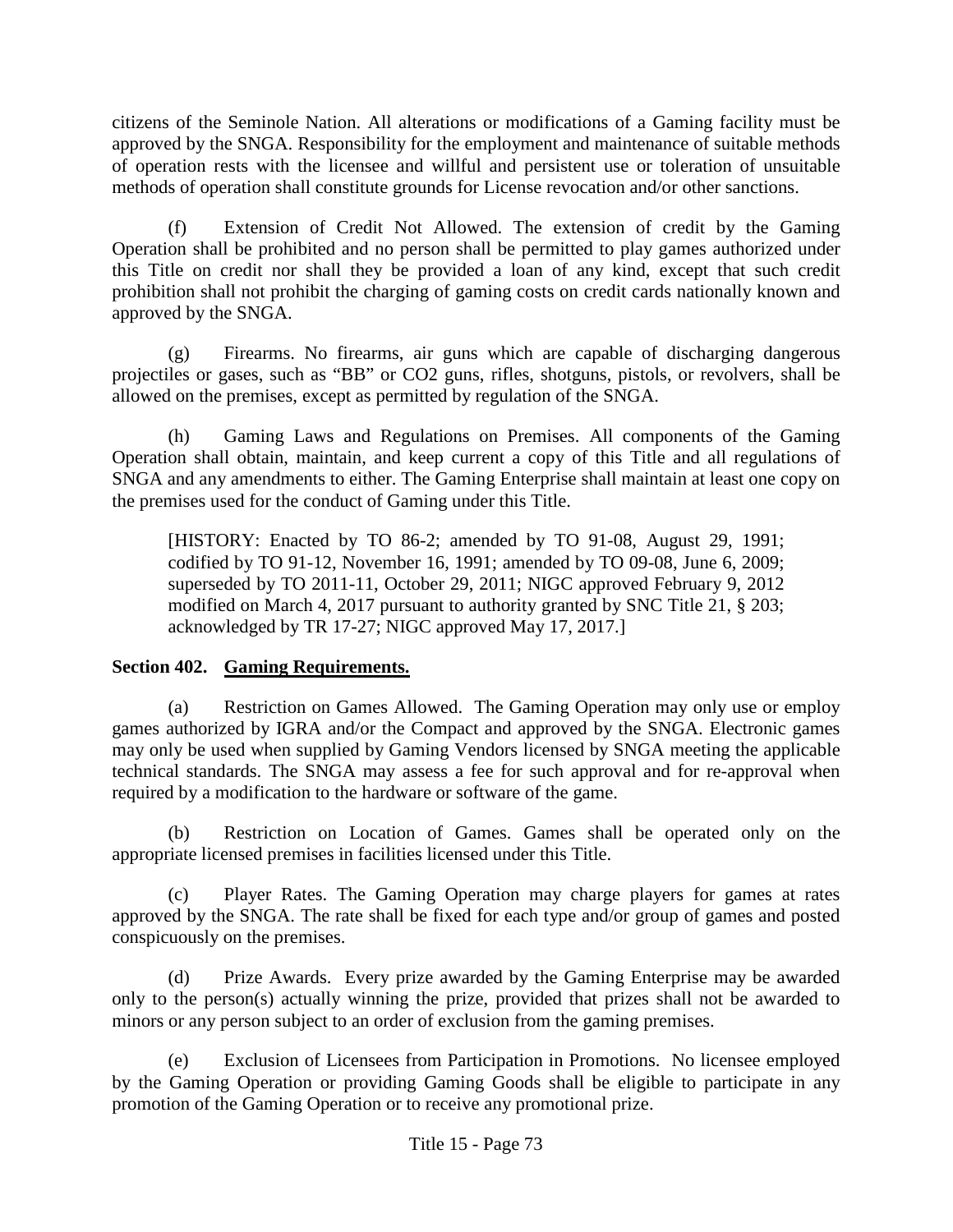citizens of the Seminole Nation. All alterations or modifications of a Gaming facility must be approved by the SNGA. Responsibility for the employment and maintenance of suitable methods of operation rests with the licensee and willful and persistent use or toleration of unsuitable methods of operation shall constitute grounds for License revocation and/or other sanctions.

(f) Extension of Credit Not Allowed. The extension of credit by the Gaming Operation shall be prohibited and no person shall be permitted to play games authorized under this Title on credit nor shall they be provided a loan of any kind, except that such credit prohibition shall not prohibit the charging of gaming costs on credit cards nationally known and approved by the SNGA.

(g) Firearms. No firearms, air guns which are capable of discharging dangerous projectiles or gases, such as "BB" or CO2 guns, rifles, shotguns, pistols, or revolvers, shall be allowed on the premises, except as permitted by regulation of the SNGA.

(h) Gaming Laws and Regulations on Premises. All components of the Gaming Operation shall obtain, maintain, and keep current a copy of this Title and all regulations of SNGA and any amendments to either. The Gaming Enterprise shall maintain at least one copy on the premises used for the conduct of Gaming under this Title.

[HISTORY: Enacted by TO 86-2; amended by TO 91-08, August 29, 1991; codified by TO 91-12, November 16, 1991; amended by TO 09-08, June 6, 2009; superseded by TO 2011-11, October 29, 2011; NIGC approved February 9, 2012 modified on March 4, 2017 pursuant to authority granted by SNC Title 21, § 203; acknowledged by TR 17-27; NIGC approved May 17, 2017.]

**Section 402. <u>Gaming Requirements.</u>**

(a) Restriction on Games Allowed. The Gaming Operation may only use or employ games authorized by IGRA and/or the Compact and approved by the SNGA. Electronic games may only be used when supplied by Gaming Vendors licensed by SNGA meeting the applicable technical standards. The SNGA may assess a fee for such approval and for re-approval when required by a modification to the hardware or software of the game.

(b) Restriction on Location of Games. Games shall be operated only on the appropriate licensed premises in facilities licensed under this Title.

(c) Player Rates. The Gaming Operation may charge players for games at rates approved by the SNGA. The rate shall be fixed for each type and/or group of games and posted conspicuously on the premises.

(d) Prize Awards. Every prize awarded by the Gaming Enterprise may be awarded only to the person(s) actually winning the prize, provided that prizes shall not be awarded to minors or any person subject to an order of exclusion from the gaming premises.

(e) Exclusion of Licensees from Participation in Promotions. No licensee employed by the Gaming Operation or providing Gaming Goods shall be eligible to participate in any promotion of the Gaming Operation or to receive any promotional prize.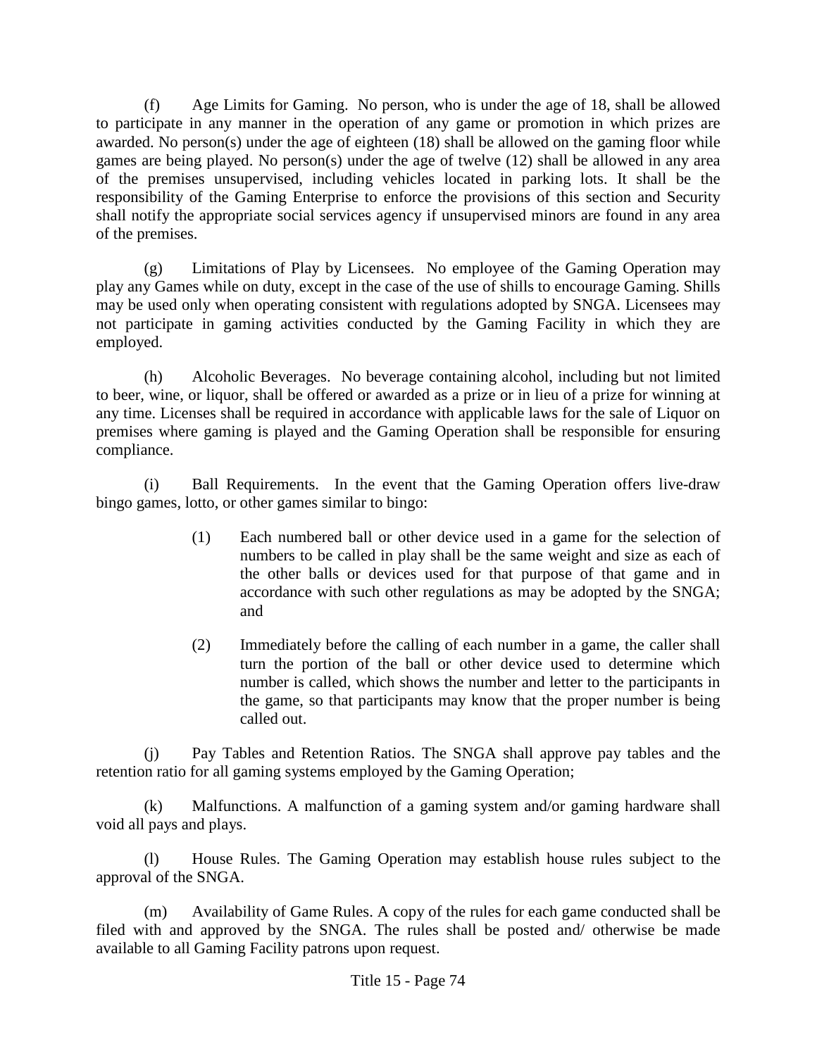(f) Age Limits for Gaming. No person, who is under the age of 18, shall be allowed to participate in any manner in the operation of any game or promotion in which prizes are awarded. No person(s) under the age of eighteen (18) shall be allowed on the gaming floor while games are being played. No person(s) under the age of twelve (12) shall be allowed in any area of the premises unsupervised, including vehicles located in parking lots. It shall be the responsibility of the Gaming Enterprise to enforce the provisions of this section and Security shall notify the appropriate social services agency if unsupervised minors are found in any area of the premises.

(g) Limitations of Play by Licensees. No employee of the Gaming Operation may play any Games while on duty, except in the case of the use of shills to encourage Gaming. Shills may be used only when operating consistent with regulations adopted by SNGA. Licensees may not participate in gaming activities conducted by the Gaming Facility in which they are employed.

(h) Alcoholic Beverages. No beverage containing alcohol, including but not limited to beer, wine, or liquor, shall be offered or awarded as a prize or in lieu of a prize for winning at any time. Licenses shall be required in accordance with applicable laws for the sale of Liquor on premises where gaming is played and the Gaming Operation shall be responsible for ensuring compliance.

(i) Ball Requirements. In the event that the Gaming Operation offers live-draw bingo games, lotto, or other games similar to bingo:

> (1) Each numbered ball or other device used in a game for the selection of numbers to be called in play shall be the same weight and size as each of the other balls or devices used for that purpose of that game and in accordance with such other regulations as may be adopted by the SNGA; and
>
> (2) Immediately before the calling of each number in a game, the caller shall turn the portion of the ball or other device used to determine which number is called, which shows the number and letter to the participants in the game, so that participants may know that the proper number is being called out.

(j) Pay Tables and Retention Ratios. The SNGA shall approve pay tables and the retention ratio for all gaming systems employed by the Gaming Operation;

(k) Malfunctions. A malfunction of a gaming system and/or gaming hardware shall void all pays and plays.

(l) House Rules. The Gaming Operation may establish house rules subject to the approval of the SNGA.

(m) Availability of Game Rules. A copy of the rules for each game conducted shall be filed with and approved by the SNGA. The rules shall be posted and/ otherwise be made available to all Gaming Facility patrons upon request.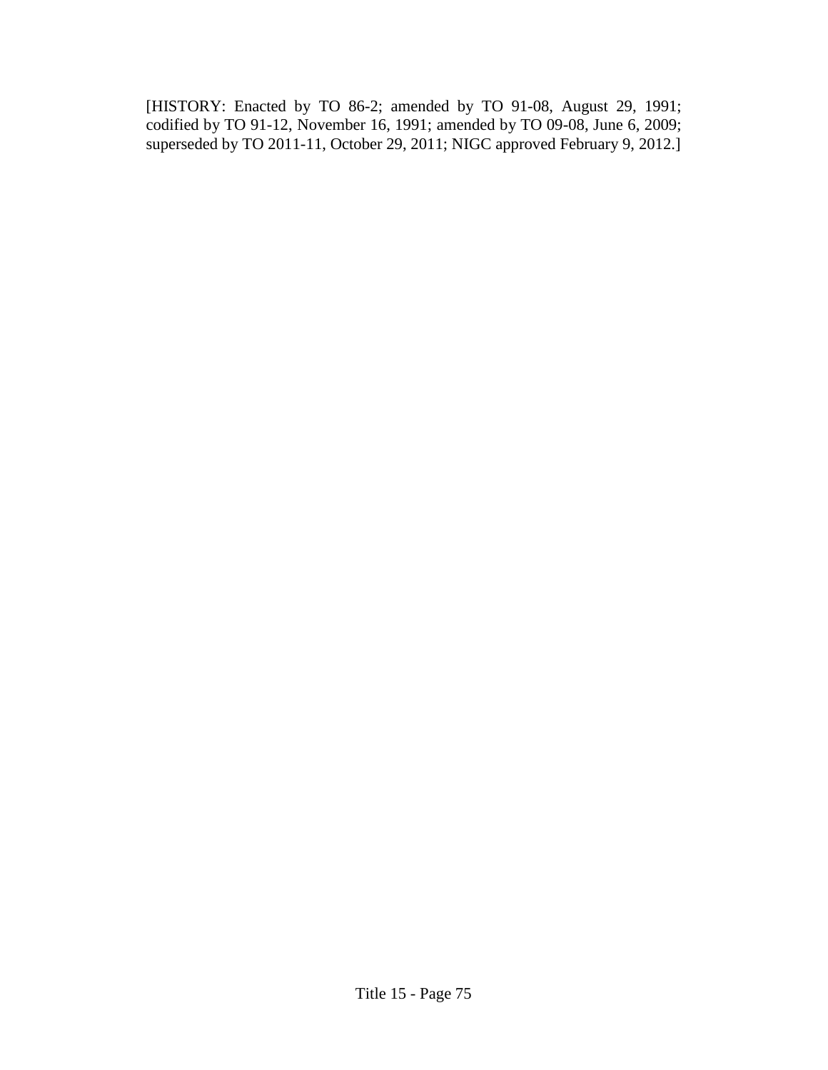[HISTORY: Enacted by TO 86-2; amended by TO 91-08, August 29, 1991; codified by TO 91-12, November 16, 1991; amended by TO 09-08, June 6, 2009; superseded by TO 2011-11, October 29, 2011; NIGC approved February 9, 2012.]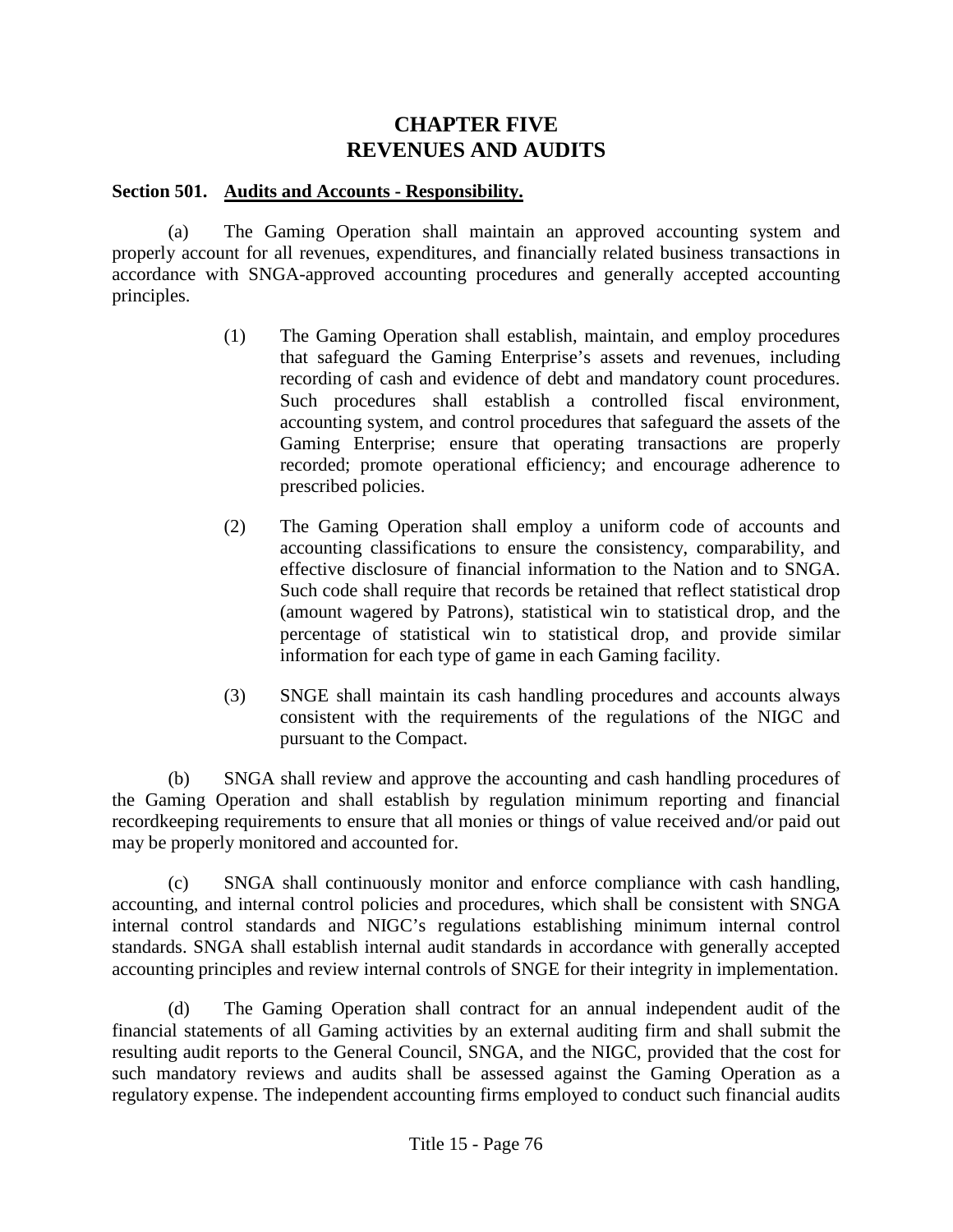# CHAPTER FIVE
# REVENUES AND AUDITS

**Section 501. Audits and Accounts - Responsibility.**

(a) The Gaming Operation shall maintain an approved accounting system and properly account for all revenues, expenditures, and financially related business transactions in accordance with SNGA-approved accounting procedures and generally accepted accounting principles.

> (1) The Gaming Operation shall establish, maintain, and employ procedures that safeguard the Gaming Enterprise's assets and revenues, including recording of cash and evidence of debt and mandatory count procedures. Such procedures shall establish a controlled fiscal environment, accounting system, and control procedures that safeguard the assets of the Gaming Enterprise; ensure that operating transactions are properly recorded; promote operational efficiency; and encourage adherence to prescribed policies.
>
> (2) The Gaming Operation shall employ a uniform code of accounts and accounting classifications to ensure the consistency, comparability, and effective disclosure of financial information to the Nation and to SNGA. Such code shall require that records be retained that reflect statistical drop (amount wagered by Patrons), statistical win to statistical drop, and the percentage of statistical win to statistical drop, and provide similar information for each type of game in each Gaming facility.
>
> (3) SNGE shall maintain its cash handling procedures and accounts always consistent with the requirements of the regulations of the NIGC and pursuant to the Compact.

(b) SNGA shall review and approve the accounting and cash handling procedures of the Gaming Operation and shall establish by regulation minimum reporting and financial recordkeeping requirements to ensure that all monies or things of value received and/or paid out may be properly monitored and accounted for.

(c) SNGA shall continuously monitor and enforce compliance with cash handling, accounting, and internal control policies and procedures, which shall be consistent with SNGA internal control standards and NIGC's regulations establishing minimum internal control standards. SNGA shall establish internal audit standards in accordance with generally accepted accounting principles and review internal controls of SNGE for their integrity in implementation.

(d) The Gaming Operation shall contract for an annual independent audit of the financial statements of all Gaming activities by an external auditing firm and shall submit the resulting audit reports to the General Council, SNGA, and the NIGC, provided that the cost for such mandatory reviews and audits shall be assessed against the Gaming Operation as a regulatory expense. The independent accounting firms employed to conduct such financial audits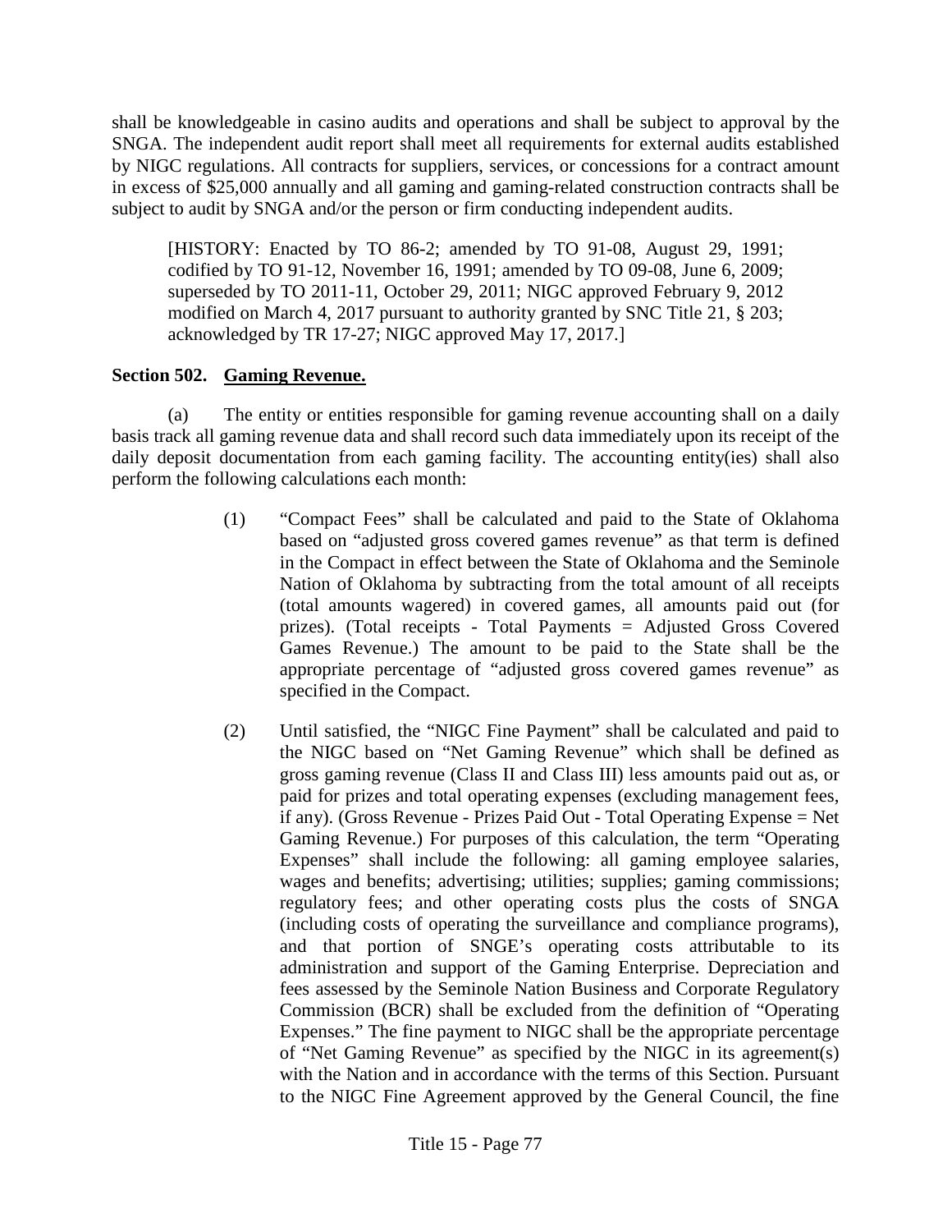shall be knowledgeable in casino audits and operations and shall be subject to approval by the SNGA. The independent audit report shall meet all requirements for external audits established by NIGC regulations. All contracts for suppliers, services, or concessions for a contract amount in excess of $25,000 annually and all gaming and gaming-related construction contracts shall be subject to audit by SNGA and/or the person or firm conducting independent audits.

> [HISTORY: Enacted by TO 86-2; amended by TO 91-08, August 29, 1991; codified by TO 91-12, November 16, 1991; amended by TO 09-08, June 6, 2009; superseded by TO 2011-11, October 29, 2011; NIGC approved February 9, 2012 modified on March 4, 2017 pursuant to authority granted by SNC Title 21, § 203; acknowledged by TR 17-27; NIGC approved May 17, 2017.]

### Section 502. Gaming Revenue.

(a) The entity or entities responsible for gaming revenue accounting shall on a daily basis track all gaming revenue data and shall record such data immediately upon its receipt of the daily deposit documentation from each gaming facility. The accounting entity(ies) shall also perform the following calculations each month:

(1) "Compact Fees" shall be calculated and paid to the State of Oklahoma based on "adjusted gross covered games revenue" as that term is defined in the Compact in effect between the State of Oklahoma and the Seminole Nation of Oklahoma by subtracting from the total amount of all receipts (total amounts wagered) in covered games, all amounts paid out (for prizes). (Total receipts - Total Payments = Adjusted Gross Covered Games Revenue.) The amount to be paid to the State shall be the appropriate percentage of "adjusted gross covered games revenue" as specified in the Compact.

(2) Until satisfied, the "NIGC Fine Payment" shall be calculated and paid to the NIGC based on "Net Gaming Revenue" which shall be defined as gross gaming revenue (Class II and Class III) less amounts paid out as, or paid for prizes and total operating expenses (excluding management fees, if any). (Gross Revenue - Prizes Paid Out - Total Operating Expense = Net Gaming Revenue.) For purposes of this calculation, the term "Operating Expenses" shall include the following: all gaming employee salaries, wages and benefits; advertising; utilities; supplies; gaming commissions; regulatory fees; and other operating costs plus the costs of SNGA (including costs of operating the surveillance and compliance programs), and that portion of SNGE's operating costs attributable to its administration and support of the Gaming Enterprise. Depreciation and fees assessed by the Seminole Nation Business and Corporate Regulatory Commission (BCR) shall be excluded from the definition of "Operating Expenses." The fine payment to NIGC shall be the appropriate percentage of "Net Gaming Revenue" as specified by the NIGC in its agreement(s) with the Nation and in accordance with the terms of this Section. Pursuant to the NIGC Fine Agreement approved by the General Council, the fine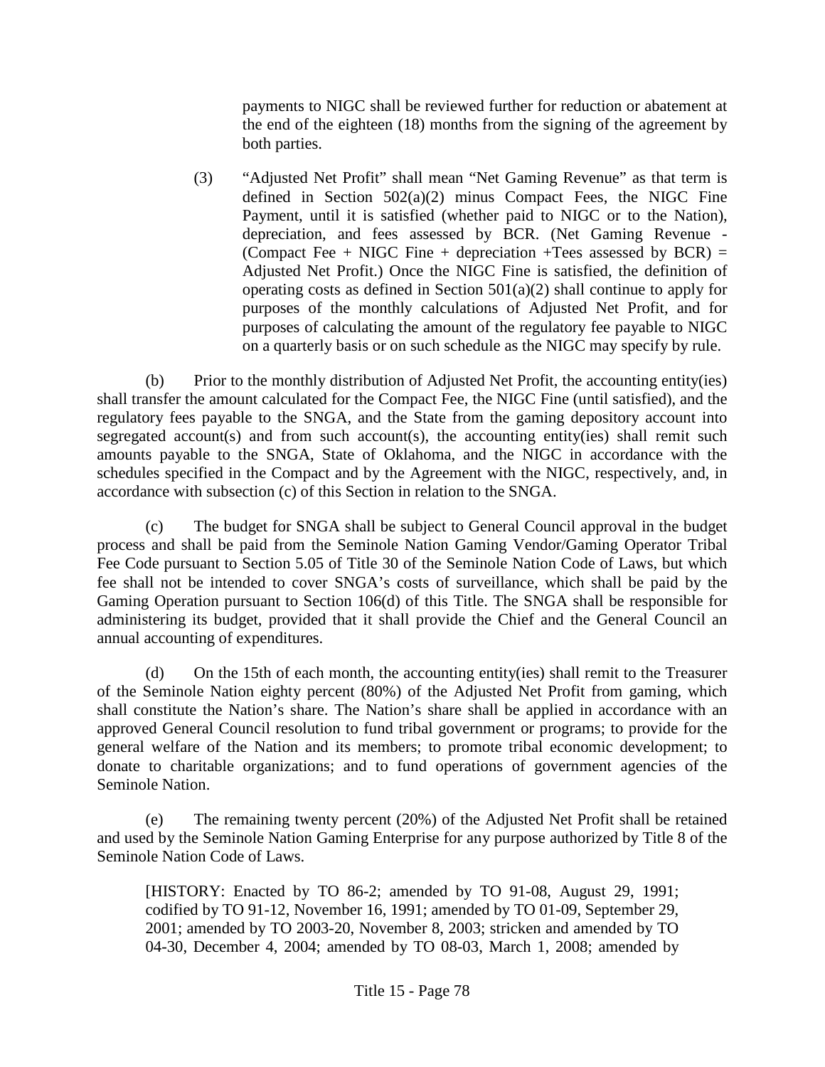payments to NIGC shall be reviewed further for reduction or abatement at the end of the eighteen (18) months from the signing of the agreement by both parties.

(3) "Adjusted Net Profit" shall mean "Net Gaming Revenue" as that term is defined in Section 502(a)(2) minus Compact Fees, the NIGC Fine Payment, until it is satisfied (whether paid to NIGC or to the Nation), depreciation, and fees assessed by BCR. (Net Gaming Revenue - (Compact Fee + NIGC Fine + depreciation +Tees assessed by BCR) = Adjusted Net Profit.) Once the NIGC Fine is satisfied, the definition of operating costs as defined in Section 501(a)(2) shall continue to apply for purposes of the monthly calculations of Adjusted Net Profit, and for purposes of calculating the amount of the regulatory fee payable to NIGC on a quarterly basis or on such schedule as the NIGC may specify by rule.

(b) Prior to the monthly distribution of Adjusted Net Profit, the accounting entity(ies) shall transfer the amount calculated for the Compact Fee, the NIGC Fine (until satisfied), and the regulatory fees payable to the SNGA, and the State from the gaming depository account into segregated account(s) and from such account(s), the accounting entity(ies) shall remit such amounts payable to the SNGA, State of Oklahoma, and the NIGC in accordance with the schedules specified in the Compact and by the Agreement with the NIGC, respectively, and, in accordance with subsection (c) of this Section in relation to the SNGA.

(c) The budget for SNGA shall be subject to General Council approval in the budget process and shall be paid from the Seminole Nation Gaming Vendor/Gaming Operator Tribal Fee Code pursuant to Section 5.05 of Title 30 of the Seminole Nation Code of Laws, but which fee shall not be intended to cover SNGA's costs of surveillance, which shall be paid by the Gaming Operation pursuant to Section 106(d) of this Title. The SNGA shall be responsible for administering its budget, provided that it shall provide the Chief and the General Council an annual accounting of expenditures.

(d) On the 15th of each month, the accounting entity(ies) shall remit to the Treasurer of the Seminole Nation eighty percent (80%) of the Adjusted Net Profit from gaming, which shall constitute the Nation's share. The Nation's share shall be applied in accordance with an approved General Council resolution to fund tribal government or programs; to provide for the general welfare of the Nation and its members; to promote tribal economic development; to donate to charitable organizations; and to fund operations of government agencies of the Seminole Nation.

(e) The remaining twenty percent (20%) of the Adjusted Net Profit shall be retained and used by the Seminole Nation Gaming Enterprise for any purpose authorized by Title 8 of the Seminole Nation Code of Laws.

[HISTORY: Enacted by TO 86-2; amended by TO 91-08, August 29, 1991; codified by TO 91-12, November 16, 1991; amended by TO 01-09, September 29, 2001; amended by TO 2003-20, November 8, 2003; stricken and amended by TO 04-30, December 4, 2004; amended by TO 08-03, March 1, 2008; amended by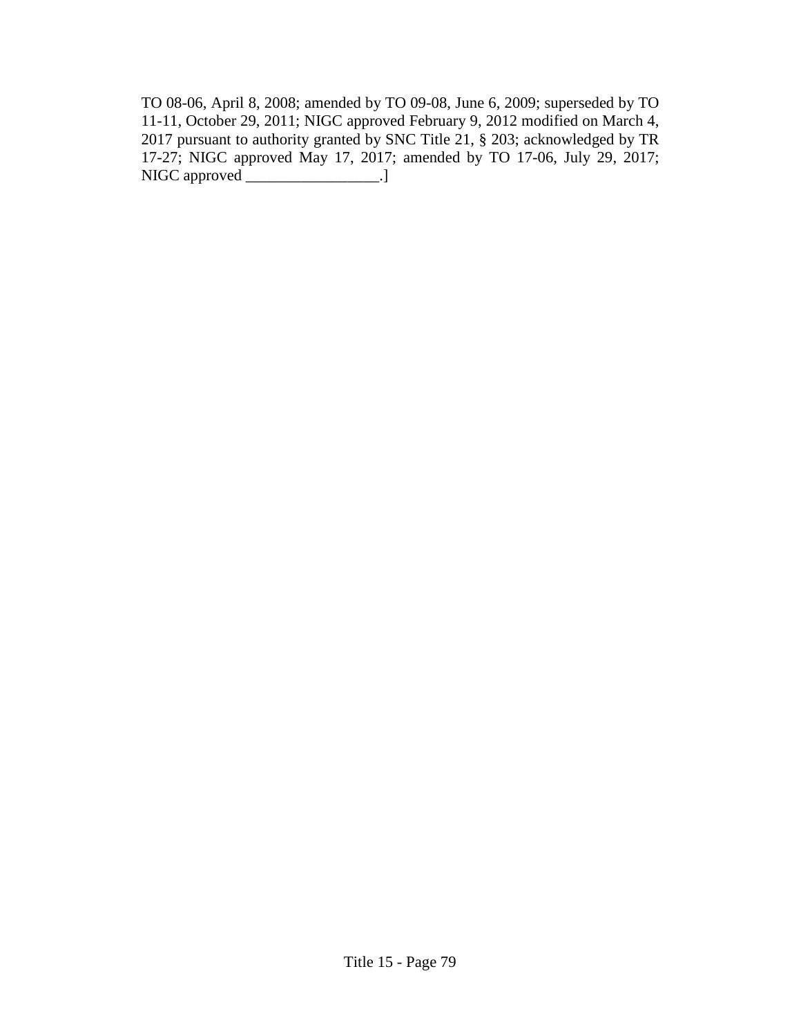TO 08-06, April 8, 2008; amended by TO 09-08, June 6, 2009; superseded by TO 11-11, October 29, 2011; NIGC approved February 9, 2012 modified on March 4, 2017 pursuant to authority granted by SNC Title 21, § 203; acknowledged by TR 17-27; NIGC approved May 17, 2017; amended by TO 17-06, July 29, 2017; NIGC approved _________________.]